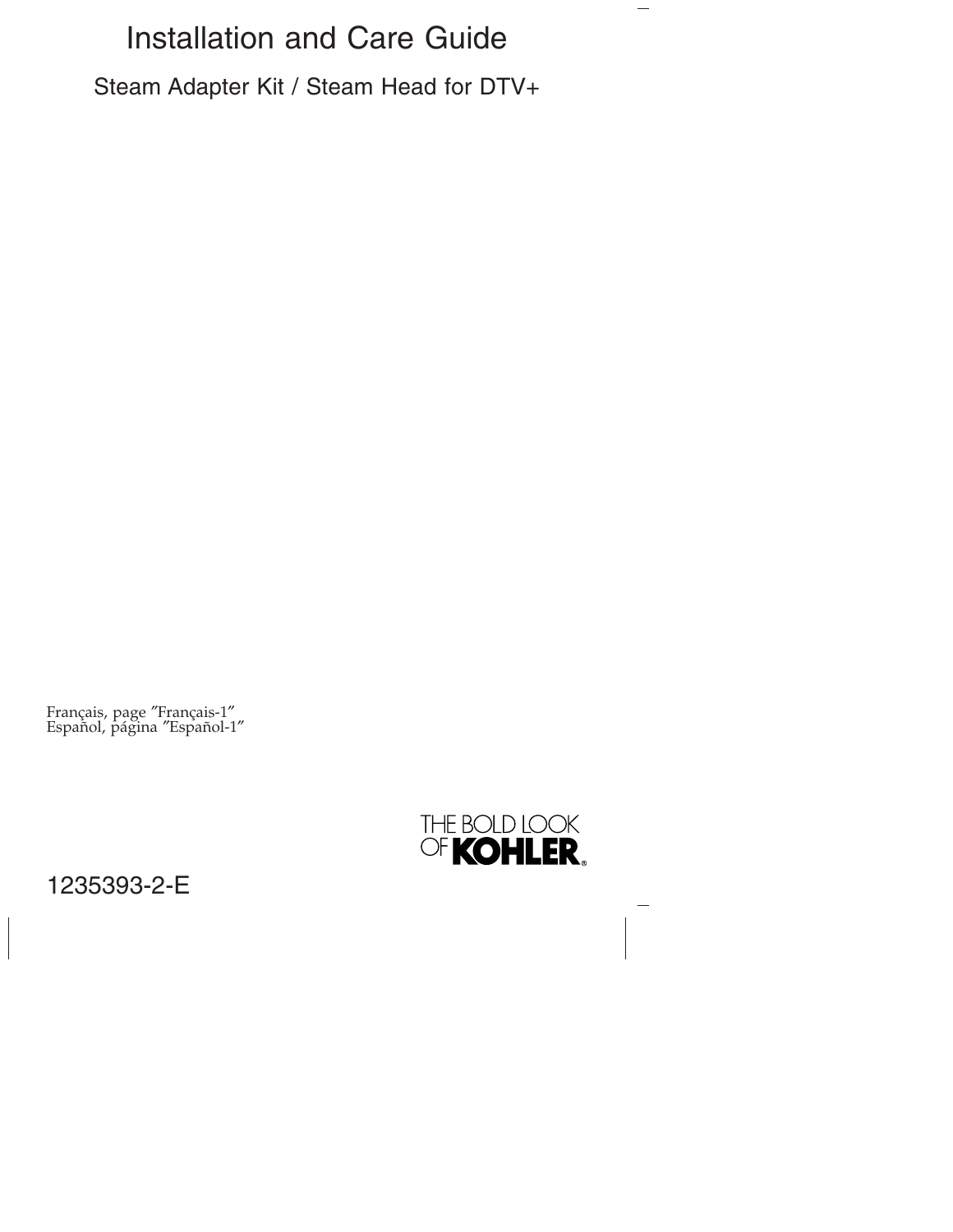# Installation and Care Guide

## Steam Adapter Kit / Steam Head for DTV+

Français, page "Français-1"
Español, página "Español-1"

THE BOLD LOOK OF KOHLER®

1235393-2-E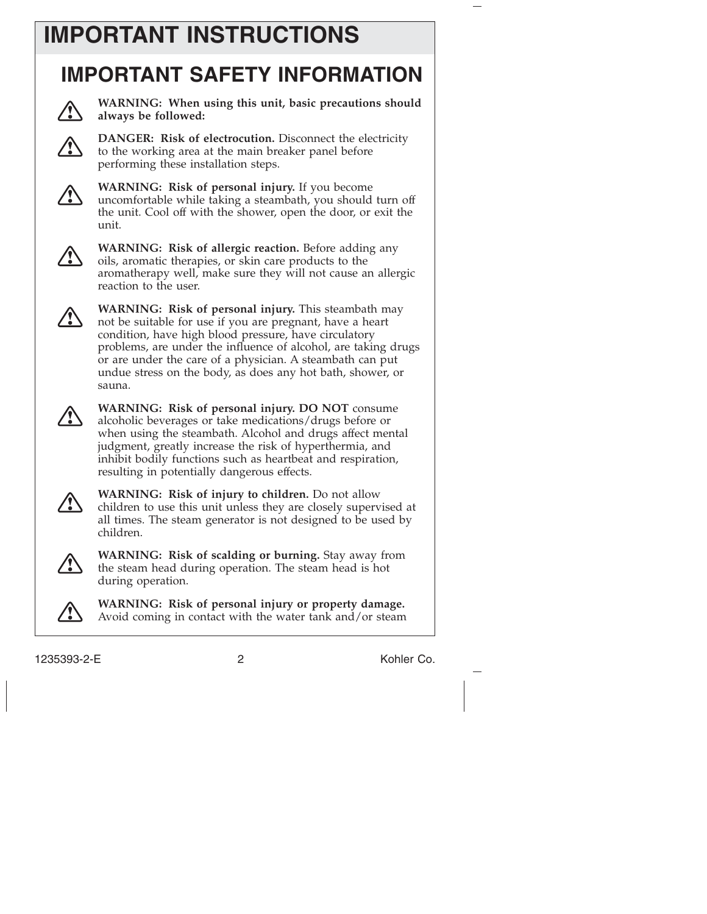# IMPORTANT INSTRUCTIONS

## IMPORTANT SAFETY INFORMATION

⚠ **WARNING: When using this unit, basic precautions should always be followed:**

⚠ **DANGER: Risk of electrocution.** Disconnect the electricity to the working area at the main breaker panel before performing these installation steps.

⚠ **WARNING: Risk of personal injury.** If you become uncomfortable while taking a steambath, you should turn off the unit. Cool off with the shower, open the door, or exit the unit.

⚠ **WARNING: Risk of allergic reaction.** Before adding any oils, aromatic therapies, or skin care products to the aromatherapy well, make sure they will not cause an allergic reaction to the user.

⚠ **WARNING: Risk of personal injury.** This steambath may not be suitable for use if you are pregnant, have a heart condition, have high blood pressure, have circulatory problems, are under the influence of alcohol, are taking drugs or are under the care of a physician. A steambath can put undue stress on the body, as does any hot bath, shower, or sauna.

⚠ **WARNING: Risk of personal injury. DO NOT** consume alcoholic beverages or take medications/drugs before or when using the steambath. Alcohol and drugs affect mental judgment, greatly increase the risk of hyperthermia, and inhibit bodily functions such as heartbeat and respiration, resulting in potentially dangerous effects.

⚠ **WARNING: Risk of injury to children.** Do not allow children to use this unit unless they are closely supervised at all times. The steam generator is not designed to be used by children.

⚠ **WARNING: Risk of scalding or burning.** Stay away from the steam head during operation. The steam head is hot during operation.

⚠ **WARNING: Risk of personal injury or property damage.** Avoid coming in contact with the water tank and/or steam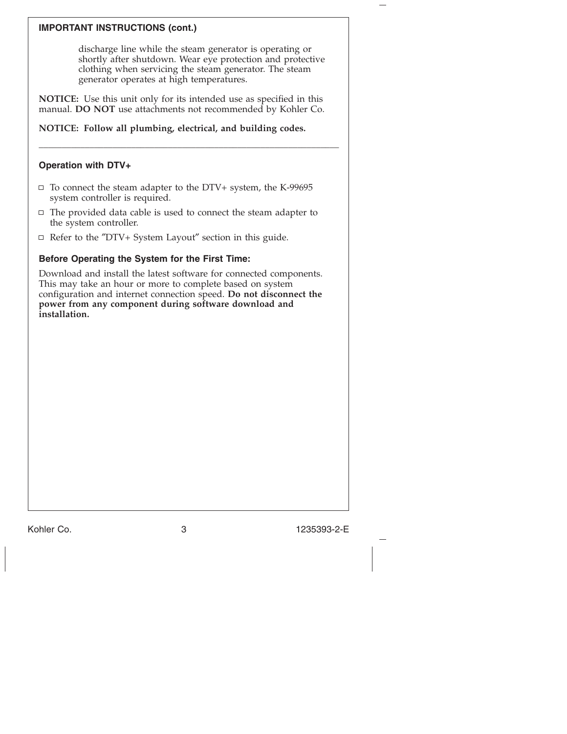## IMPORTANT INSTRUCTIONS (cont.)

discharge line while the steam generator is operating or shortly after shutdown. Wear eye protection and protective clothing when servicing the steam generator. The steam generator operates at high temperatures.

**NOTICE:** Use this unit only for its intended use as specified in this manual. **DO NOT** use attachments not recommended by Kohler Co.

**NOTICE: Follow all plumbing, electrical, and building codes.**

---

### Operation with DTV+

- To connect the steam adapter to the DTV+ system, the K-99695 system controller is required.
- The provided data cable is used to connect the steam adapter to the system controller.
- Refer to the "DTV+ System Layout" section in this guide.

### Before Operating the System for the First Time:

Download and install the latest software for connected components. This may take an hour or more to complete based on system configuration and internet connection speed. **Do not disconnect the power from any component during software download and installation.**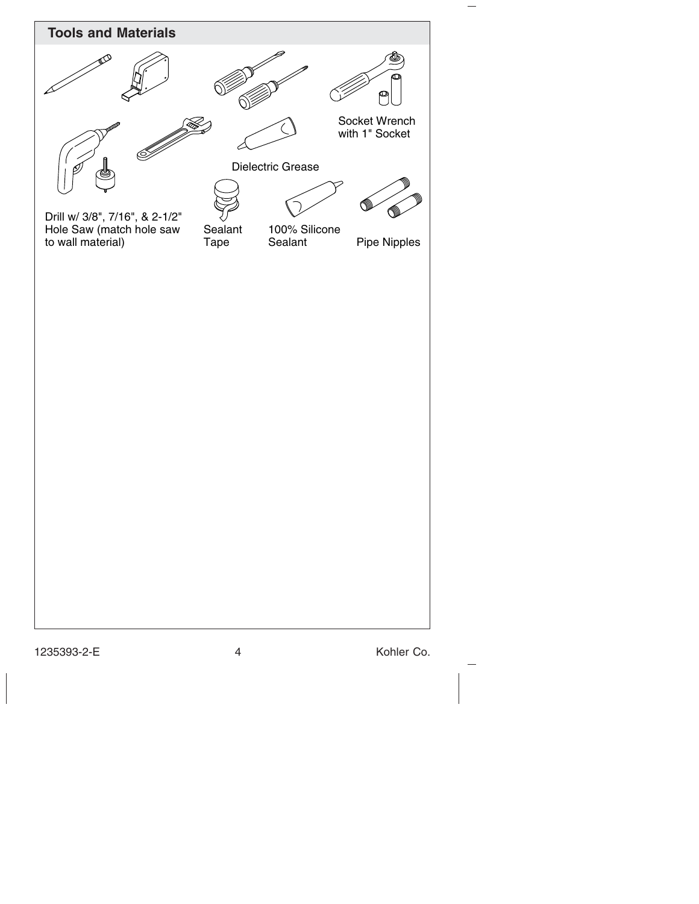## Tools and Materials

Socket Wrench with 1" Socket

Dielectric Grease

Drill w/ 3/8", 7/16", & 2-1/2" Hole Saw (match hole saw to wall material)

Sealant Tape

100% Silicone Sealant

Pipe Nipples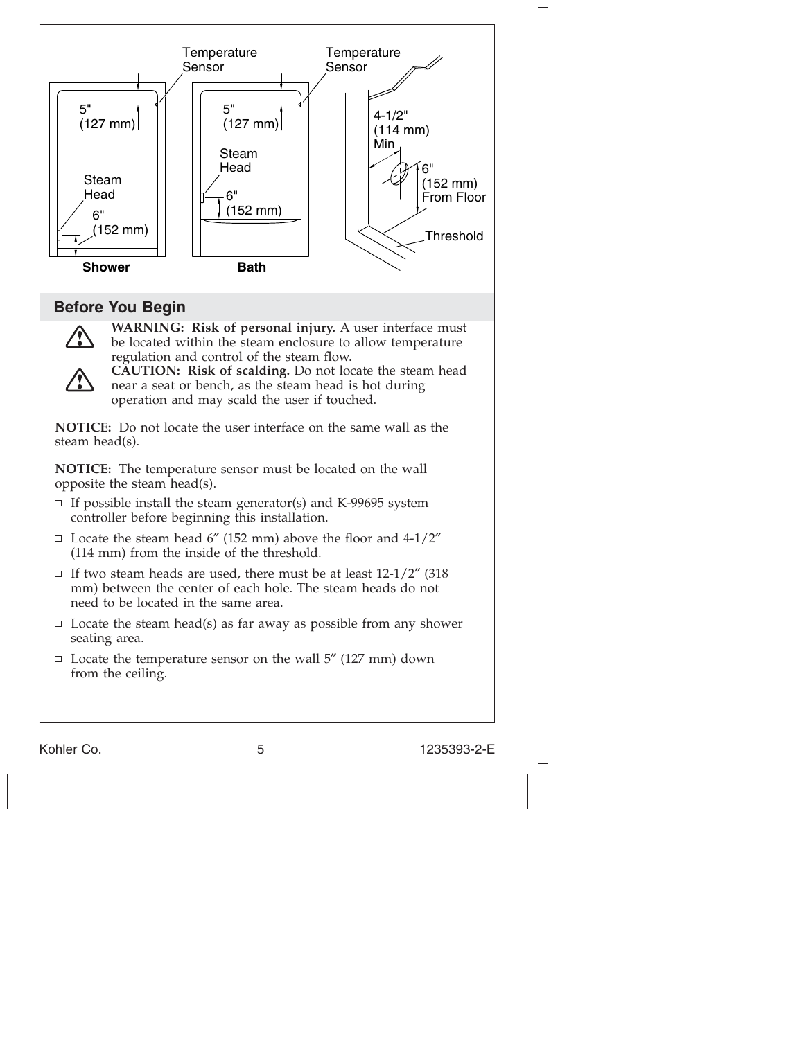## Before You Begin

**WARNING: Risk of personal injury.** A user interface must be located within the steam enclosure to allow temperature regulation and control of the steam flow.

**CAUTION: Risk of scalding.** Do not locate the steam head near a seat or bench, as the steam head is hot during operation and may scald the user if touched.

**NOTICE:** Do not locate the user interface on the same wall as the steam head(s).

**NOTICE:** The temperature sensor must be located on the wall opposite the steam head(s).

- If possible install the steam generator(s) and K-99695 system controller before beginning this installation.
- Locate the steam head 6″ (152 mm) above the floor and 4-1/2″ (114 mm) from the inside of the threshold.
- If two steam heads are used, there must be at least 12-1/2″ (318 mm) between the center of each hole. The steam heads do not need to be located in the same area.
- Locate the steam head(s) as far away as possible from any shower seating area.
- Locate the temperature sensor on the wall 5″ (127 mm) down from the ceiling.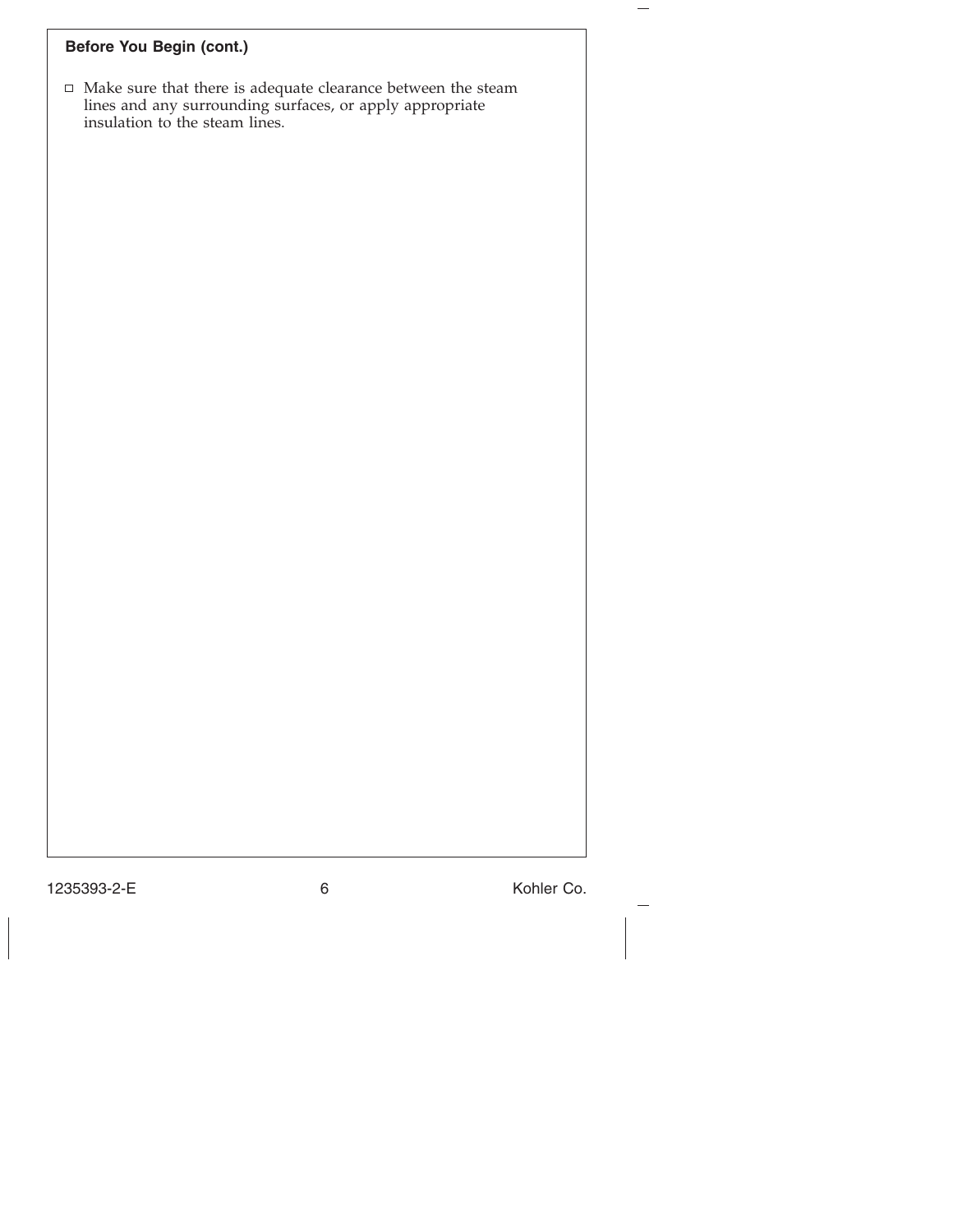**Before You Begin (cont.)**

- ☐ Make sure that there is adequate clearance between the steam lines and any surrounding surfaces, or apply appropriate insulation to the steam lines.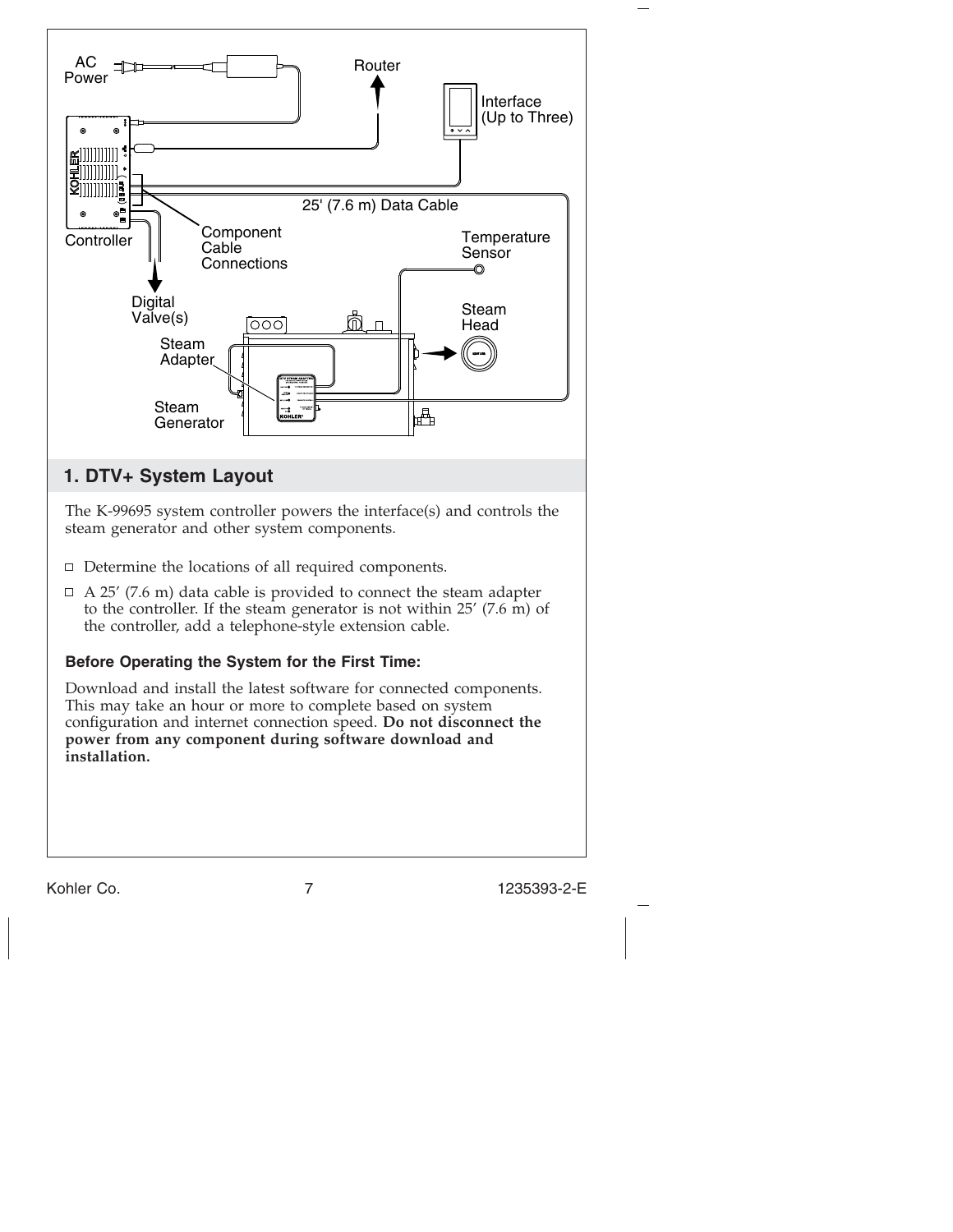AC Power

Router

Interface (Up to Three)

25' (7.6 m) Data Cable

Controller

Component Cable Connections

Temperature Sensor

Digital Valve(s)

Steam Head

Steam Adapter

Steam Generator

## 1. DTV+ System Layout

The K-99695 system controller powers the interface(s) and controls the steam generator and other system components.

- ☐ Determine the locations of all required components.
- ☐ A 25′ (7.6 m) data cable is provided to connect the steam adapter to the controller. If the steam generator is not within 25′ (7.6 m) of the controller, add a telephone-style extension cable.

### Before Operating the System for the First Time:

Download and install the latest software for connected components. This may take an hour or more to complete based on system configuration and internet connection speed. **Do not disconnect the power from any component during software download and installation.**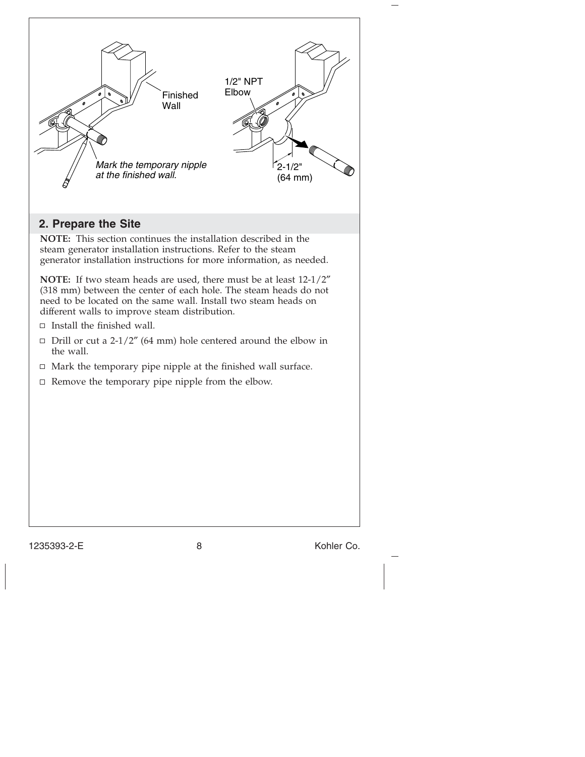## 2. Prepare the Site

**NOTE:** This section continues the installation described in the steam generator installation instructions. Refer to the steam generator installation instructions for more information, as needed.

**NOTE:** If two steam heads are used, there must be at least 12-1/2″ (318 mm) between the center of each hole. The steam heads do not need to be located on the same wall. Install two steam heads on different walls to improve steam distribution.

- ☐ Install the finished wall.
- ☐ Drill or cut a 2-1/2″ (64 mm) hole centered around the elbow in the wall.
- ☐ Mark the temporary pipe nipple at the finished wall surface.
- ☐ Remove the temporary pipe nipple from the elbow.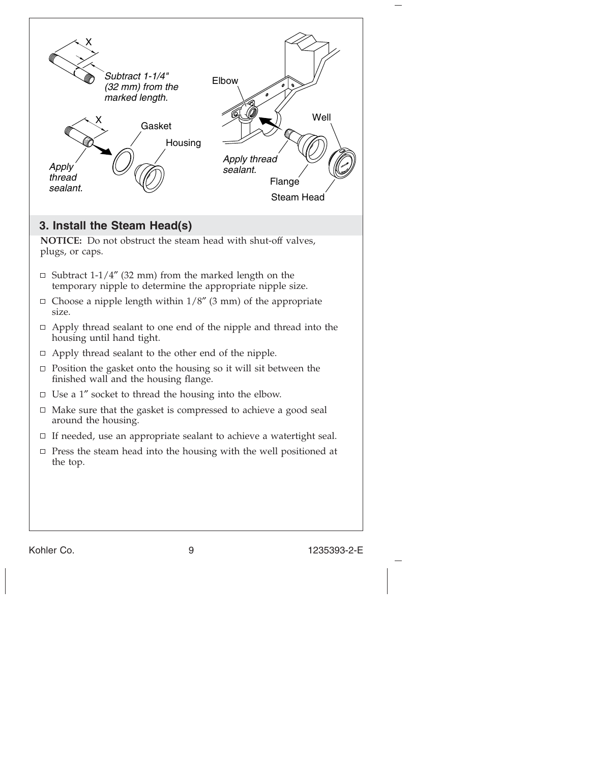## 3. Install the Steam Head(s)

**NOTICE:** Do not obstruct the steam head with shut-off valves, plugs, or caps.

- Subtract 1-1/4″ (32 mm) from the marked length on the temporary nipple to determine the appropriate nipple size.
- Choose a nipple length within 1/8″ (3 mm) of the appropriate size.
- Apply thread sealant to one end of the nipple and thread into the housing until hand tight.
- Apply thread sealant to the other end of the nipple.
- Position the gasket onto the housing so it will sit between the finished wall and the housing flange.
- Use a 1″ socket to thread the housing into the elbow.
- Make sure that the gasket is compressed to achieve a good seal around the housing.
- If needed, use an appropriate sealant to achieve a watertight seal.
- Press the steam head into the housing with the well positioned at the top.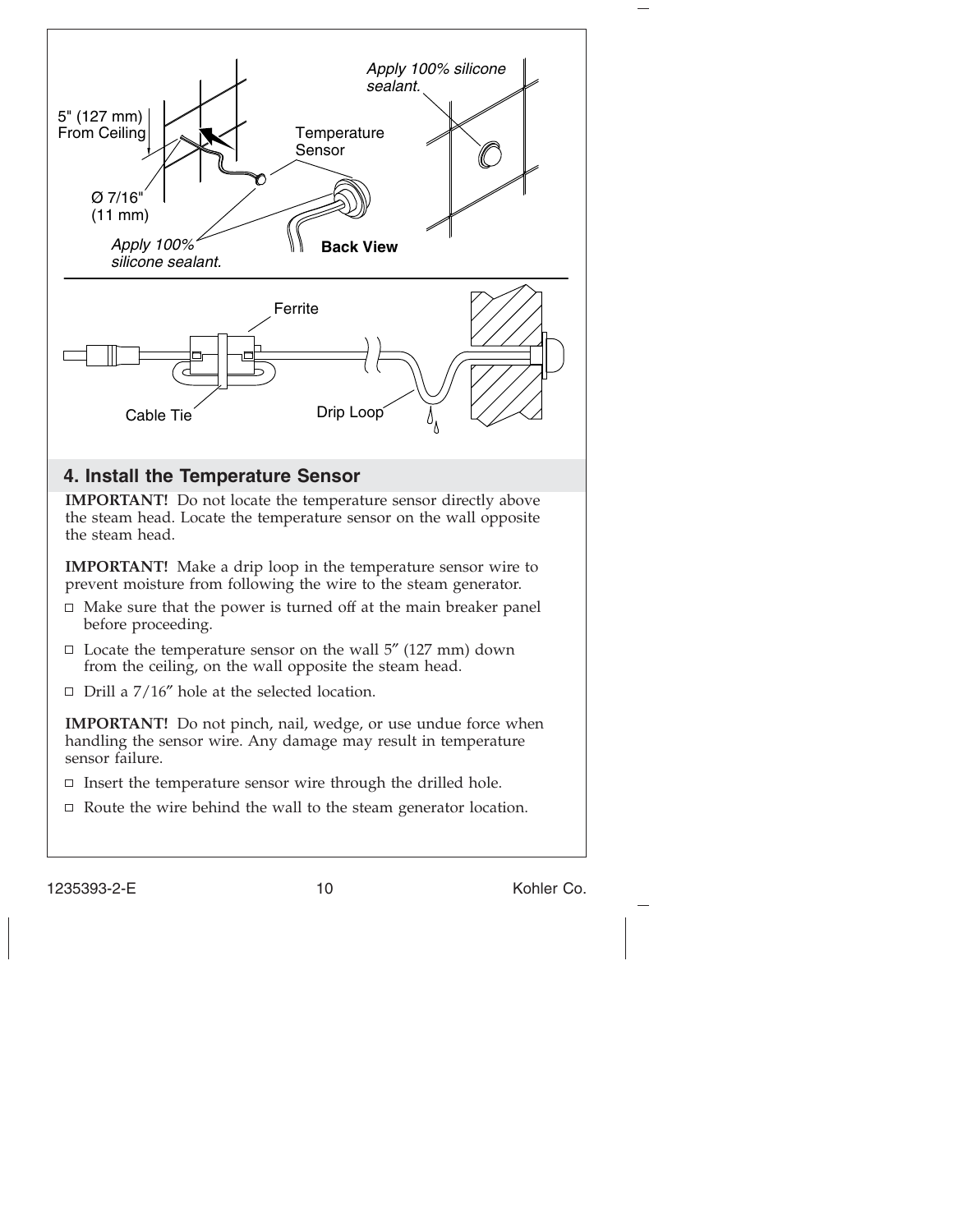## 4. Install the Temperature Sensor

**IMPORTANT!** Do not locate the temperature sensor directly above the steam head. Locate the temperature sensor on the wall opposite the steam head.

**IMPORTANT!** Make a drip loop in the temperature sensor wire to prevent moisture from following the wire to the steam generator.

- Make sure that the power is turned off at the main breaker panel before proceeding.
- Locate the temperature sensor on the wall 5″ (127 mm) down from the ceiling, on the wall opposite the steam head.
- Drill a 7/16″ hole at the selected location.

**IMPORTANT!** Do not pinch, nail, wedge, or use undue force when handling the sensor wire. Any damage may result in temperature sensor failure.

- Insert the temperature sensor wire through the drilled hole.
- Route the wire behind the wall to the steam generator location.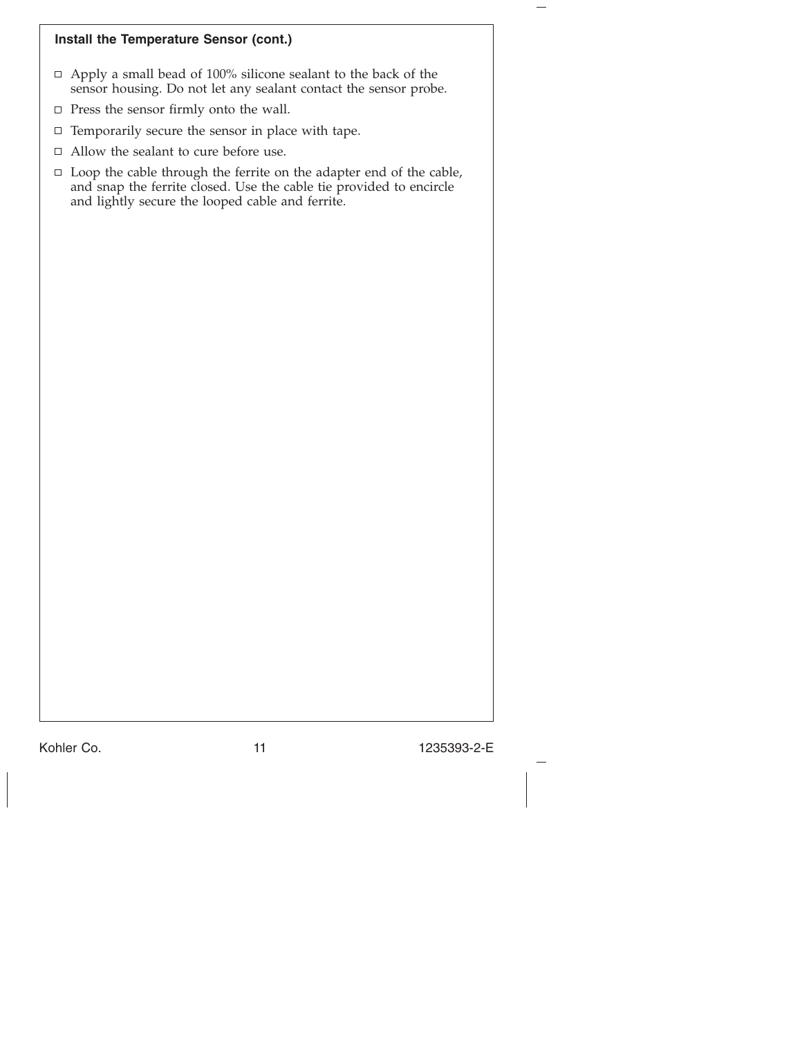### Install the Temperature Sensor (cont.)

- ☐ Apply a small bead of 100% silicone sealant to the back of the sensor housing. Do not let any sealant contact the sensor probe.
- ☐ Press the sensor firmly onto the wall.
- ☐ Temporarily secure the sensor in place with tape.
- ☐ Allow the sealant to cure before use.
- ☐ Loop the cable through the ferrite on the adapter end of the cable, and snap the ferrite closed. Use the cable tie provided to encircle and lightly secure the looped cable and ferrite.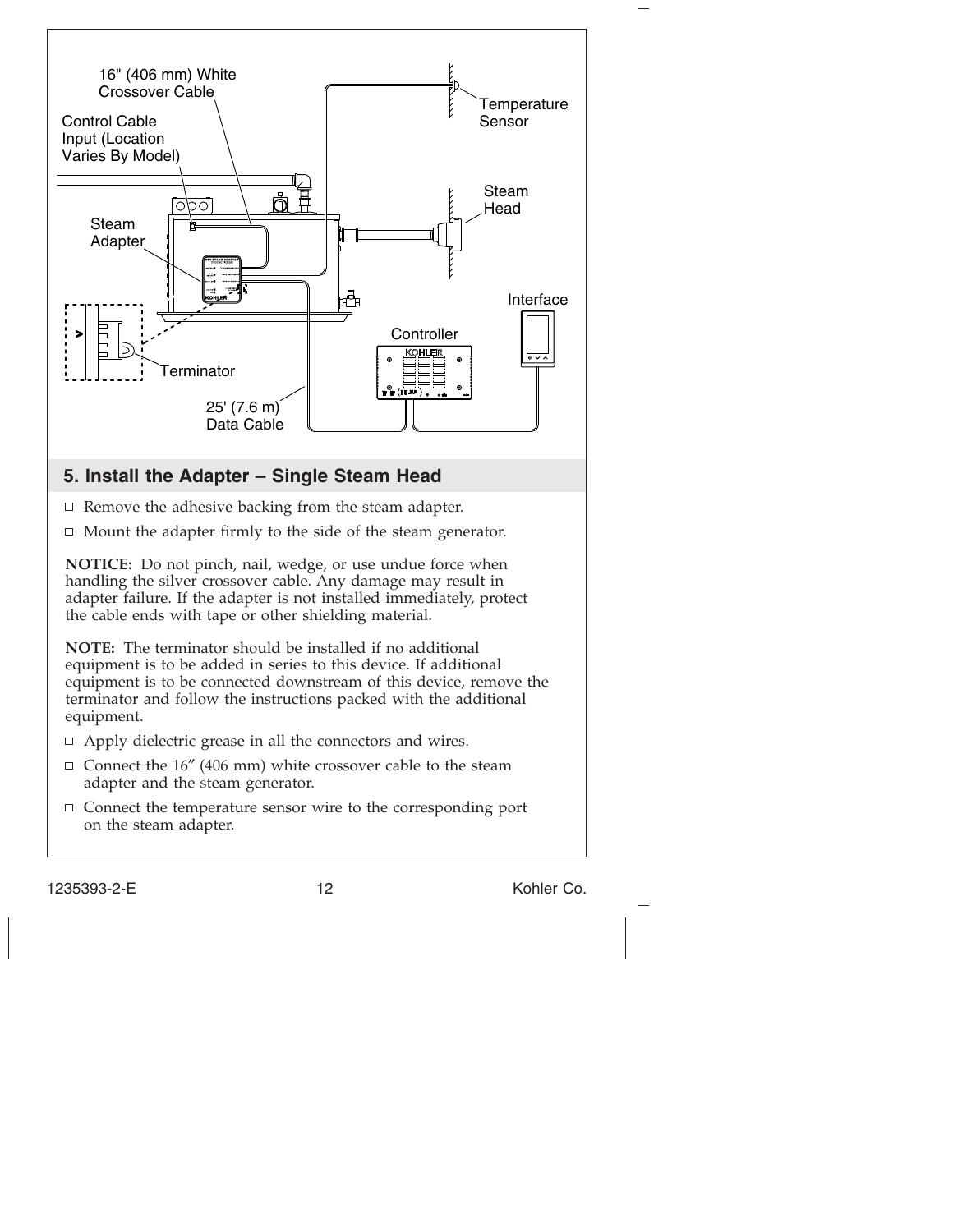## 5. Install the Adapter – Single Steam Head

- ☐ Remove the adhesive backing from the steam adapter.
- ☐ Mount the adapter firmly to the side of the steam generator.

**NOTICE:** Do not pinch, nail, wedge, or use undue force when handling the silver crossover cable. Any damage may result in adapter failure. If the adapter is not installed immediately, protect the cable ends with tape or other shielding material.

**NOTE:** The terminator should be installed if no additional equipment is to be added in series to this device. If additional equipment is to be connected downstream of this device, remove the terminator and follow the instructions packed with the additional equipment.

- ☐ Apply dielectric grease in all the connectors and wires.
- ☐ Connect the 16″ (406 mm) white crossover cable to the steam adapter and the steam generator.
- ☐ Connect the temperature sensor wire to the corresponding port on the steam adapter.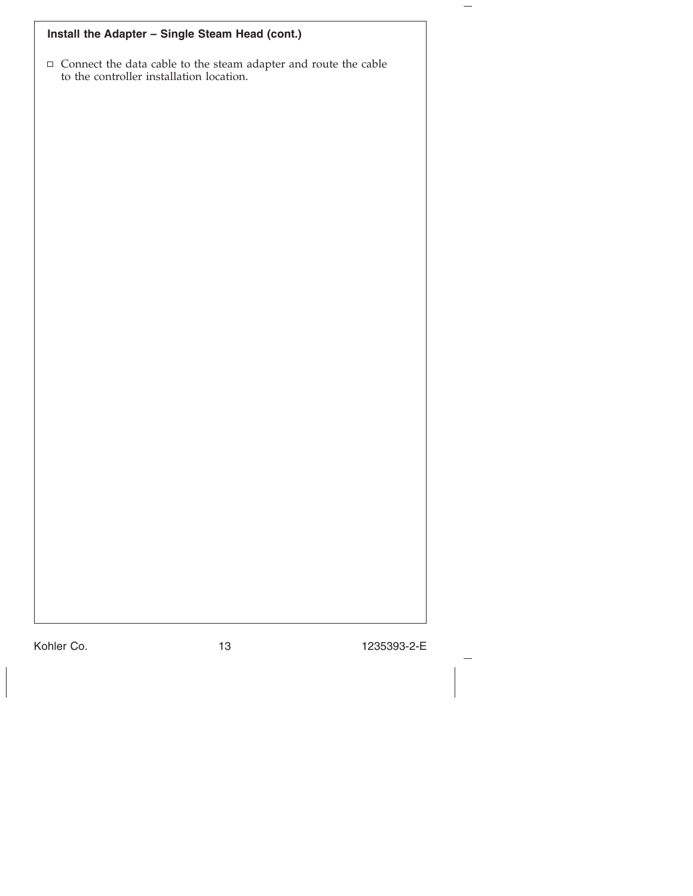### Install the Adapter – Single Steam Head (cont.)

- ☐ Connect the data cable to the steam adapter and route the cable to the controller installation location.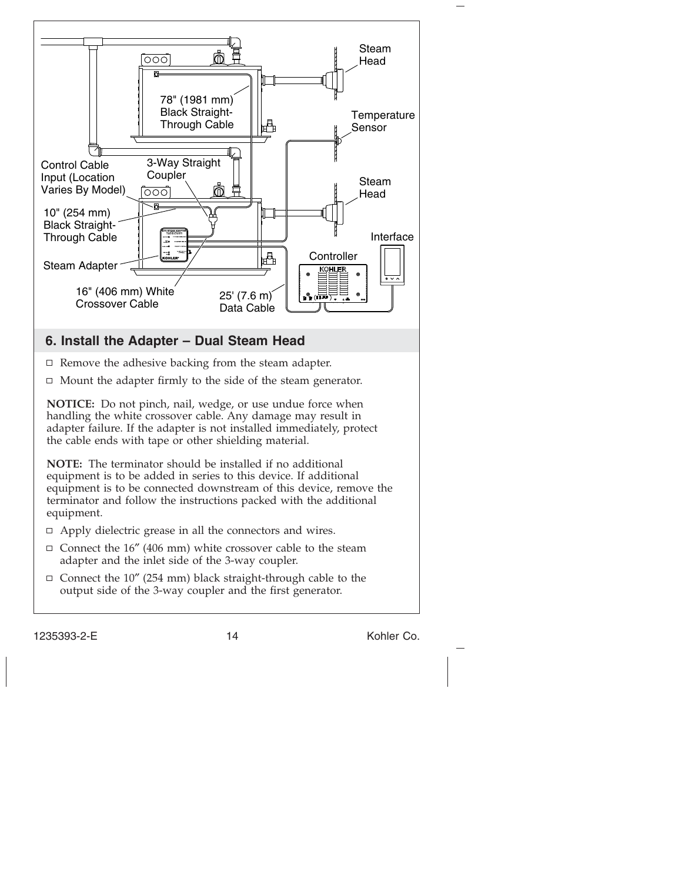## 6. Install the Adapter – Dual Steam Head

- Remove the adhesive backing from the steam adapter.
- Mount the adapter firmly to the side of the steam generator.

**NOTICE:** Do not pinch, nail, wedge, or use undue force when handling the white crossover cable. Any damage may result in adapter failure. If the adapter is not installed immediately, protect the cable ends with tape or other shielding material.

**NOTE:** The terminator should be installed if no additional equipment is to be added in series to this device. If additional equipment is to be connected downstream of this device, remove the terminator and follow the instructions packed with the additional equipment.

- Apply dielectric grease in all the connectors and wires.
- Connect the 16″ (406 mm) white crossover cable to the steam adapter and the inlet side of the 3-way coupler.
- Connect the 10″ (254 mm) black straight-through cable to the output side of the 3-way coupler and the first generator.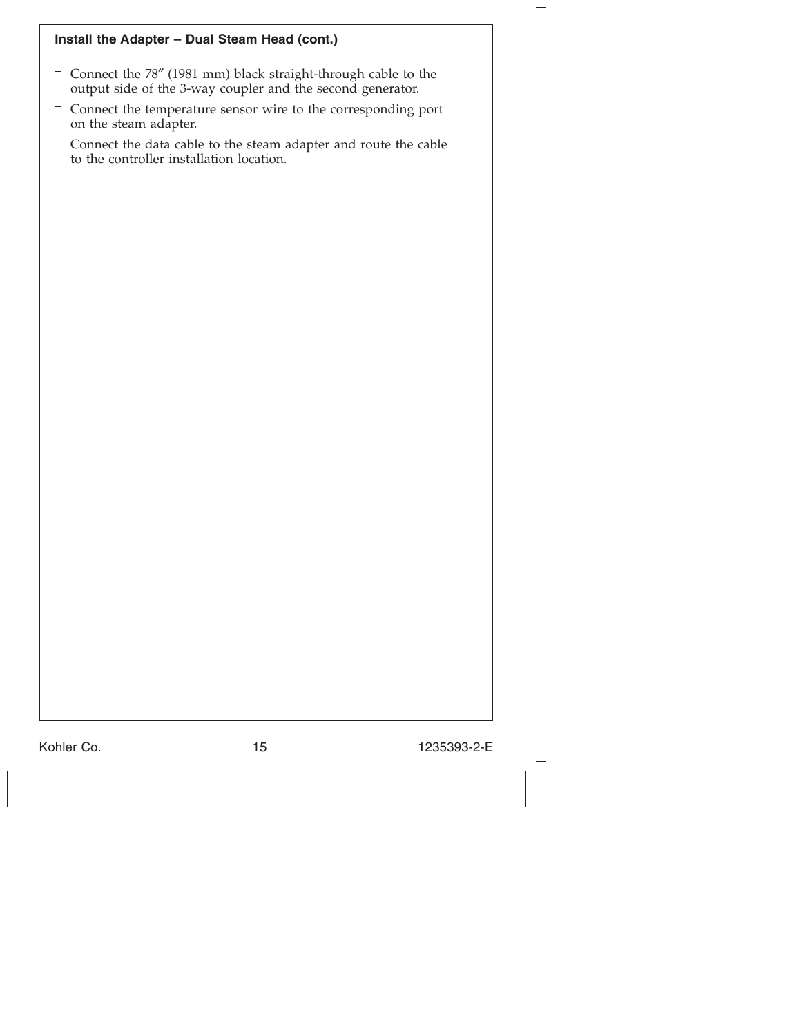### Install the Adapter – Dual Steam Head (cont.)

- ☐ Connect the 78″ (1981 mm) black straight-through cable to the output side of the 3-way coupler and the second generator.
- ☐ Connect the temperature sensor wire to the corresponding port on the steam adapter.
- ☐ Connect the data cable to the steam adapter and route the cable to the controller installation location.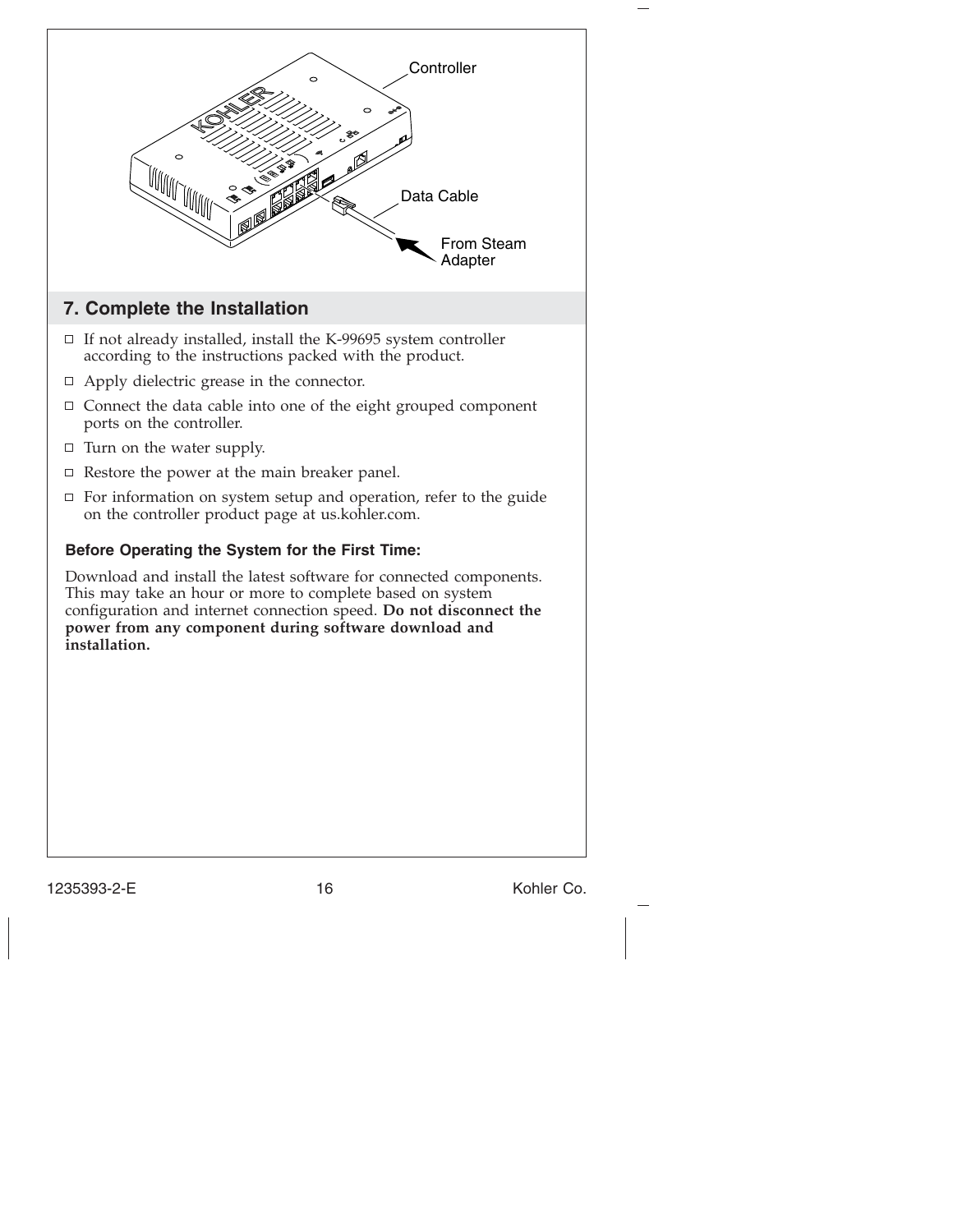## 7. Complete the Installation

- ☐ If not already installed, install the K-99695 system controller according to the instructions packed with the product.
- ☐ Apply dielectric grease in the connector.
- ☐ Connect the data cable into one of the eight grouped component ports on the controller.
- ☐ Turn on the water supply.
- ☐ Restore the power at the main breaker panel.
- ☐ For information on system setup and operation, refer to the guide on the controller product page at us.kohler.com.

### Before Operating the System for the First Time:

Download and install the latest software for connected components. This may take an hour or more to complete based on system configuration and internet connection speed. **Do not disconnect the power from any component during software download and installation.**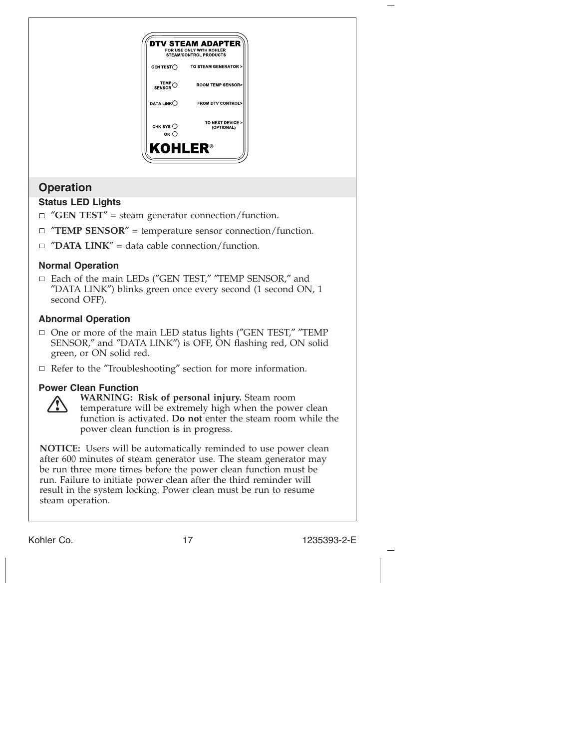DTV STEAM ADAPTER
FOR USE ONLY WITH KOHLER STEAM/CONTROL PRODUCTS

GEN TEST — TO STEAM GENERATOR >

TEMP SENSOR — ROOM TEMP SENSOR>

DATA LINK — FROM DTV CONTROL>

CHK SYS — TO NEXT DEVICE > (OPTIONAL)

OK

KOHLER®

## Operation

### Status LED Lights

- ″**GEN TEST**″ = steam generator connection/function.
- ″**TEMP SENSOR**″ = temperature sensor connection/function.
- ″**DATA LINK**″ = data cable connection/function.

### Normal Operation

- Each of the main LEDs (″GEN TEST,″ ″TEMP SENSOR,″ and ″DATA LINK″) blinks green once every second (1 second ON, 1 second OFF).

### Abnormal Operation

- One or more of the main LED status lights (″GEN TEST,″ ″TEMP SENSOR,″ and ″DATA LINK″) is OFF, ON flashing red, ON solid green, or ON solid red.
- Refer to the ″Troubleshooting″ section for more information.

### Power Clean Function

**WARNING: Risk of personal injury.** Steam room temperature will be extremely high when the power clean function is activated. **Do not** enter the steam room while the power clean function is in progress.

**NOTICE:** Users will be automatically reminded to use power clean after 600 minutes of steam generator use. The steam generator may be run three more times before the power clean function must be run. Failure to initiate power clean after the third reminder will result in the system locking. Power clean must be run to resume steam operation.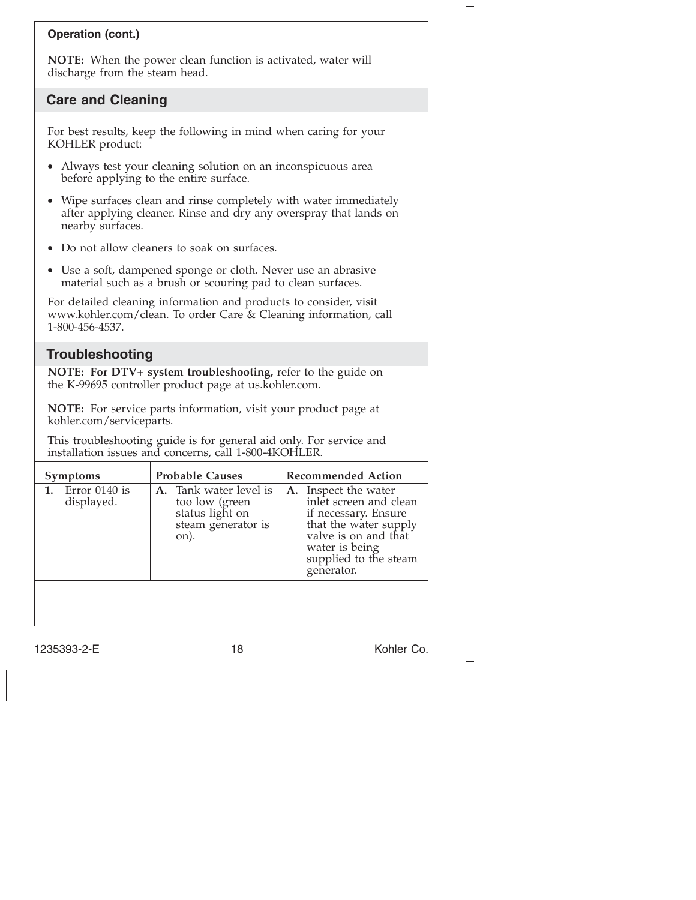**Operation (cont.)**

**NOTE:** When the power clean function is activated, water will discharge from the steam head.

## Care and Cleaning

For best results, keep the following in mind when caring for your KOHLER product:

- Always test your cleaning solution on an inconspicuous area before applying to the entire surface.
- Wipe surfaces clean and rinse completely with water immediately after applying cleaner. Rinse and dry any overspray that lands on nearby surfaces.
- Do not allow cleaners to soak on surfaces.
- Use a soft, dampened sponge or cloth. Never use an abrasive material such as a brush or scouring pad to clean surfaces.

For detailed cleaning information and products to consider, visit www.kohler.com/clean. To order Care & Cleaning information, call 1-800-456-4537.

## Troubleshooting

**NOTE: For DTV+ system troubleshooting,** refer to the guide on the K-99695 controller product page at us.kohler.com.

**NOTE:** For service parts information, visit your product page at kohler.com/serviceparts.

This troubleshooting guide is for general aid only. For service and installation issues and concerns, call 1-800-4KOHLER.

| Symptoms | Probable Causes | Recommended Action |
|---|---|---|
| **1.** Error 0140 is displayed. | **A.** Tank water level is too low (green status light on steam generator is on). | **A.** Inspect the water inlet screen and clean if necessary. Ensure that the water supply valve is on and that water is being supplied to the steam generator. |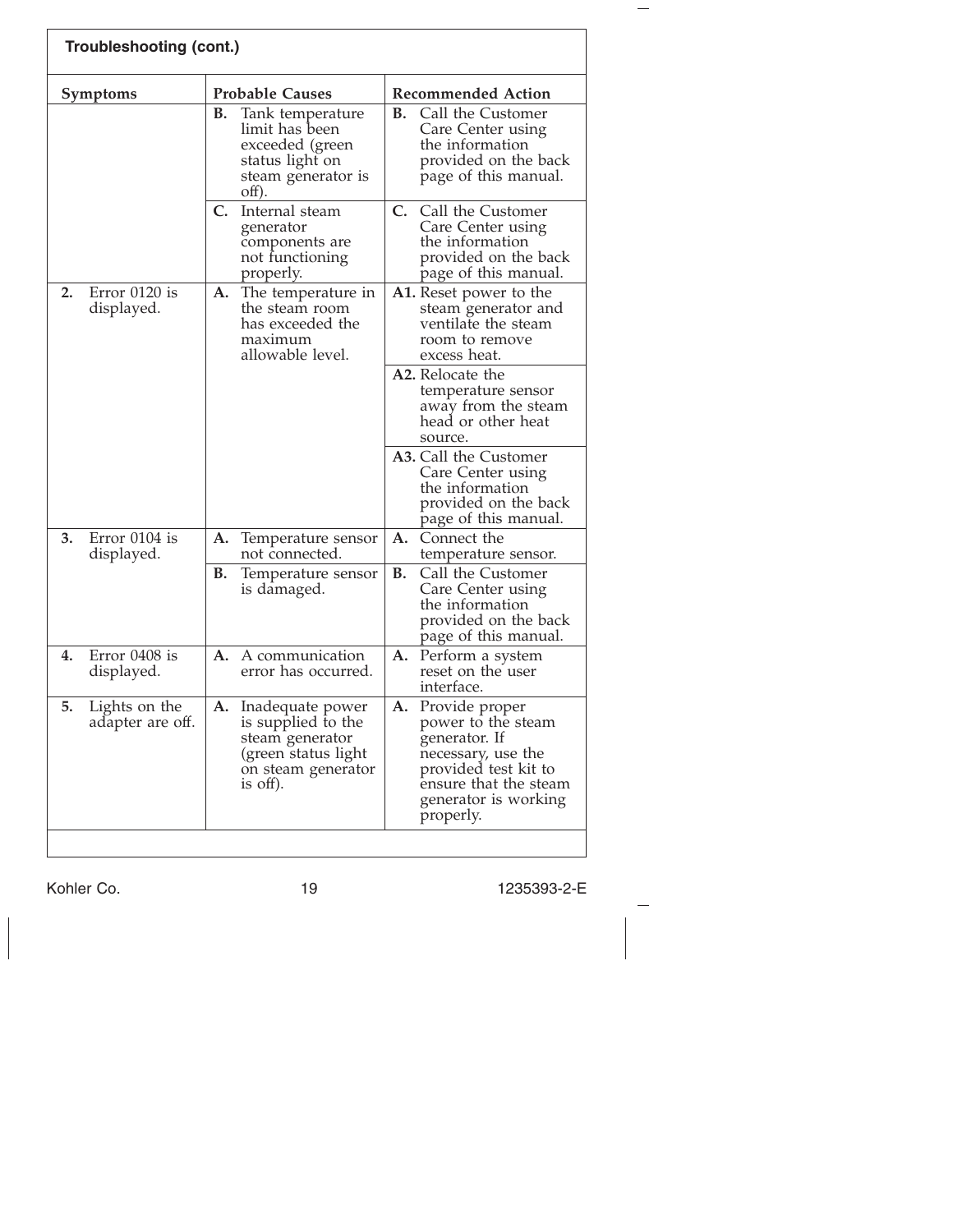## Troubleshooting (cont.)

| Symptoms | Probable Causes | Recommended Action |
|---|---|---|
| | **B.** Tank temperature limit has been exceeded (green status light on steam generator is off). | **B.** Call the Customer Care Center using the information provided on the back page of this manual. |
| | **C.** Internal steam generator components are not functioning properly. | **C.** Call the Customer Care Center using the information provided on the back page of this manual. |
| **2.** Error 0120 is displayed. | **A.** The temperature in the steam room has exceeded the maximum allowable level. | **A1.** Reset power to the steam generator and ventilate the steam room to remove excess heat. |
| | | **A2.** Relocate the temperature sensor away from the steam head or other heat source. |
| | | **A3.** Call the Customer Care Center using the information provided on the back page of this manual. |
| **3.** Error 0104 is displayed. | **A.** Temperature sensor not connected. | **A.** Connect the temperature sensor. |
| | **B.** Temperature sensor is damaged. | **B.** Call the Customer Care Center using the information provided on the back page of this manual. |
| **4.** Error 0408 is displayed. | **A.** A communication error has occurred. | **A.** Perform a system reset on the user interface. |
| **5.** Lights on the adapter are off. | **A.** Inadequate power is supplied to the steam generator (green status light on steam generator is off). | **A.** Provide proper power to the steam generator. If necessary, use the provided test kit to ensure that the steam generator is working properly. |

Kohler Co. 1235393-2-E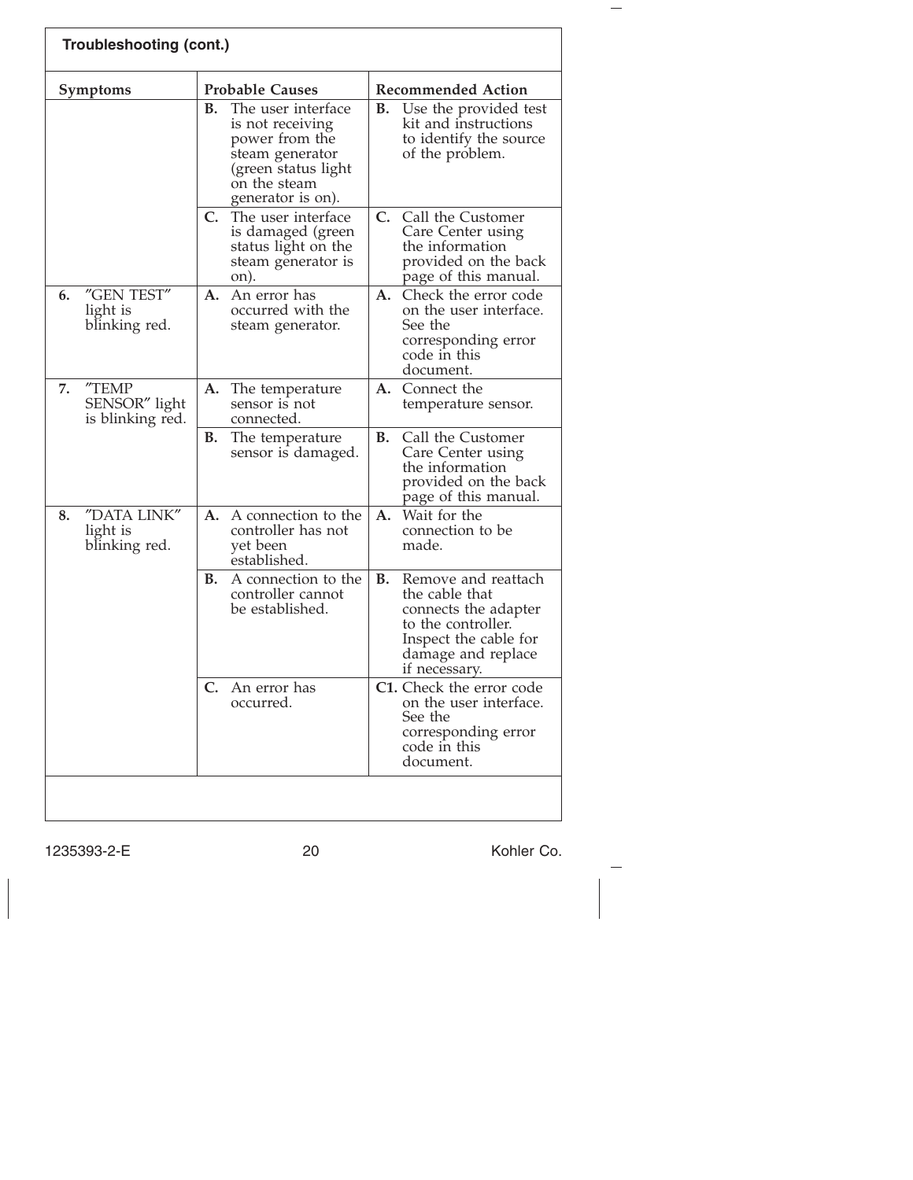**Troubleshooting (cont.)**

| Symptoms | Probable Causes | Recommended Action |
|---|---|---|
| | **B.** The user interface is not receiving power from the steam generator (green status light on the steam generator is on). | **B.** Use the provided test kit and instructions to identify the source of the problem. |
| | **C.** The user interface is damaged (green status light on the steam generator is on). | **C.** Call the Customer Care Center using the information provided on the back page of this manual. |
| **6.** "GEN TEST" light is blinking red. | **A.** An error has occurred with the steam generator. | **A.** Check the error code on the user interface. See the corresponding error code in this document. |
| **7.** "TEMP SENSOR" light is blinking red. | **A.** The temperature sensor is not connected. | **A.** Connect the temperature sensor. |
| | **B.** The temperature sensor is damaged. | **B.** Call the Customer Care Center using the information provided on the back page of this manual. |
| **8.** "DATA LINK" light is blinking red. | **A.** A connection to the controller has not yet been established. | **A.** Wait for the connection to be made. |
| | **B.** A connection to the controller cannot be established. | **B.** Remove and reattach the cable that connects the adapter to the controller. Inspect the cable for damage and replace if necessary. |
| | **C.** An error has occurred. | **C1.** Check the error code on the user interface. See the corresponding error code in this document. |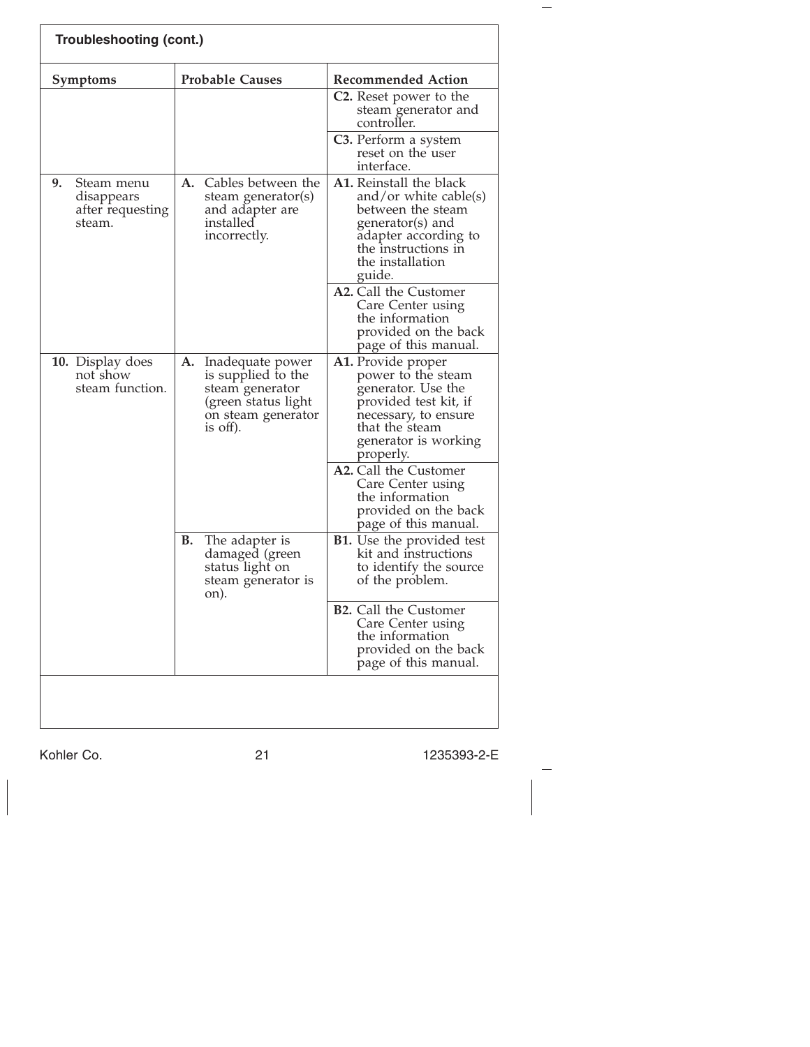## Troubleshooting (cont.)

| Symptoms | Probable Causes | Recommended Action |
|---|---|---|
| | | **C2.** Reset power to the steam generator and controller. |
| | | **C3.** Perform a system reset on the user interface. |
| **9.** Steam menu disappears after requesting steam. | **A.** Cables between the steam generator(s) and adapter are installed incorrectly. | **A1.** Reinstall the black and/or white cable(s) between the steam generator(s) and adapter according to the instructions in the installation guide. |
| | | **A2.** Call the Customer Care Center using the information provided on the back page of this manual. |
| **10.** Display does not show steam function. | **A.** Inadequate power is supplied to the steam generator (green status light on steam generator is off). | **A1.** Provide proper power to the steam generator. Use the provided test kit, if necessary, to ensure that the steam generator is working properly. |
| | | **A2.** Call the Customer Care Center using the information provided on the back page of this manual. |
| | **B.** The adapter is damaged (green status light on steam generator is on). | **B1.** Use the provided test kit and instructions to identify the source of the problem. |
| | | **B2.** Call the Customer Care Center using the information provided on the back page of this manual. |

Kohler Co. 1235393-2-E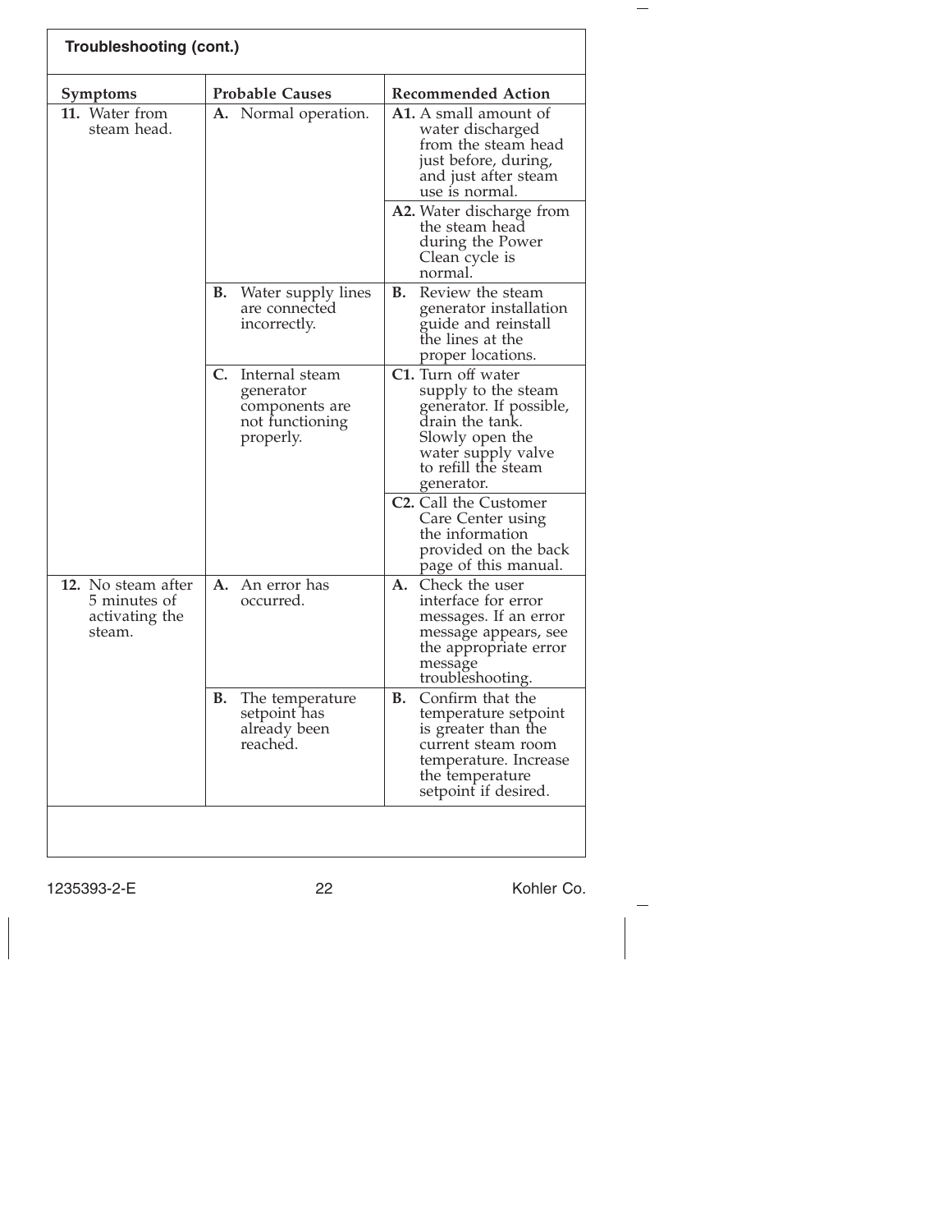## Troubleshooting (cont.)

| Symptoms | Probable Causes | Recommended Action |
|---|---|---|
| **11.** Water from steam head. | **A.** Normal operation. | **A1.** A small amount of water discharged from the steam head just before, during, and just after steam use is normal. |
| | | **A2.** Water discharge from the steam head during the Power Clean cycle is normal. |
| | **B.** Water supply lines are connected incorrectly. | **B.** Review the steam generator installation guide and reinstall the lines at the proper locations. |
| | **C.** Internal steam generator components are not functioning properly. | **C1.** Turn off water supply to the steam generator. If possible, drain the tank. Slowly open the water supply valve to refill the steam generator. |
| | | **C2.** Call the Customer Care Center using the information provided on the back page of this manual. |
| **12.** No steam after 5 minutes of activating the steam. | **A.** An error has occurred. | **A.** Check the user interface for error messages. If an error message appears, see the appropriate error message troubleshooting. |
| | **B.** The temperature setpoint has already been reached. | **B.** Confirm that the temperature setpoint is greater than the current steam room temperature. Increase the temperature setpoint if desired. |

1235393-2-E Kohler Co.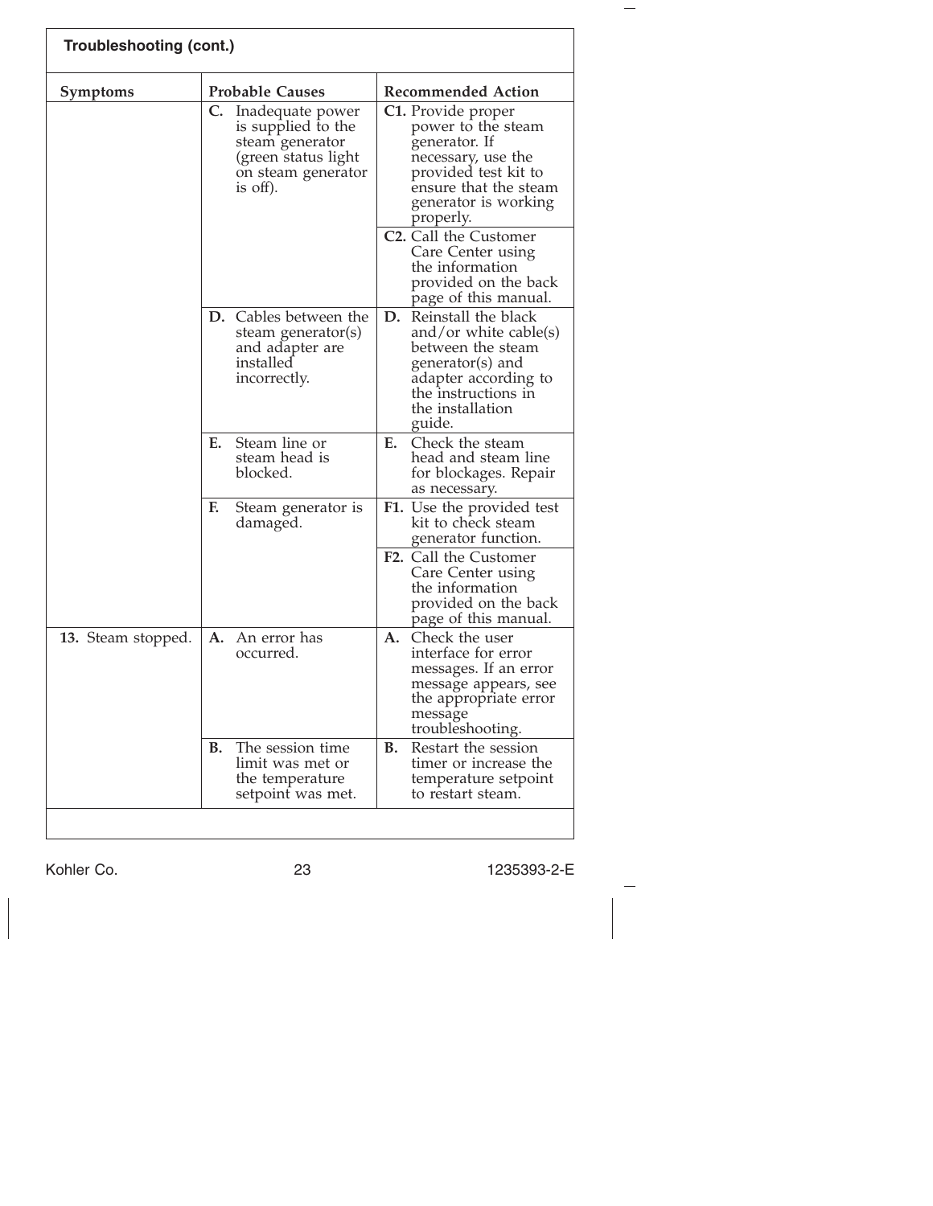## Troubleshooting (cont.)

| Symptoms | Probable Causes | Recommended Action |
|---|---|---|
| | **C.** Inadequate power is supplied to the steam generator (green status light on steam generator is off). | **C1.** Provide proper power to the steam generator. If necessary, use the provided test kit to ensure that the steam generator is working properly. |
| | | **C2.** Call the Customer Care Center using the information provided on the back page of this manual. |
| | **D.** Cables between the steam generator(s) and adapter are installed incorrectly. | **D.** Reinstall the black and/or white cable(s) between the steam generator(s) and adapter according to the instructions in the installation guide. |
| | **E.** Steam line or steam head is blocked. | **E.** Check the steam head and steam line for blockages. Repair as necessary. |
| | **F.** Steam generator is damaged. | **F1.** Use the provided test kit to check steam generator function. |
| | | **F2.** Call the Customer Care Center using the information provided on the back page of this manual. |
| **13.** Steam stopped. | **A.** An error has occurred. | **A.** Check the user interface for error messages. If an error message appears, see the appropriate error message troubleshooting. |
| | **B.** The session time limit was met or the temperature setpoint was met. | **B.** Restart the session timer or increase the temperature setpoint to restart steam. |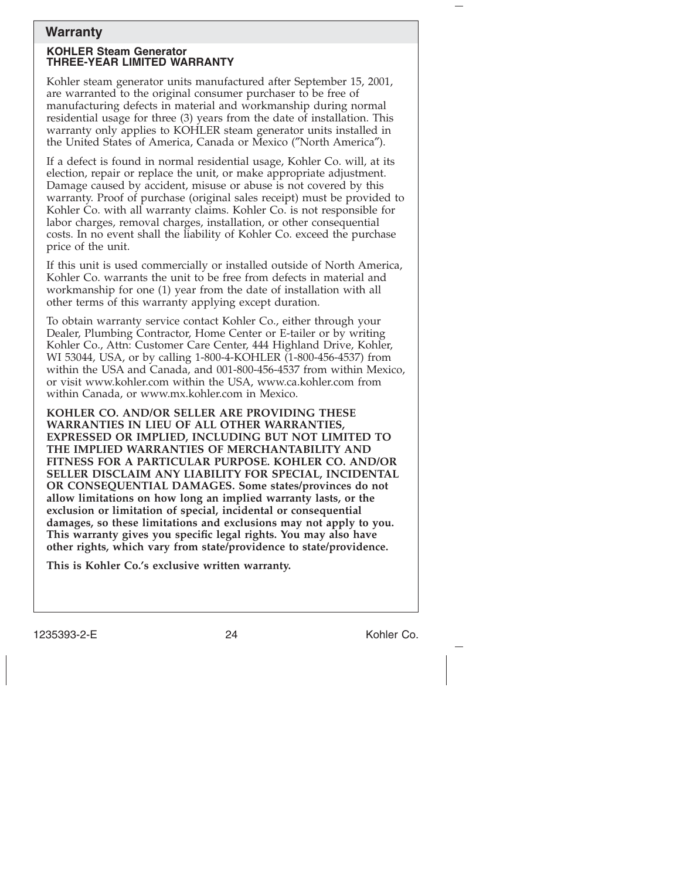## Warranty

**KOHLER Steam Generator**
**THREE-YEAR LIMITED WARRANTY**

Kohler steam generator units manufactured after September 15, 2001, are warranted to the original consumer purchaser to be free of manufacturing defects in material and workmanship during normal residential usage for three (3) years from the date of installation. This warranty only applies to KOHLER steam generator units installed in the United States of America, Canada or Mexico ("North America").

If a defect is found in normal residential usage, Kohler Co. will, at its election, repair or replace the unit, or make appropriate adjustment. Damage caused by accident, misuse or abuse is not covered by this warranty. Proof of purchase (original sales receipt) must be provided to Kohler Co. with all warranty claims. Kohler Co. is not responsible for labor charges, removal charges, installation, or other consequential costs. In no event shall the liability of Kohler Co. exceed the purchase price of the unit.

If this unit is used commercially or installed outside of North America, Kohler Co. warrants the unit to be free from defects in material and workmanship for one (1) year from the date of installation with all other terms of this warranty applying except duration.

To obtain warranty service contact Kohler Co., either through your Dealer, Plumbing Contractor, Home Center or E-tailer or by writing Kohler Co., Attn: Customer Care Center, 444 Highland Drive, Kohler, WI 53044, USA, or by calling 1-800-4-KOHLER (1-800-456-4537) from within the USA and Canada, and 001-800-456-4537 from within Mexico, or visit www.kohler.com within the USA, www.ca.kohler.com from within Canada, or www.mx.kohler.com in Mexico.

**KOHLER CO. AND/OR SELLER ARE PROVIDING THESE WARRANTIES IN LIEU OF ALL OTHER WARRANTIES, EXPRESSED OR IMPLIED, INCLUDING BUT NOT LIMITED TO THE IMPLIED WARRANTIES OF MERCHANTABILITY AND FITNESS FOR A PARTICULAR PURPOSE. KOHLER CO. AND/OR SELLER DISCLAIM ANY LIABILITY FOR SPECIAL, INCIDENTAL OR CONSEQUENTIAL DAMAGES. Some states/provinces do not allow limitations on how long an implied warranty lasts, or the exclusion or limitation of special, incidental or consequential damages, so these limitations and exclusions may not apply to you. This warranty gives you specific legal rights. You may also have other rights, which vary from state/providence to state/providence.**

**This is Kohler Co.'s exclusive written warranty.**

1235393-2-E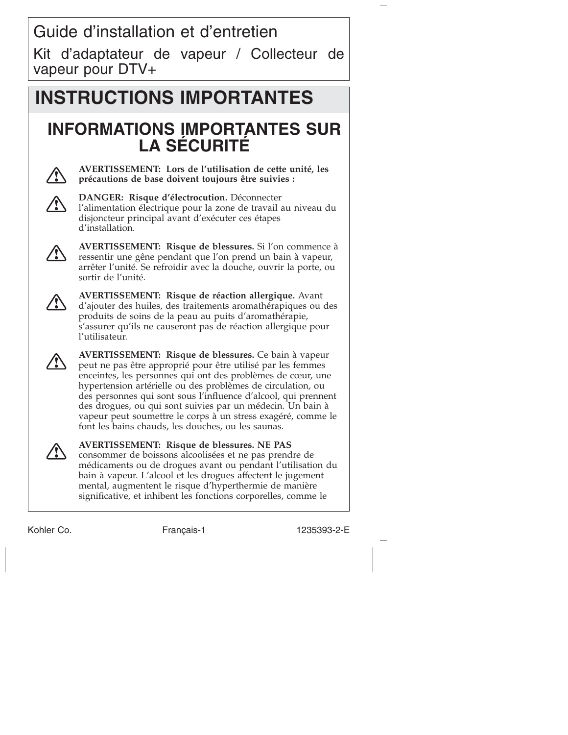# Guide d'installation et d'entretien

Kit d'adaptateur de vapeur / Collecteur de vapeur pour DTV+

## INSTRUCTIONS IMPORTANTES

### INFORMATIONS IMPORTANTES SUR LA SÉCURITÉ

⚠ **AVERTISSEMENT: Lors de l'utilisation de cette unité, les précautions de base doivent toujours être suivies :**

⚠ **DANGER: Risque d'électrocution.** Déconnecter l'alimentation électrique pour la zone de travail au niveau du disjoncteur principal avant d'exécuter ces étapes d'installation.

⚠ **AVERTISSEMENT: Risque de blessures.** Si l'on commence à ressentir une gêne pendant que l'on prend un bain à vapeur, arrêter l'unité. Se refroidir avec la douche, ouvrir la porte, ou sortir de l'unité.

⚠ **AVERTISSEMENT: Risque de réaction allergique.** Avant d'ajouter des huiles, des traitements aromathérapiques ou des produits de soins de la peau au puits d'aromathérapie, s'assurer qu'ils ne causeront pas de réaction allergique pour l'utilisateur.

⚠ **AVERTISSEMENT: Risque de blessures.** Ce bain à vapeur peut ne pas être approprié pour être utilisé par les femmes enceintes, les personnes qui ont des problèmes de cœur, une hypertension artérielle ou des problèmes de circulation, ou des personnes qui sont sous l'influence d'alcool, qui prennent des drogues, ou qui sont suivies par un médecin. Un bain à vapeur peut soumettre le corps à un stress exagéré, comme le font les bains chauds, les douches, ou les saunas.

⚠ **AVERTISSEMENT: Risque de blessures. NE PAS** consommer de boissons alcoolisées et ne pas prendre de médicaments ou de drogues avant ou pendant l'utilisation du bain à vapeur. L'alcool et les drogues affectent le jugement mental, augmentent le risque d'hyperthermie de manière significative, et inhibent les fonctions corporelles, comme le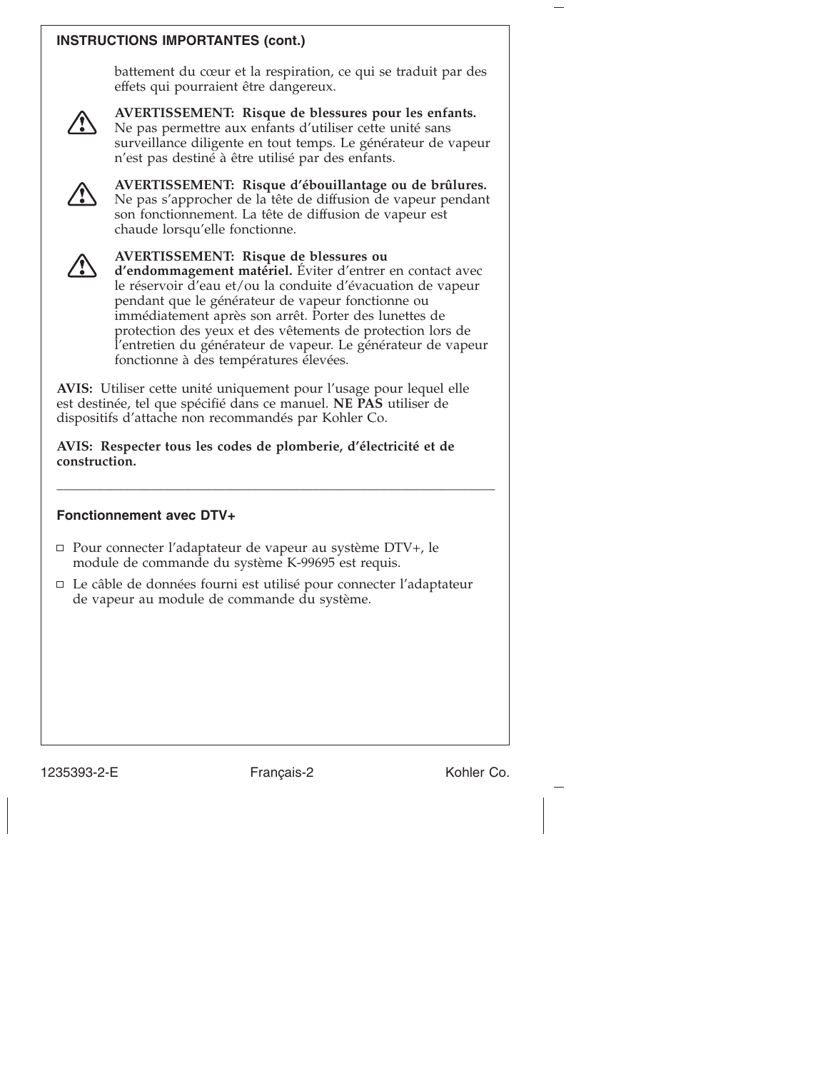**INSTRUCTIONS IMPORTANTES (cont.)**

battement du cœur et la respiration, ce qui se traduit par des effets qui pourraient être dangereux.

**AVERTISSEMENT: Risque de blessures pour les enfants.** Ne pas permettre aux enfants d'utiliser cette unité sans surveillance diligente en tout temps. Le générateur de vapeur n'est pas destiné à être utilisé par des enfants.

**AVERTISSEMENT: Risque d'ébouillantage ou de brûlures.** Ne pas s'approcher de la tête de diffusion de vapeur pendant son fonctionnement. La tête de diffusion de vapeur est chaude lorsqu'elle fonctionne.

**AVERTISSEMENT: Risque de blessures ou d'endommagement matériel.** Éviter d'entrer en contact avec le réservoir d'eau et/ou la conduite d'évacuation de vapeur pendant que le générateur de vapeur fonctionne ou immédiatement après son arrêt. Porter des lunettes de protection des yeux et des vêtements de protection lors de l'entretien du générateur de vapeur. Le générateur de vapeur fonctionne à des températures élevées.

**AVIS:** Utiliser cette unité uniquement pour l'usage pour lequel elle est destinée, tel que spécifié dans ce manuel. **NE PAS** utiliser de dispositifs d'attache non recommandés par Kohler Co.

**AVIS: Respecter tous les codes de plomberie, d'électricité et de construction.**

---

### Fonctionnement avec DTV+

- Pour connecter l'adaptateur de vapeur au système DTV+, le module de commande du système K-99695 est requis.
- Le câble de données fourni est utilisé pour connecter l'adaptateur de vapeur au module de commande du système.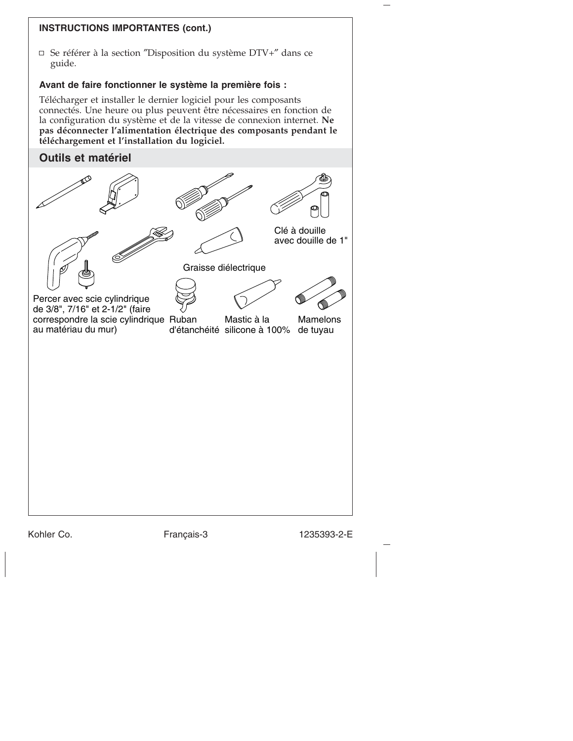**INSTRUCTIONS IMPORTANTES (cont.)**

- Se référer à la section "Disposition du système DTV+" dans ce guide.

**Avant de faire fonctionner le système la première fois :**

Télécharger et installer le dernier logiciel pour les composants connectés. Une heure ou plus peuvent être nécessaires en fonction de la configuration du système et de la vitesse de connexion internet. **Ne pas déconnecter l'alimentation électrique des composants pendant le téléchargement et l'installation du logiciel.**

## Outils et matériel

Clé à douille avec douille de 1"

Graisse diélectrique

Percer avec scie cylindrique de 3/8", 7/16" et 2-1/2" (faire correspondre la scie cylindrique au matériau du mur)

Ruban d'étanchéité

Mastic à la silicone à 100%

Mamelons de tuyau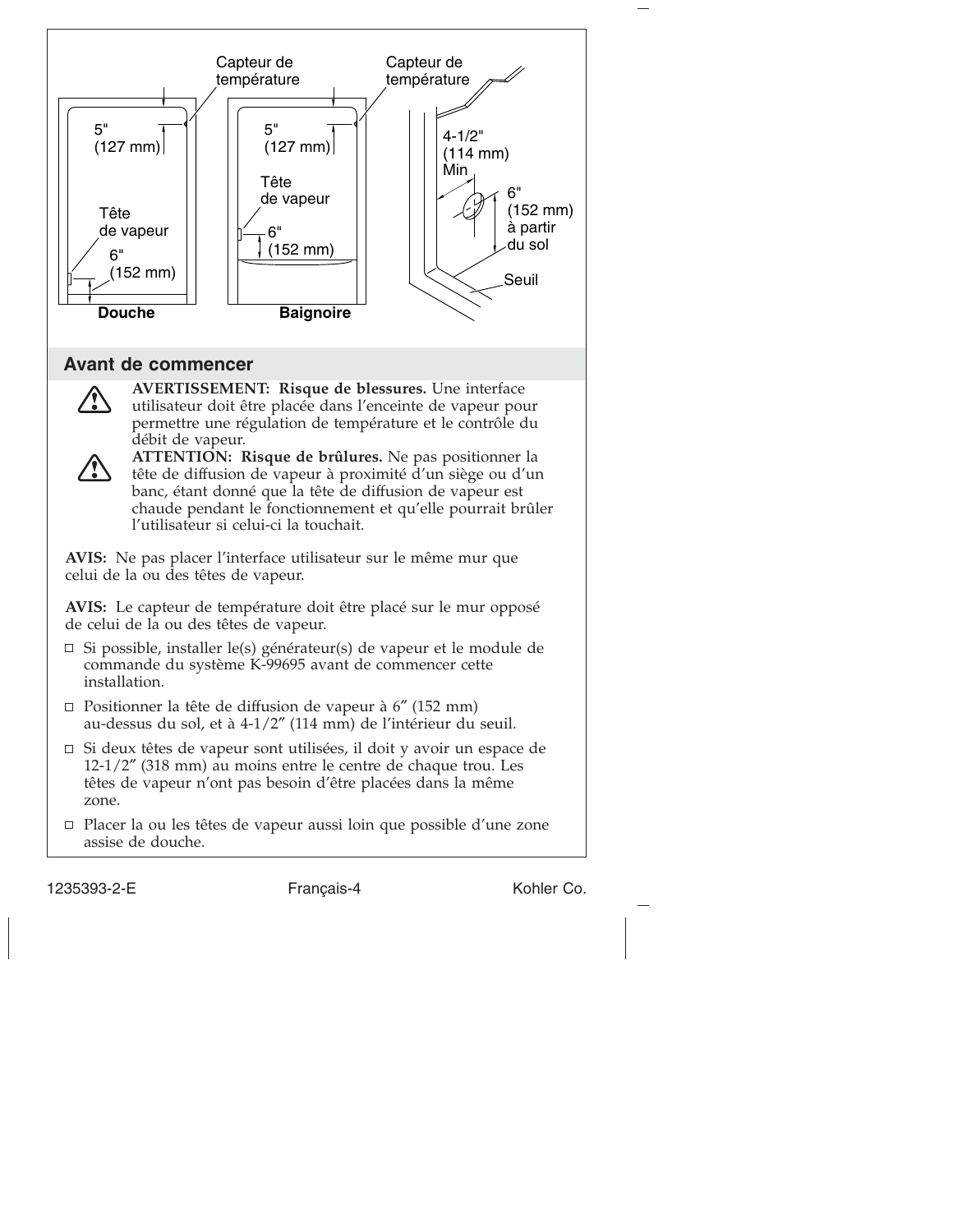Capteur de température

5" (127 mm)

Tête de vapeur

6" (152 mm)

**Douche**

Capteur de température

5" (127 mm)

Tête de vapeur

6" (152 mm)

**Baignoire**

4-1/2" (114 mm) Min

6" (152 mm) à partir du sol

Seuil

## Avant de commencer

**AVERTISSEMENT: Risque de blessures.** Une interface utilisateur doit être placée dans l'enceinte de vapeur pour permettre une régulation de température et le contrôle du débit de vapeur.

**ATTENTION: Risque de brûlures.** Ne pas positionner la tête de diffusion de vapeur à proximité d'un siège ou d'un banc, étant donné que la tête de diffusion de vapeur est chaude pendant le fonctionnement et qu'elle pourrait brûler l'utilisateur si celui-ci la touchait.

**AVIS:** Ne pas placer l'interface utilisateur sur le même mur que celui de la ou des têtes de vapeur.

**AVIS:** Le capteur de température doit être placé sur le mur opposé de celui de la ou des têtes de vapeur.

- Si possible, installer le(s) générateur(s) de vapeur et le module de commande du système K-99695 avant de commencer cette installation.
- Positionner la tête de diffusion de vapeur à 6″ (152 mm) au-dessus du sol, et à 4-1/2″ (114 mm) de l'intérieur du seuil.
- Si deux têtes de vapeur sont utilisées, il doit y avoir un espace de 12-1/2″ (318 mm) au moins entre le centre de chaque trou. Les têtes de vapeur n'ont pas besoin d'être placées dans la même zone.
- Placer la ou les têtes de vapeur aussi loin que possible d'une zone assise de douche.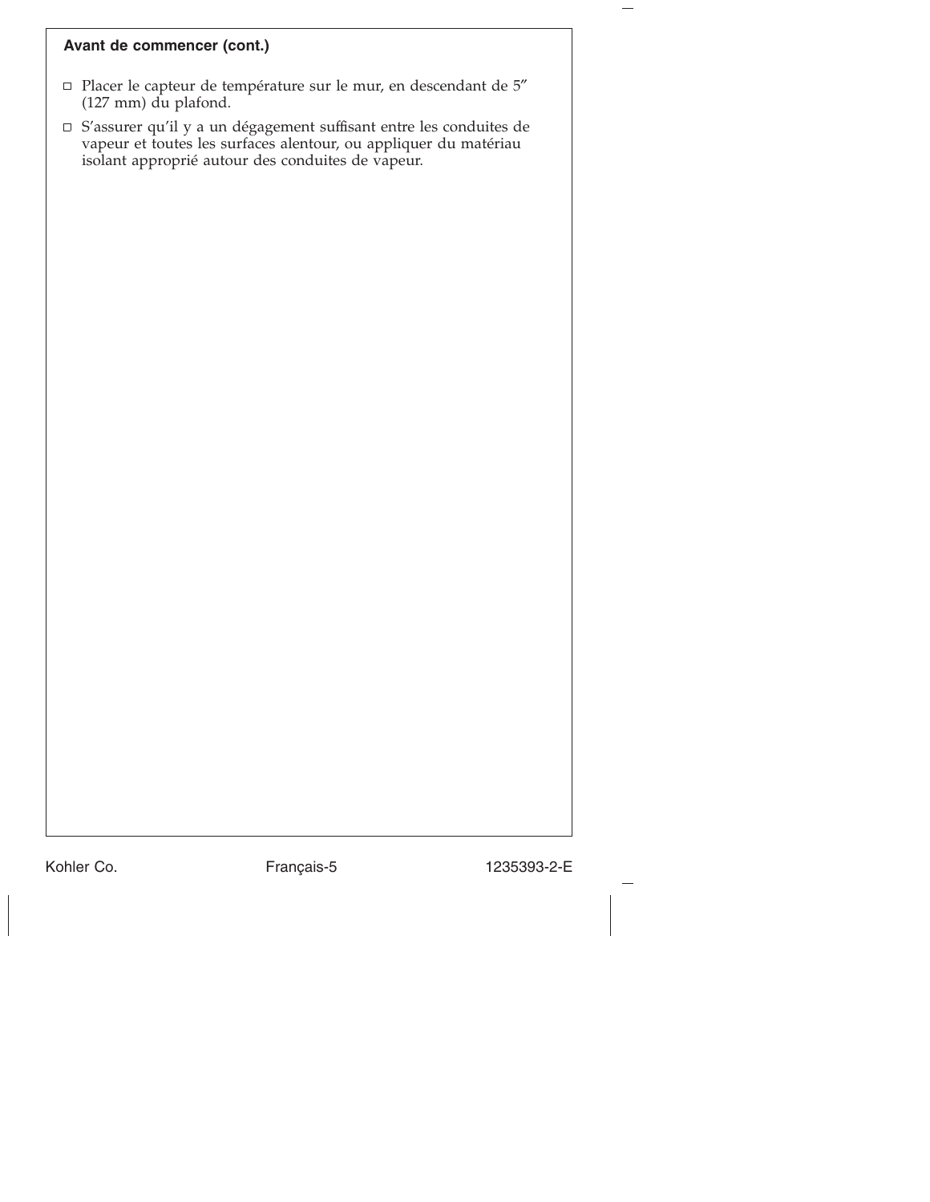### Avant de commencer (cont.)

- ☐ Placer le capteur de température sur le mur, en descendant de 5″ (127 mm) du plafond.
- ☐ S'assurer qu'il y a un dégagement suffisant entre les conduites de vapeur et toutes les surfaces alentour, ou appliquer du matériau isolant approprié autour des conduites de vapeur.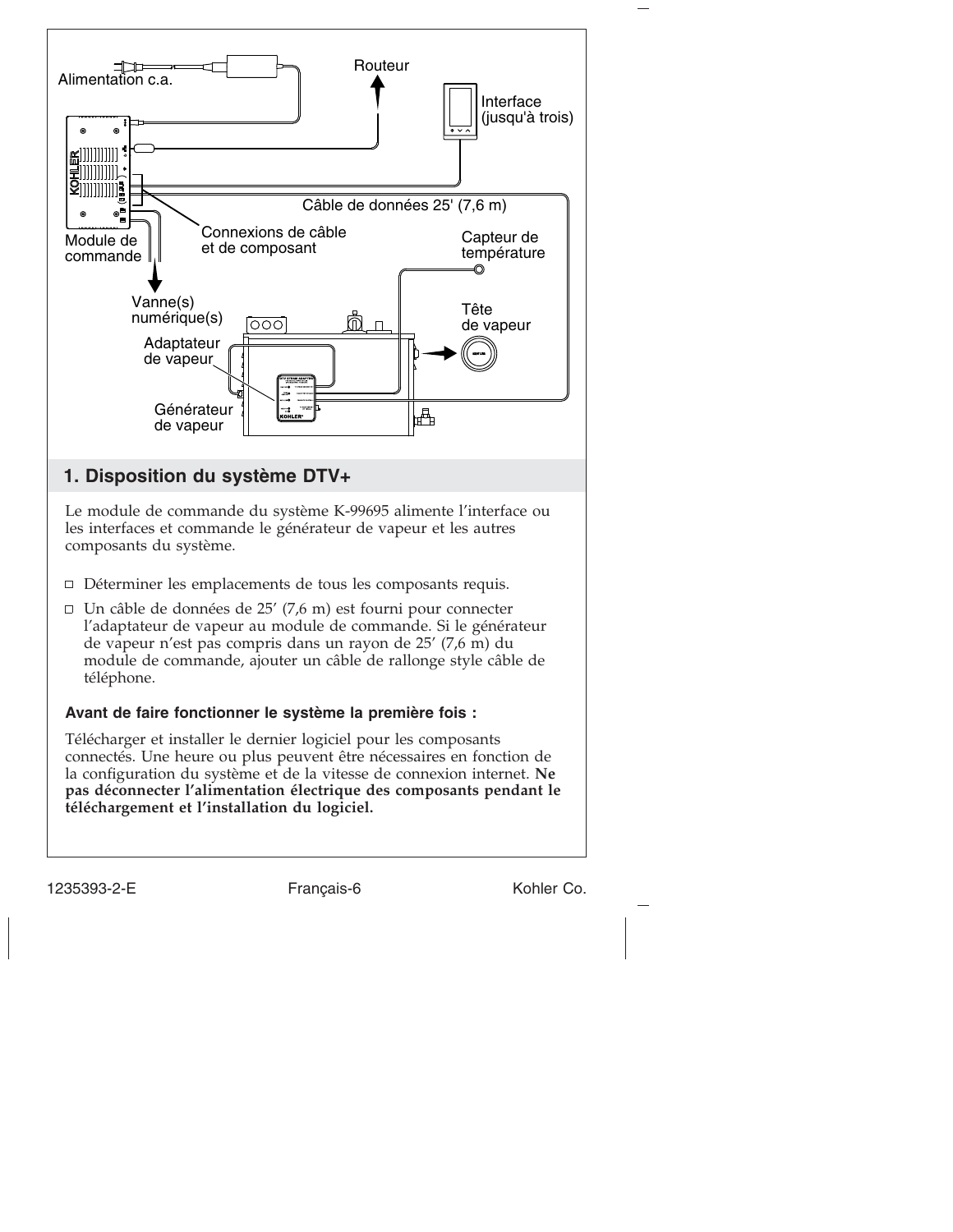Alimentation c.a.

Routeur

Interface (jusqu'à trois)

Module de commande

Connexions de câble et de composant

Câble de données 25' (7,6 m)

Capteur de température

Vanne(s) numérique(s)

Tête de vapeur

Adaptateur de vapeur

Générateur de vapeur

## 1. Disposition du système DTV+

Le module de commande du système K-99695 alimente l’interface ou les interfaces et commande le générateur de vapeur et les autres composants du système.

- ☐ Déterminer les emplacements de tous les composants requis.
- ☐ Un câble de données de 25′ (7,6 m) est fourni pour connecter l’adaptateur de vapeur au module de commande. Si le générateur de vapeur n’est pas compris dans un rayon de 25′ (7,6 m) du module de commande, ajouter un câble de rallonge style câble de téléphone.

**Avant de faire fonctionner le système la première fois :**

Télécharger et installer le dernier logiciel pour les composants connectés. Une heure ou plus peuvent être nécessaires en fonction de la configuration du système et de la vitesse de connexion internet. **Ne pas déconnecter l’alimentation électrique des composants pendant le téléchargement et l’installation du logiciel.**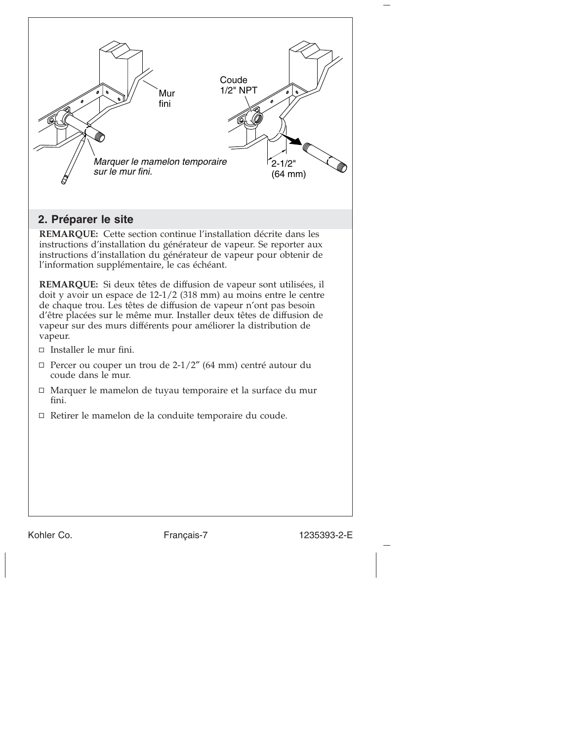Mur fini

Coude 1/2" NPT

*Marquer le mamelon temporaire sur le mur fini.*

2-1/2" (64 mm)

## 2. Préparer le site

**REMARQUE:** Cette section continue l'installation décrite dans les instructions d'installation du générateur de vapeur. Se reporter aux instructions d'installation du générateur de vapeur pour obtenir de l'information supplémentaire, le cas échéant.

**REMARQUE:** Si deux têtes de diffusion de vapeur sont utilisées, il doit y avoir un espace de 12-1/2 (318 mm) au moins entre le centre de chaque trou. Les têtes de diffusion de vapeur n'ont pas besoin d'être placées sur le même mur. Installer deux têtes de diffusion de vapeur sur des murs différents pour améliorer la distribution de vapeur.

- ☐ Installer le mur fini.
- ☐ Percer ou couper un trou de 2-1/2″ (64 mm) centré autour du coude dans le mur.
- ☐ Marquer le mamelon de tuyau temporaire et la surface du mur fini.
- ☐ Retirer le mamelon de la conduite temporaire du coude.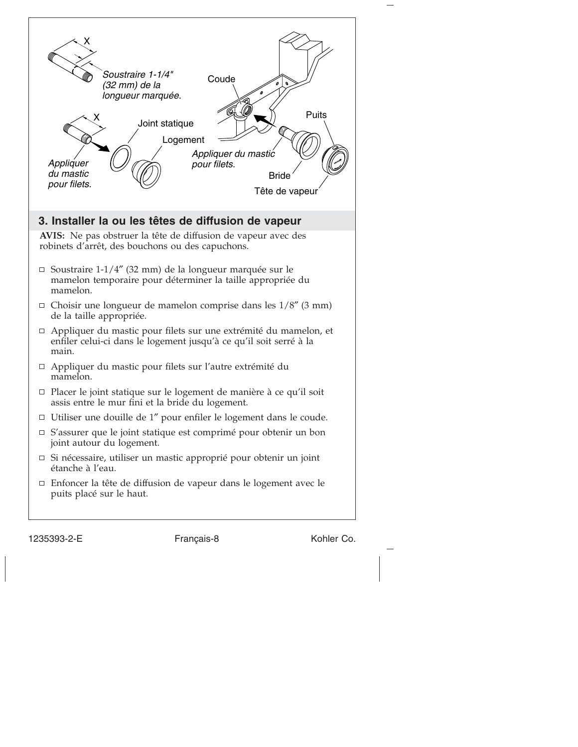X

*Soustraire 1-1/4" (32 mm) de la longueur marquée.*

X

Joint statique

Logement

*Appliquer du mastic pour filets.*

Coude

*Appliquer du mastic pour filets.*

Puits

Bride

Tête de vapeur

## 3. Installer la ou les têtes de diffusion de vapeur

**AVIS:** Ne pas obstruer la tête de diffusion de vapeur avec des robinets d'arrêt, des bouchons ou des capuchons.

- Soustraire 1-1/4″ (32 mm) de la longueur marquée sur le mamelon temporaire pour déterminer la taille appropriée du mamelon.
- Choisir une longueur de mamelon comprise dans les 1/8″ (3 mm) de la taille appropriée.
- Appliquer du mastic pour filets sur une extrémité du mamelon, et enfiler celui-ci dans le logement jusqu'à ce qu'il soit serré à la main.
- Appliquer du mastic pour filets sur l'autre extrémité du mamelon.
- Placer le joint statique sur le logement de manière à ce qu'il soit assis entre le mur fini et la bride du logement.
- Utiliser une douille de 1″ pour enfiler le logement dans le coude.
- S'assurer que le joint statique est comprimé pour obtenir un bon joint autour du logement.
- Si nécessaire, utiliser un mastic approprié pour obtenir un joint étanche à l'eau.
- Enfoncer la tête de diffusion de vapeur dans le logement avec le puits placé sur le haut.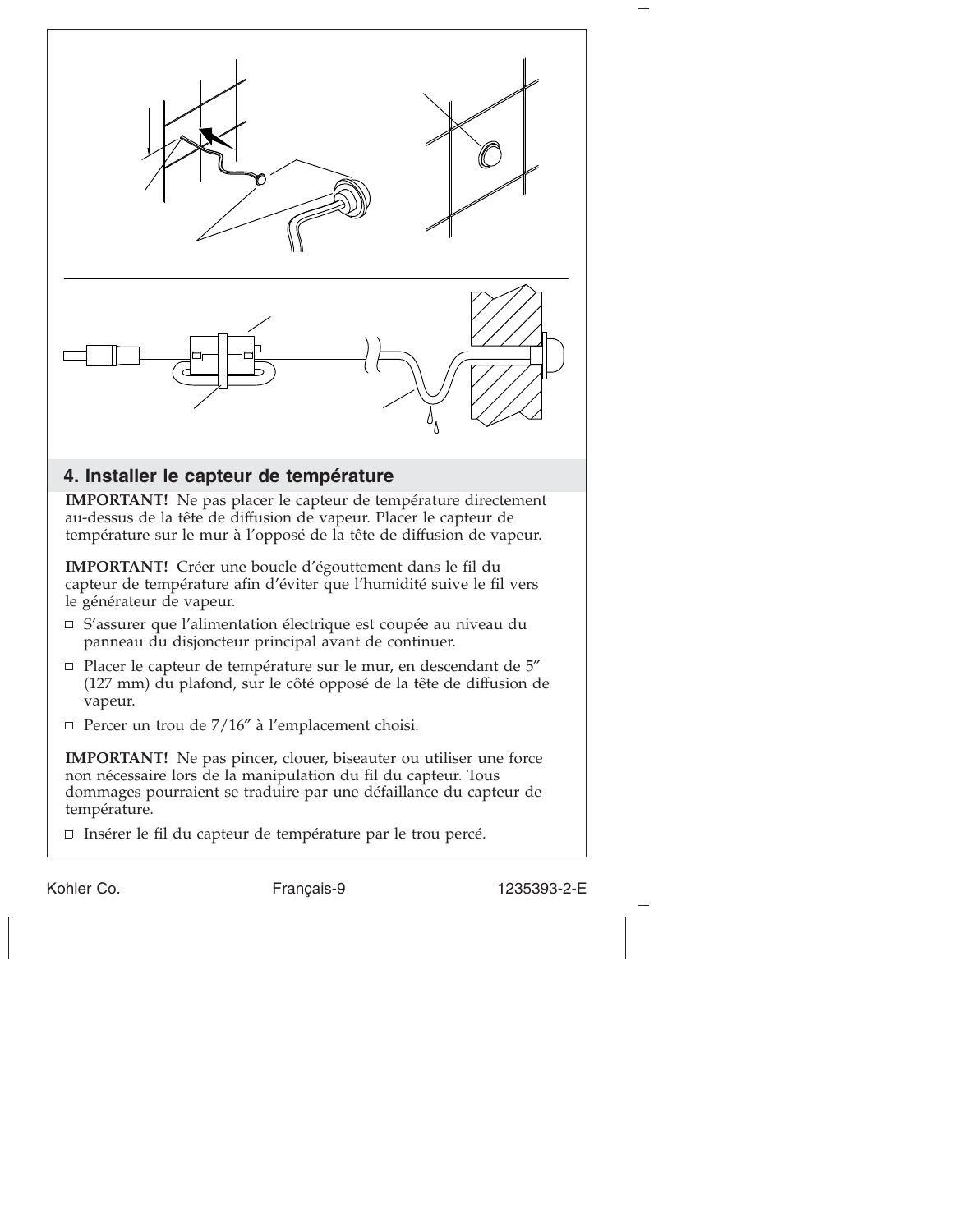## 4. Installer le capteur de température

**IMPORTANT!** Ne pas placer le capteur de température directement au-dessus de la tête de diffusion de vapeur. Placer le capteur de température sur le mur à l'opposé de la tête de diffusion de vapeur.

**IMPORTANT!** Créer une boucle d'égouttement dans le fil du capteur de température afin d'éviter que l'humidité suive le fil vers le générateur de vapeur.

- S'assurer que l'alimentation électrique est coupée au niveau du panneau du disjoncteur principal avant de continuer.
- Placer le capteur de température sur le mur, en descendant de 5″ (127 mm) du plafond, sur le côté opposé de la tête de diffusion de vapeur.
- Percer un trou de 7/16″ à l'emplacement choisi.

**IMPORTANT!** Ne pas pincer, clouer, biseauter ou utiliser une force non nécessaire lors de la manipulation du fil du capteur. Tous dommages pourraient se traduire par une défaillance du capteur de température.

- Insérer le fil du capteur de température par le trou percé.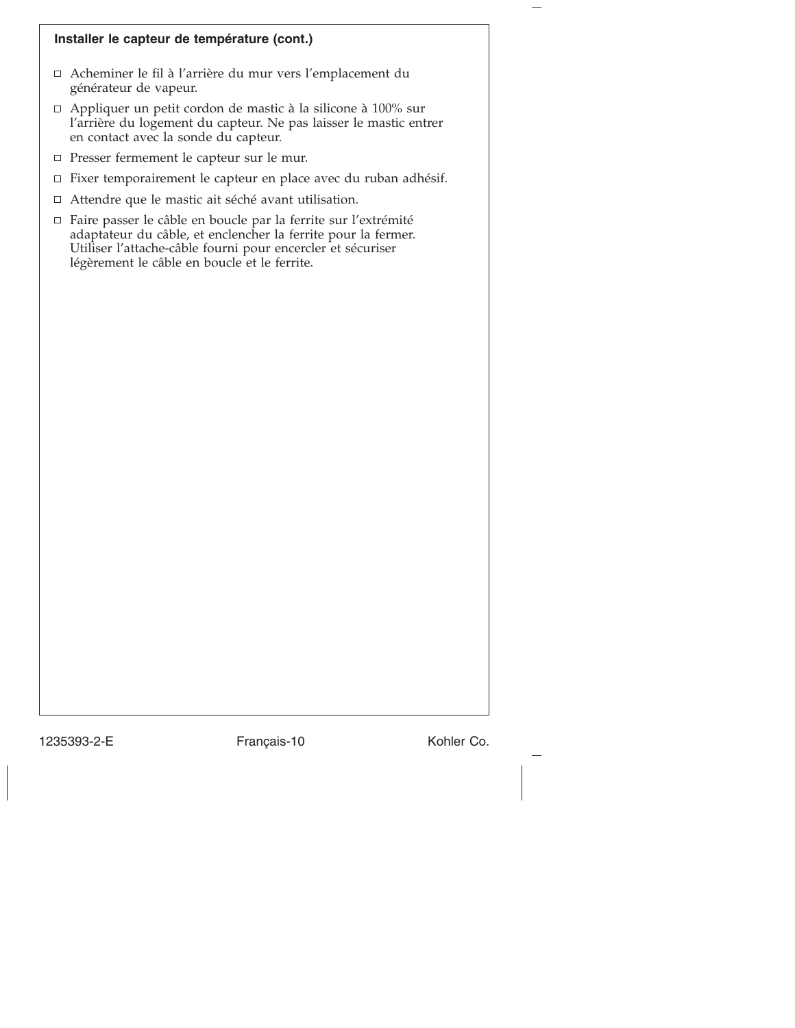**Installer le capteur de température (cont.)**

- ☐ Acheminer le fil à l'arrière du mur vers l'emplacement du générateur de vapeur.
- ☐ Appliquer un petit cordon de mastic à la silicone à 100% sur l'arrière du logement du capteur. Ne pas laisser le mastic entrer en contact avec la sonde du capteur.
- ☐ Presser fermement le capteur sur le mur.
- ☐ Fixer temporairement le capteur en place avec du ruban adhésif.
- ☐ Attendre que le mastic ait séché avant utilisation.
- ☐ Faire passer le câble en boucle par la ferrite sur l'extrémité adaptateur du câble, et enclencher la ferrite pour la fermer. Utiliser l'attache-câble fourni pour encercler et sécuriser légèrement le câble en boucle et le ferrite.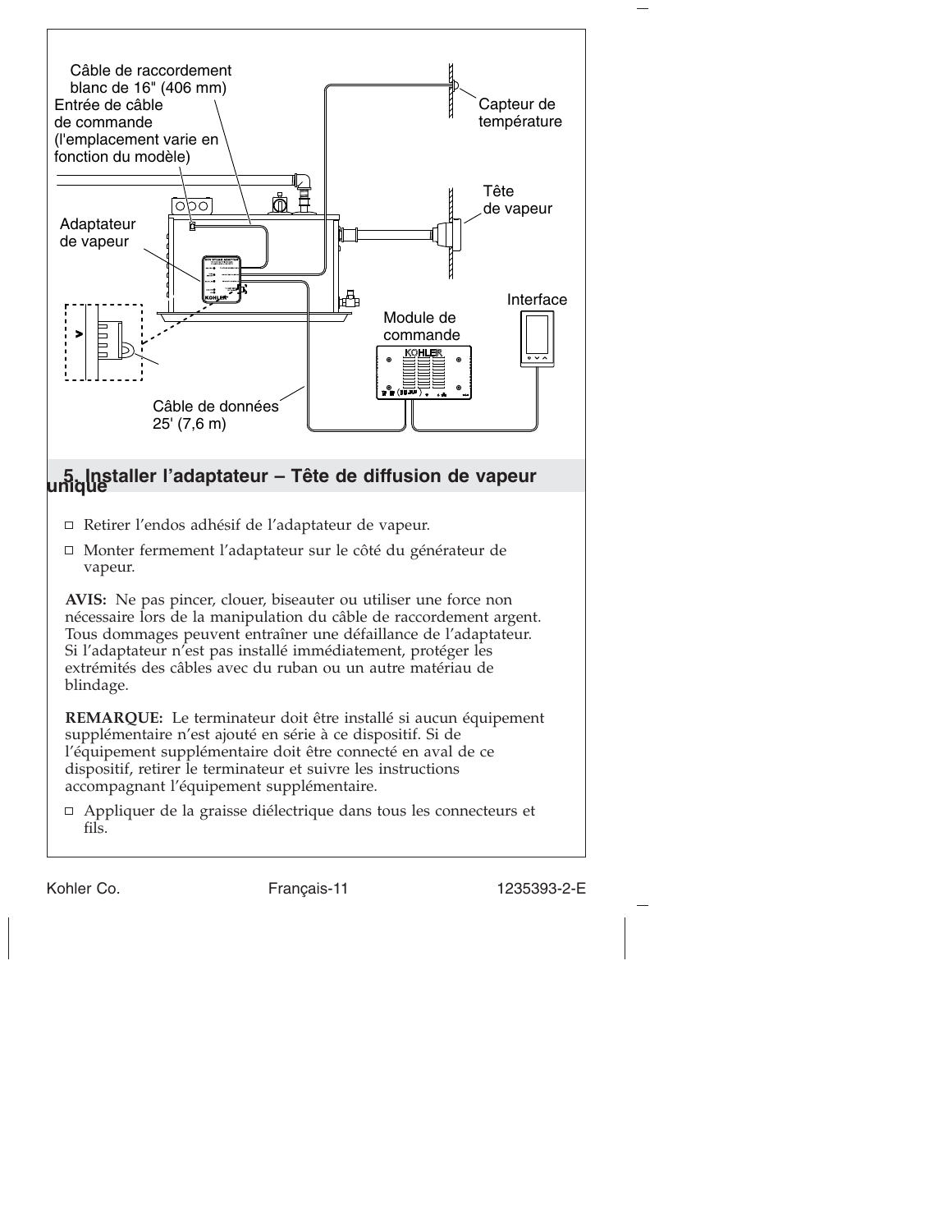Câble de raccordement blanc de 16" (406 mm)

Entrée de câble de commande (l'emplacement varie en fonction du modèle)

Capteur de température

Tête de vapeur

Adaptateur de vapeur

Interface

Module de commande

Câble de données 25' (7,6 m)

## 5. Installer l'adaptateur – Tête de diffusion de vapeur unique

- ☐ Retirer l'endos adhésif de l'adaptateur de vapeur.
- ☐ Monter fermement l'adaptateur sur le côté du générateur de vapeur.

**AVIS:** Ne pas pincer, clouer, biseauter ou utiliser une force non nécessaire lors de la manipulation du câble de raccordement argent. Tous dommages peuvent entraîner une défaillance de l'adaptateur. Si l'adaptateur n'est pas installé immédiatement, protéger les extrémités des câbles avec du ruban ou un autre matériau de blindage.

**REMARQUE:** Le terminateur doit être installé si aucun équipement supplémentaire n'est ajouté en série à ce dispositif. Si de l'équipement supplémentaire doit être connecté en aval de ce dispositif, retirer le terminateur et suivre les instructions accompagnant l'équipement supplémentaire.

- ☐ Appliquer de la graisse diélectrique dans tous les connecteurs et fils.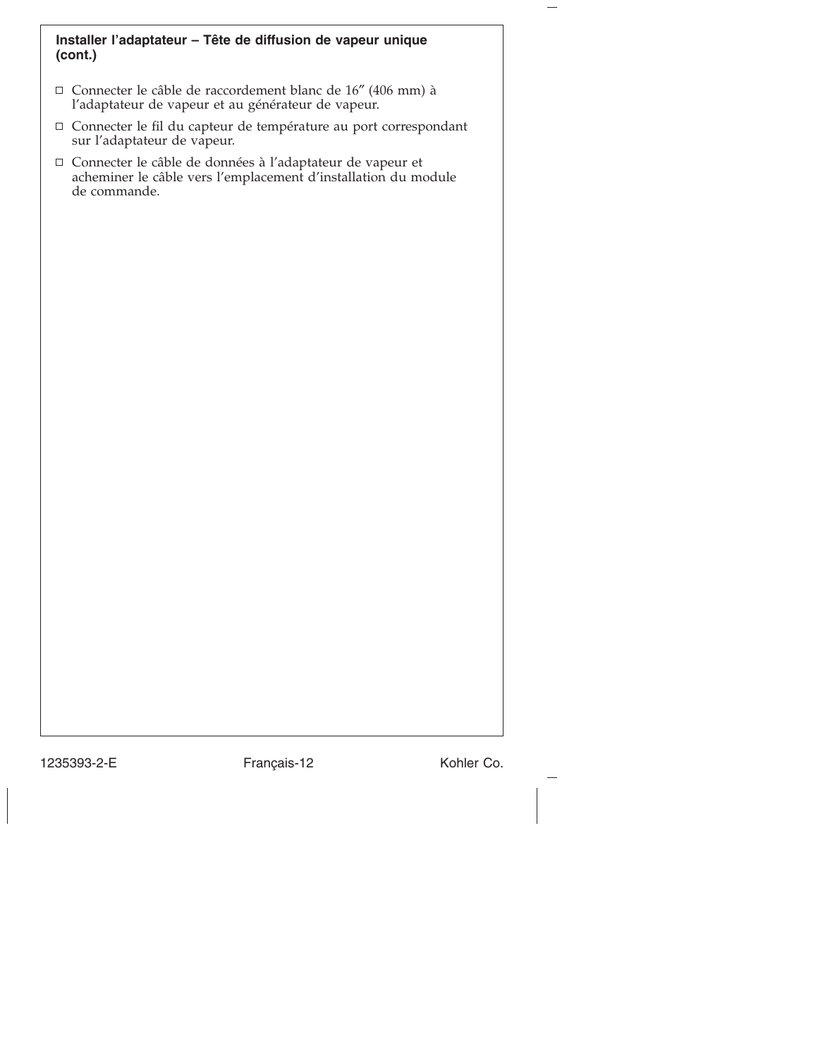### Installer l'adaptateur – Tête de diffusion de vapeur unique (cont.)

- [ ] Connecter le câble de raccordement blanc de 16″ (406 mm) à l'adaptateur de vapeur et au générateur de vapeur.
- [ ] Connecter le fil du capteur de température au port correspondant sur l'adaptateur de vapeur.
- [ ] Connecter le câble de données à l'adaptateur de vapeur et acheminer le câble vers l'emplacement d'installation du module de commande.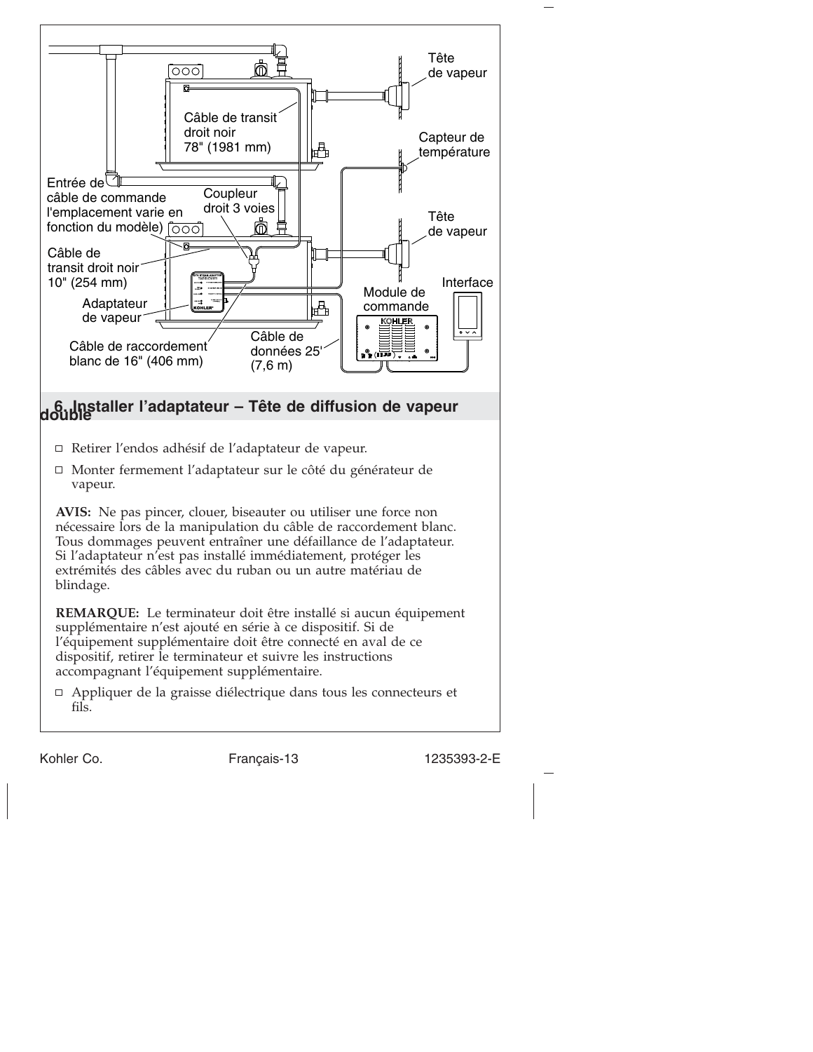Tête de vapeur

Câble de transit droit noir 78" (1981 mm)

Capteur de température

Entrée de câble de commande l'emplacement varie en fonction du modèle)

Coupleur droit 3 voies

Tête de vapeur

Câble de transit droit noir 10" (254 mm)

Interface

Module de commande

Adaptateur de vapeur

Câble de raccordement blanc de 16" (406 mm)

Câble de données 25' (7,6 m)

## 6. Installer l'adaptateur – Tête de diffusion de vapeur double

- Retirer l'endos adhésif de l'adaptateur de vapeur.
- Monter fermement l'adaptateur sur le côté du générateur de vapeur.

**AVIS:** Ne pas pincer, clouer, biseauter ou utiliser une force non nécessaire lors de la manipulation du câble de raccordement blanc. Tous dommages peuvent entraîner une défaillance de l'adaptateur. Si l'adaptateur n'est pas installé immédiatement, protéger les extrémités des câbles avec du ruban ou un autre matériau de blindage.

**REMARQUE:** Le terminateur doit être installé si aucun équipement supplémentaire n'est ajouté en série à ce dispositif. Si de l'équipement supplémentaire doit être connecté en aval de ce dispositif, retirer le terminateur et suivre les instructions accompagnant l'équipement supplémentaire.

- Appliquer de la graisse diélectrique dans tous les connecteurs et fils.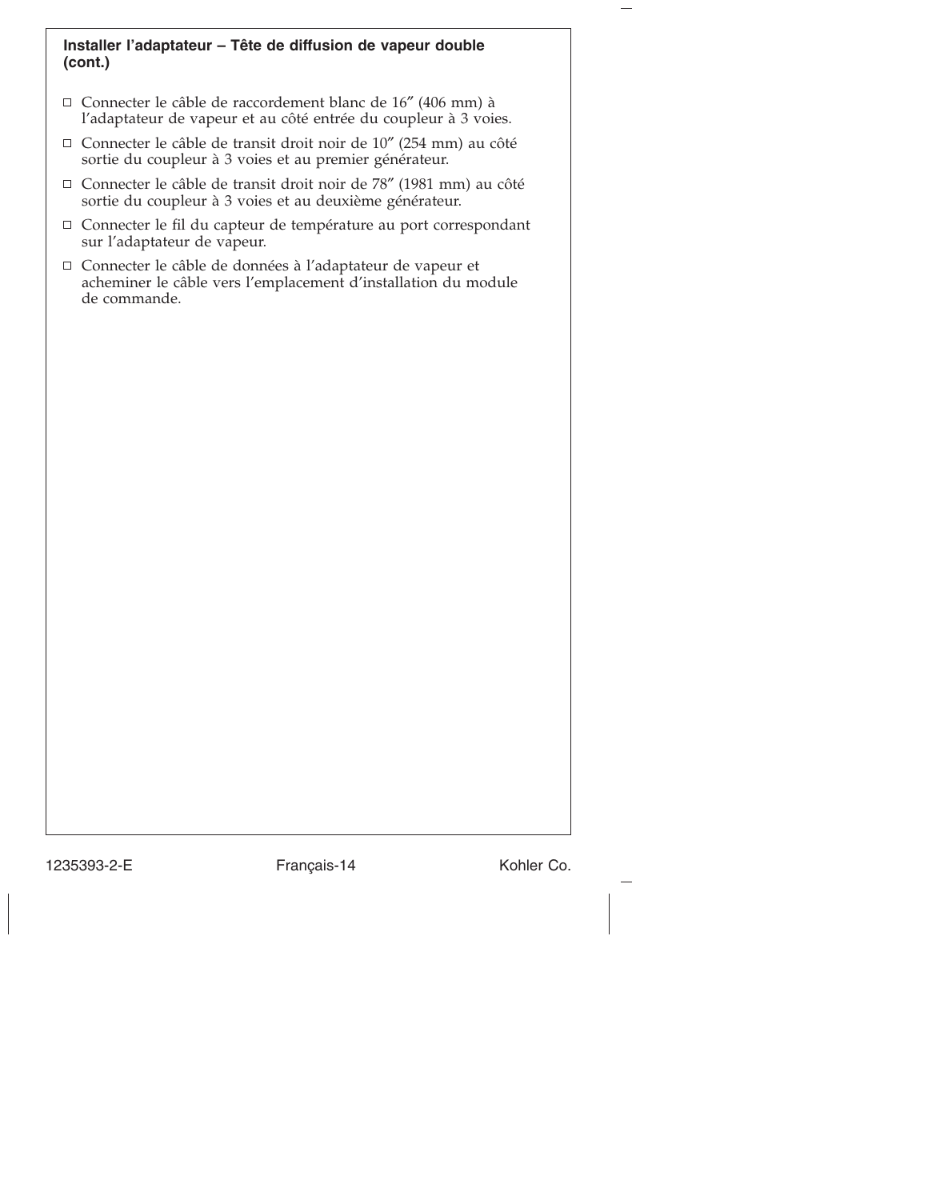### Installer l'adaptateur – Tête de diffusion de vapeur double (cont.)

- ☐ Connecter le câble de raccordement blanc de 16″ (406 mm) à l'adaptateur de vapeur et au côté entrée du coupleur à 3 voies.
- ☐ Connecter le câble de transit droit noir de 10″ (254 mm) au côté sortie du coupleur à 3 voies et au premier générateur.
- ☐ Connecter le câble de transit droit noir de 78″ (1981 mm) au côté sortie du coupleur à 3 voies et au deuxième générateur.
- ☐ Connecter le fil du capteur de température au port correspondant sur l'adaptateur de vapeur.
- ☐ Connecter le câble de données à l'adaptateur de vapeur et acheminer le câble vers l'emplacement d'installation du module de commande.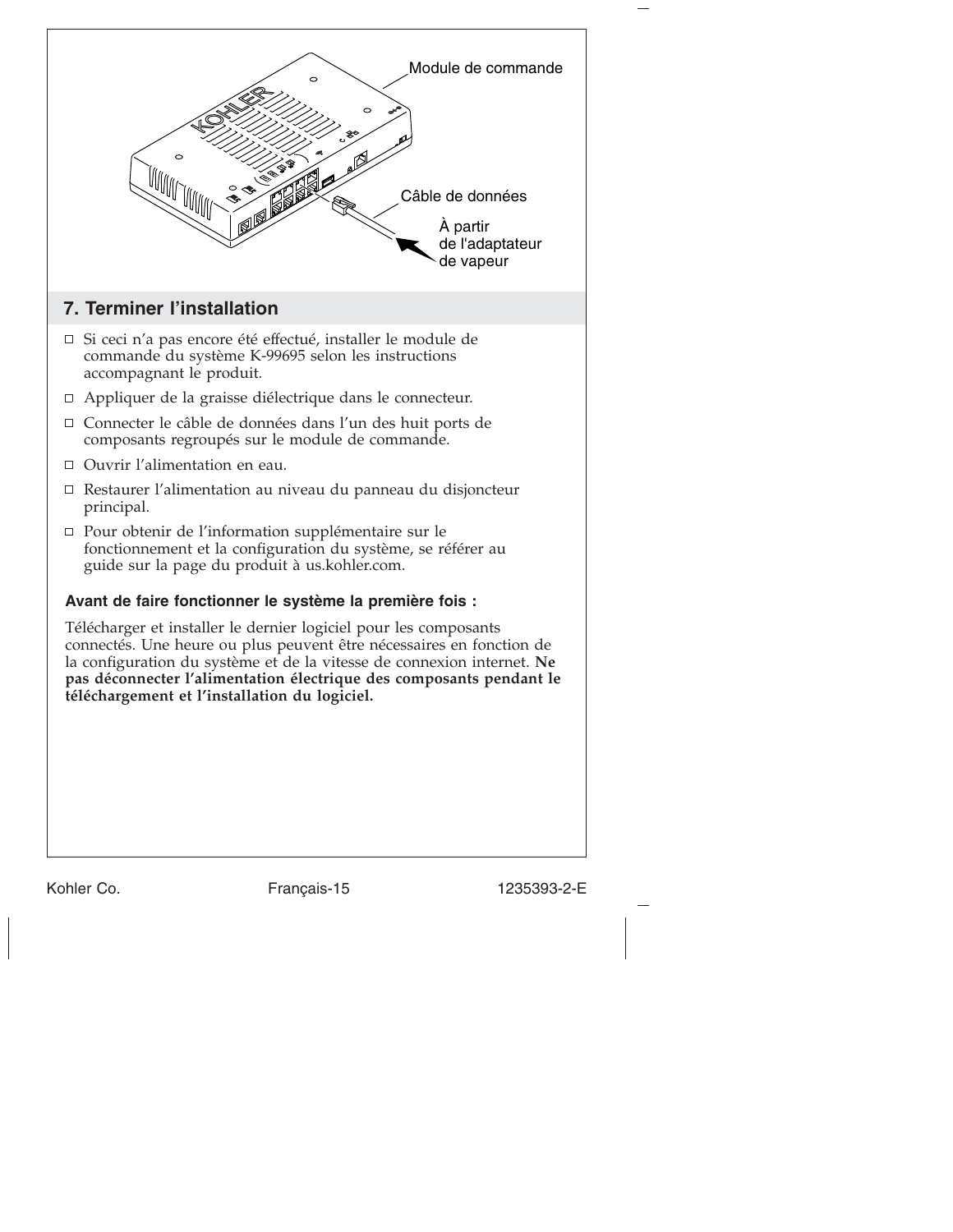Module de commande

Câble de données

À partir de l'adaptateur de vapeur

## 7. Terminer l’installation

- ☐ Si ceci n’a pas encore été effectué, installer le module de commande du système K-99695 selon les instructions accompagnant le produit.
- ☐ Appliquer de la graisse diélectrique dans le connecteur.
- ☐ Connecter le câble de données dans l’un des huit ports de composants regroupés sur le module de commande.
- ☐ Ouvrir l’alimentation en eau.
- ☐ Restaurer l’alimentation au niveau du panneau du disjoncteur principal.
- ☐ Pour obtenir de l’information supplémentaire sur le fonctionnement et la configuration du système, se référer au guide sur la page du produit à us.kohler.com.

### Avant de faire fonctionner le système la première fois :

Télécharger et installer le dernier logiciel pour les composants connectés. Une heure ou plus peuvent être nécessaires en fonction de la configuration du système et de la vitesse de connexion internet. **Ne pas déconnecter l’alimentation électrique des composants pendant le téléchargement et l’installation du logiciel.**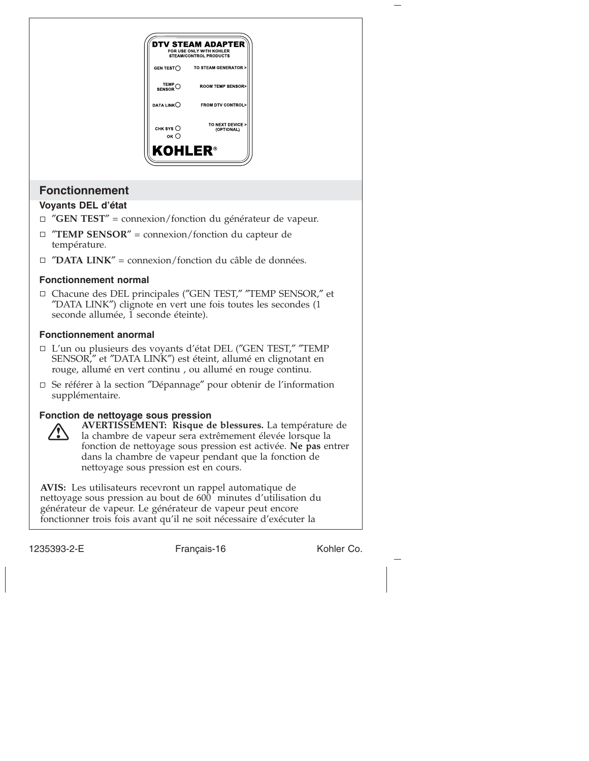DTV STEAM ADAPTER
FOR USE ONLY WITH KOHLER STEAM/CONTROL PRODUCTS

GEN TEST — TO STEAM GENERATOR >

TEMP SENSOR — ROOM TEMP SENSOR>

DATA LINK — FROM DTV CONTROL>

CHK SYS / OK — TO NEXT DEVICE > (OPTIONAL)

KOHLER®

## Fonctionnement

### Voyants DEL d'état

- ″**GEN TEST**″ = connexion/fonction du générateur de vapeur.
- ″**TEMP SENSOR**″ = connexion/fonction du capteur de température.
- ″**DATA LINK**″ = connexion/fonction du câble de données.

### Fonctionnement normal

- Chacune des DEL principales (″GEN TEST,″ ″TEMP SENSOR,″ et ″DATA LINK″) clignote en vert une fois toutes les secondes (1 seconde allumée, 1 seconde éteinte).

### Fonctionnement anormal

- L'un ou plusieurs des voyants d'état DEL (″GEN TEST,″ ″TEMP SENSOR,″ et ″DATA LINK″) est éteint, allumé en clignotant en rouge, allumé en vert continu , ou allumé en rouge continu.
- Se référer à la section ″Dépannage″ pour obtenir de l'information supplémentaire.

### Fonction de nettoyage sous pression

**AVERTISSEMENT: Risque de blessures.** La température de la chambre de vapeur sera extrêmement élevée lorsque la fonction de nettoyage sous pression est activée. **Ne pas** entrer dans la chambre de vapeur pendant que la fonction de nettoyage sous pression est en cours.

**AVIS:** Les utilisateurs recevront un rappel automatique de nettoyage sous pression au bout de 600 minutes d'utilisation du générateur de vapeur. Le générateur de vapeur peut encore fonctionner trois fois avant qu'il ne soit nécessaire d'exécuter la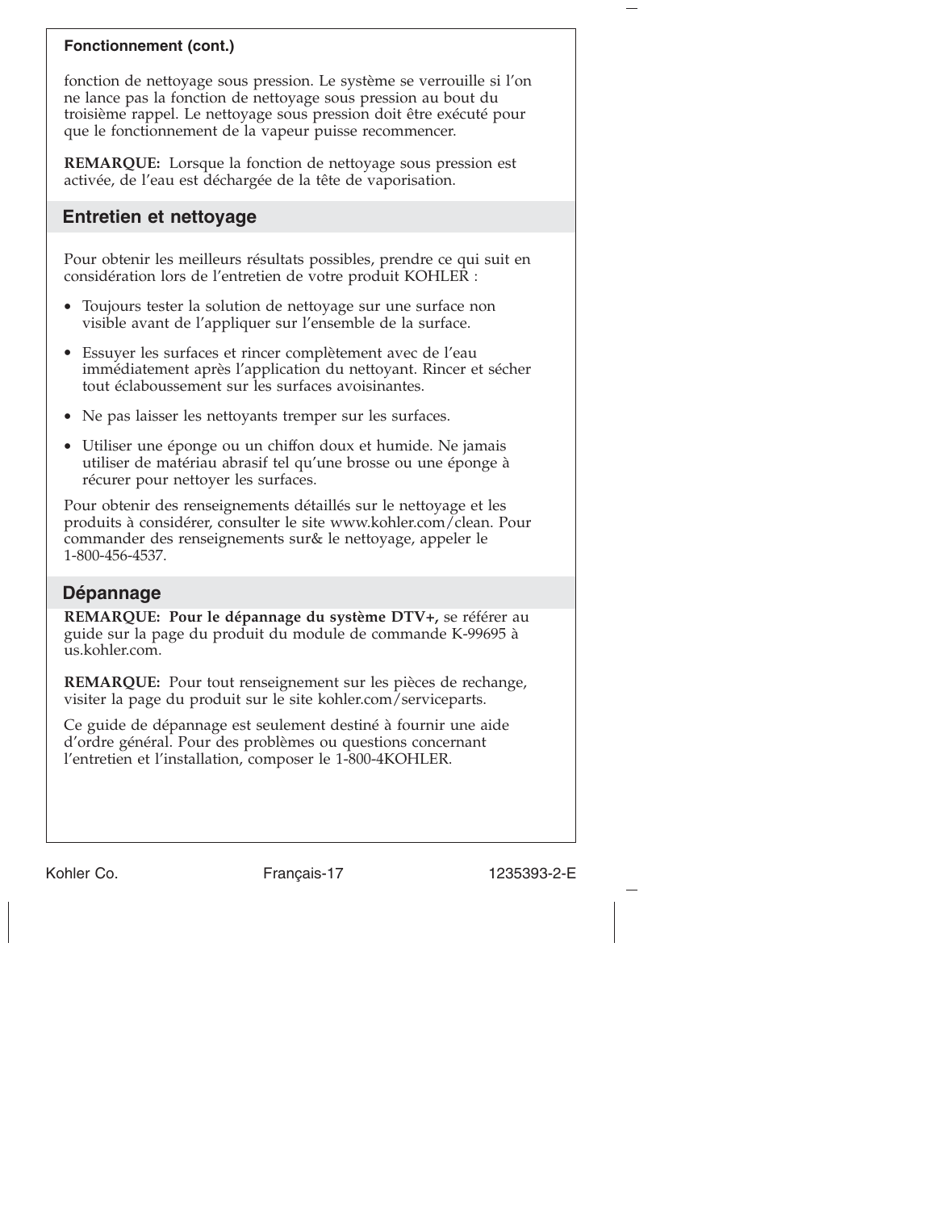**Fonctionnement (cont.)**

fonction de nettoyage sous pression. Le système se verrouille si l'on ne lance pas la fonction de nettoyage sous pression au bout du troisième rappel. Le nettoyage sous pression doit être exécuté pour que le fonctionnement de la vapeur puisse recommencer.

**REMARQUE:** Lorsque la fonction de nettoyage sous pression est activée, de l'eau est déchargée de la tête de vaporisation.

## Entretien et nettoyage

Pour obtenir les meilleurs résultats possibles, prendre ce qui suit en considération lors de l'entretien de votre produit KOHLER :

- Toujours tester la solution de nettoyage sur une surface non visible avant de l'appliquer sur l'ensemble de la surface.
- Essuyer les surfaces et rincer complètement avec de l'eau immédiatement après l'application du nettoyant. Rincer et sécher tout éclaboussement sur les surfaces avoisinantes.
- Ne pas laisser les nettoyants tremper sur les surfaces.
- Utiliser une éponge ou un chiffon doux et humide. Ne jamais utiliser de matériau abrasif tel qu'une brosse ou une éponge à récurer pour nettoyer les surfaces.

Pour obtenir des renseignements détaillés sur le nettoyage et les produits à considérer, consulter le site www.kohler.com/clean. Pour commander des renseignements sur& le nettoyage, appeler le 1-800-456-4537.

## Dépannage

**REMARQUE: Pour le dépannage du système DTV+,** se référer au guide sur la page du produit du module de commande K-99695 à us.kohler.com.

**REMARQUE:** Pour tout renseignement sur les pièces de rechange, visiter la page du produit sur le site kohler.com/serviceparts.

Ce guide de dépannage est seulement destiné à fournir une aide d'ordre général. Pour des problèmes ou questions concernant l'entretien et l'installation, composer le 1-800-4KOHLER.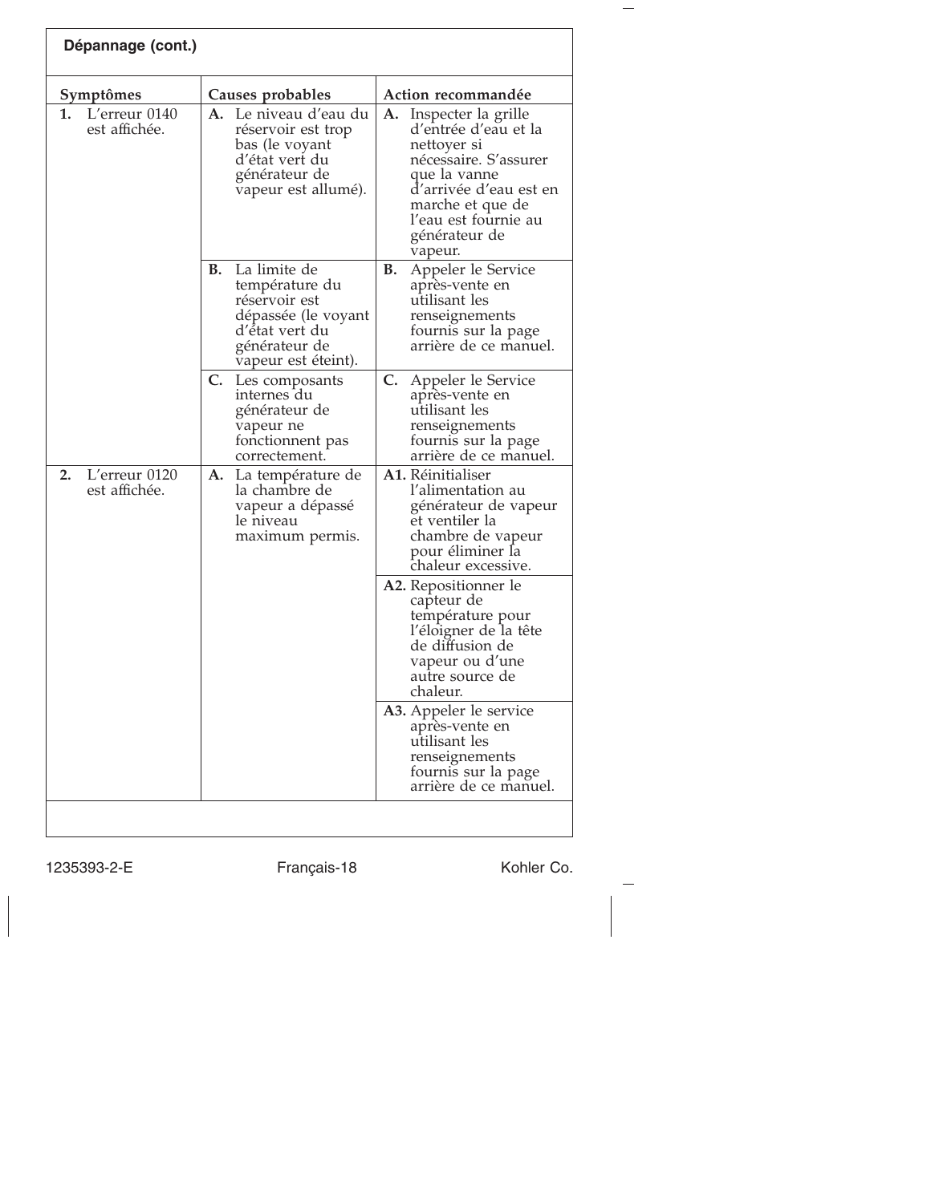## Dépannage (cont.)

| Symptômes | Causes probables | Action recommandée |
|---|---|---|
| **1.** L'erreur 0140 est affichée. | **A.** Le niveau d'eau du réservoir est trop bas (le voyant d'état vert du générateur de vapeur est allumé). | **A.** Inspecter la grille d'entrée d'eau et la nettoyer si nécessaire. S'assurer que la vanne d'arrivée d'eau est en marche et que de l'eau est fournie au générateur de vapeur. |
| | **B.** La limite de température du réservoir est dépassée (le voyant d'état vert du générateur de vapeur est éteint). | **B.** Appeler le Service après-vente en utilisant les renseignements fournis sur la page arrière de ce manuel. |
| | **C.** Les composants internes du générateur de vapeur ne fonctionnent pas correctement. | **C.** Appeler le Service après-vente en utilisant les renseignements fournis sur la page arrière de ce manuel. |
| **2.** L'erreur 0120 est affichée. | **A.** La température de la chambre de vapeur a dépassé le niveau maximum permis. | **A1.** Réinitialiser l'alimentation au générateur de vapeur et ventiler la chambre de vapeur pour éliminer la chaleur excessive. |
| | | **A2.** Repositionner le capteur de température pour l'éloigner de la tête de diffusion de vapeur ou d'une autre source de chaleur. |
| | | **A3.** Appeler le service après-vente en utilisant les renseignements fournis sur la page arrière de ce manuel. |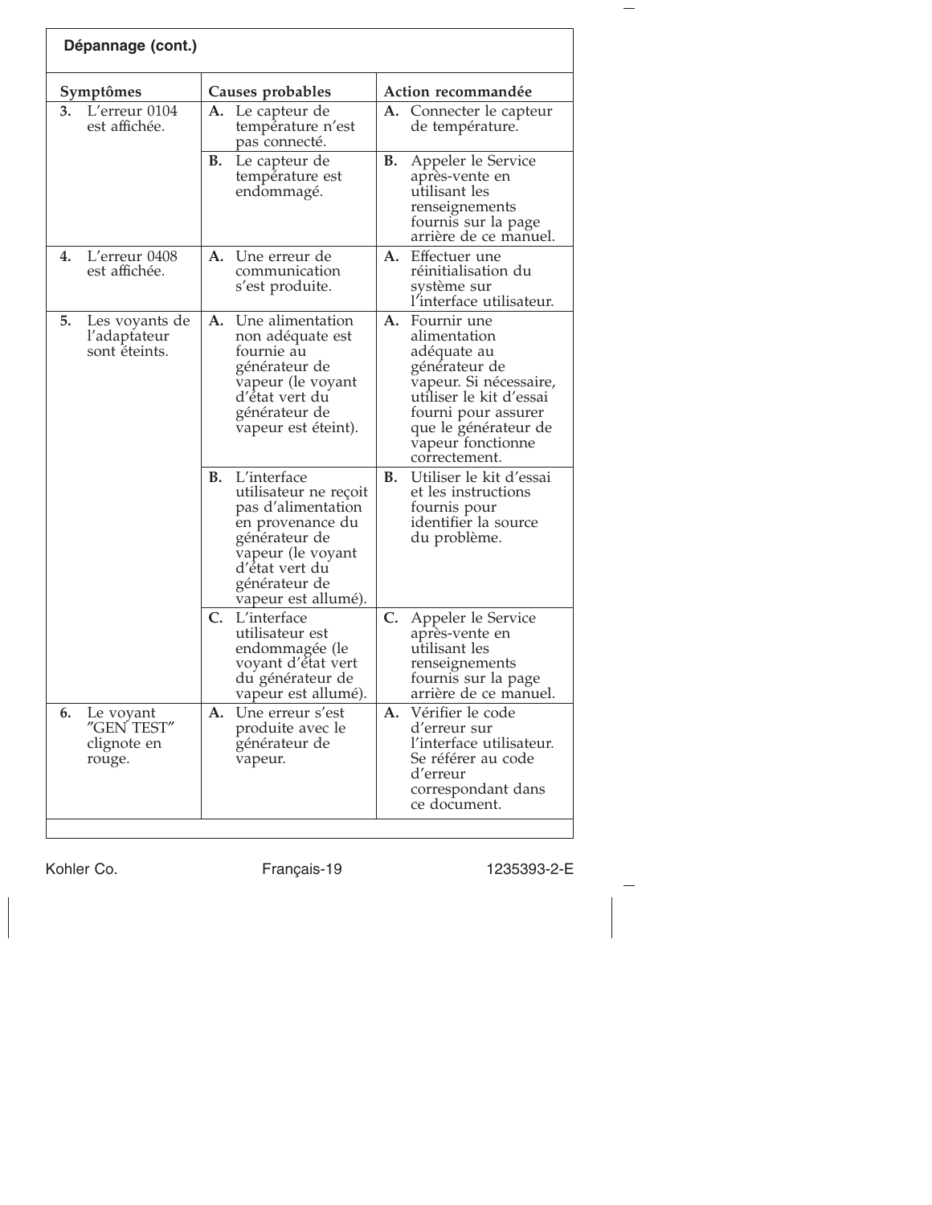## Dépannage (cont.)

| Symptômes | Causes probables | Action recommandée |
|---|---|---|
| **3.** L'erreur 0104 est affichée. | **A.** Le capteur de température n'est pas connecté. | **A.** Connecter le capteur de température. |
| | **B.** Le capteur de température est endommagé. | **B.** Appeler le Service après-vente en utilisant les renseignements fournis sur la page arrière de ce manuel. |
| **4.** L'erreur 0408 est affichée. | **A.** Une erreur de communication s'est produite. | **A.** Effectuer une réinitialisation du système sur l'interface utilisateur. |
| **5.** Les voyants de l'adaptateur sont éteints. | **A.** Une alimentation non adéquate est fournie au générateur de vapeur (le voyant d'état vert du générateur de vapeur est éteint). | **A.** Fournir une alimentation adéquate au générateur de vapeur. Si nécessaire, utiliser le kit d'essai fourni pour assurer que le générateur de vapeur fonctionne correctement. |
| | **B.** L'interface utilisateur ne reçoit pas d'alimentation en provenance du générateur de vapeur (le voyant d'état vert du générateur de vapeur est allumé). | **B.** Utiliser le kit d'essai et les instructions fournis pour identifier la source du problème. |
| | **C.** L'interface utilisateur est endommagée (le voyant d'état vert du générateur de vapeur est allumé). | **C.** Appeler le Service après-vente en utilisant les renseignements fournis sur la page arrière de ce manuel. |
| **6.** Le voyant "GEN TEST" clignote en rouge. | **A.** Une erreur s'est produite avec le générateur de vapeur. | **A.** Vérifier le code d'erreur sur l'interface utilisateur. Se référer au code d'erreur correspondant dans ce document. |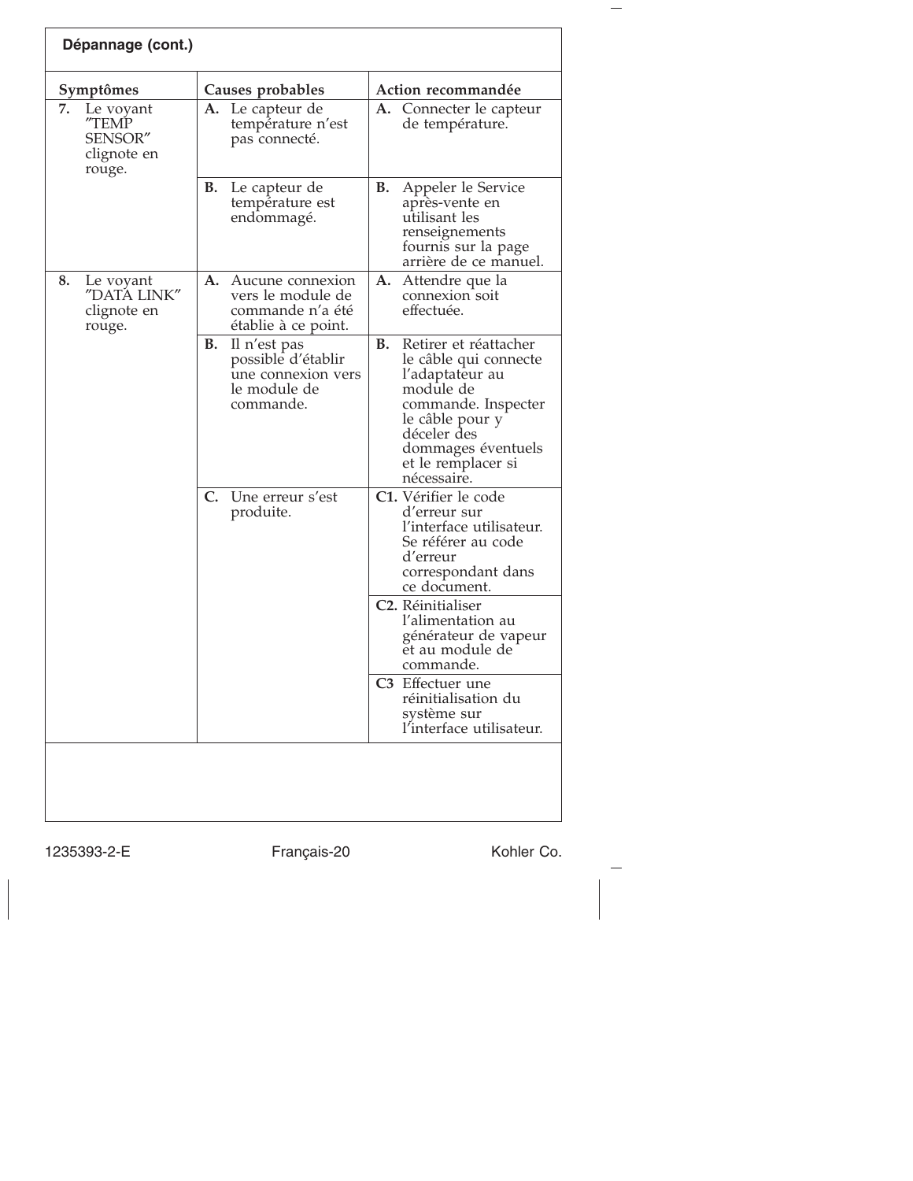## Dépannage (cont.)

| Symptômes | Causes probables | Action recommandée |
|---|---|---|
| **7.** Le voyant ″TEMP SENSOR″ clignote en rouge. | **A.** Le capteur de température n'est pas connecté. | **A.** Connecter le capteur de température. |
| | **B.** Le capteur de température est endommagé. | **B.** Appeler le Service après-vente en utilisant les renseignements fournis sur la page arrière de ce manuel. |
| **8.** Le voyant ″DATA LINK″ clignote en rouge. | **A.** Aucune connexion vers le module de commande n'a été établie à ce point. | **A.** Attendre que la connexion soit effectuée. |
| | **B.** Il n'est pas possible d'établir une connexion vers le module de commande. | **B.** Retirer et réattacher le câble qui connecte l'adaptateur au module de commande. Inspecter le câble pour y déceler des dommages éventuels et le remplacer si nécessaire. |
| | **C.** Une erreur s'est produite. | **C1.** Vérifier le code d'erreur sur l'interface utilisateur. Se référer au code d'erreur correspondant dans ce document. |
| | | **C2.** Réinitialiser l'alimentation au générateur de vapeur et au module de commande. |
| | | **C3** Effectuer une réinitialisation du système sur l'interface utilisateur. |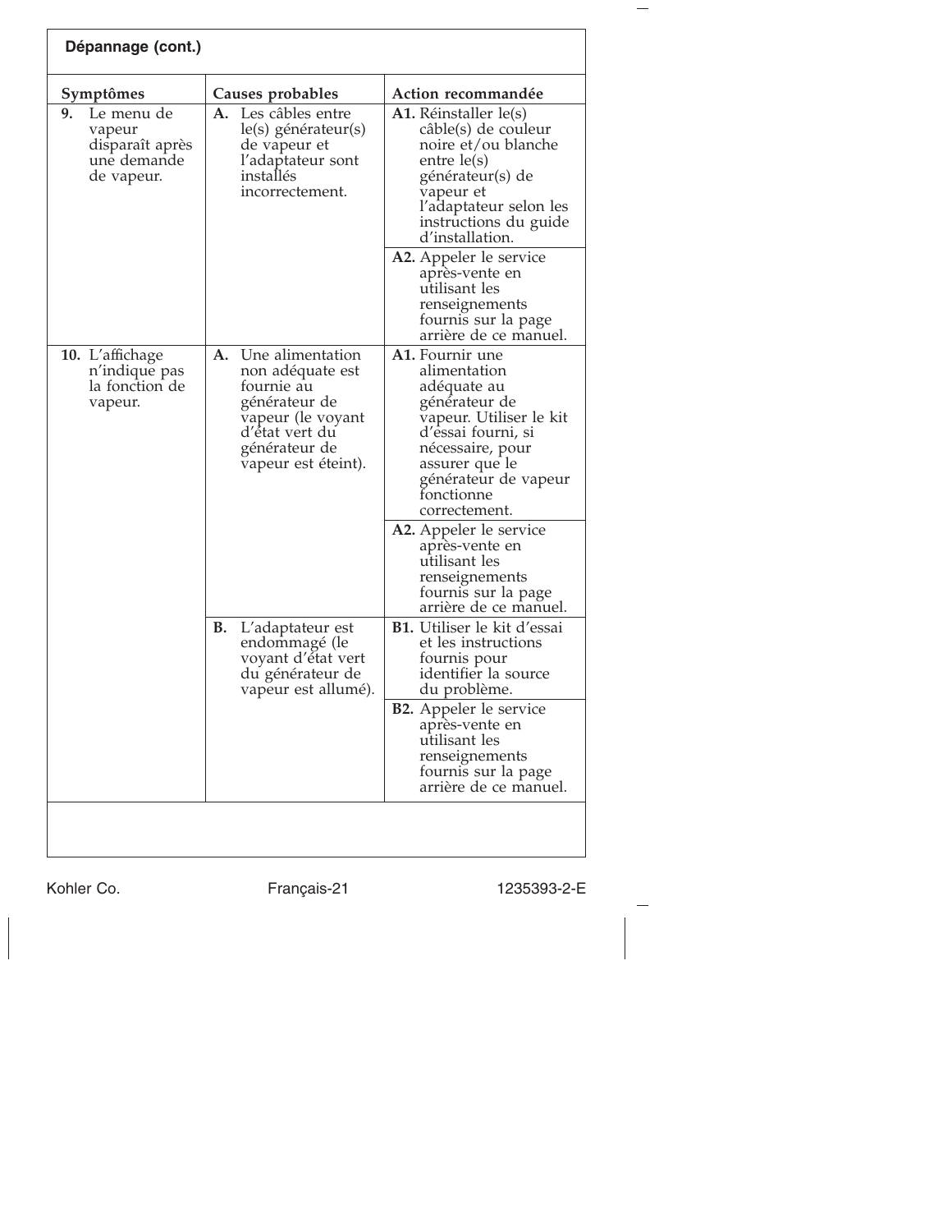## Dépannage (cont.)

| Symptômes | Causes probables | Action recommandée |
| --- | --- | --- |
| **9.** Le menu de vapeur disparaît après une demande de vapeur. | **A.** Les câbles entre le(s) générateur(s) de vapeur et l'adaptateur sont installés incorrectement. | **A1.** Réinstaller le(s) câble(s) de couleur noire et/ou blanche entre le(s) générateur(s) de vapeur et l'adaptateur selon les instructions du guide d'installation. |
| | | **A2.** Appeler le service après-vente en utilisant les renseignements fournis sur la page arrière de ce manuel. |
| **10.** L'affichage n'indique pas la fonction de vapeur. | **A.** Une alimentation non adéquate est fournie au générateur de vapeur (le voyant d'état vert du générateur de vapeur est éteint). | **A1.** Fournir une alimentation adéquate au générateur de vapeur. Utiliser le kit d'essai fourni, si nécessaire, pour assurer que le générateur de vapeur fonctionne correctement. |
| | | **A2.** Appeler le service après-vente en utilisant les renseignements fournis sur la page arrière de ce manuel. |
| | **B.** L'adaptateur est endommagé (le voyant d'état vert du générateur de vapeur est allumé). | **B1.** Utiliser le kit d'essai et les instructions fournis pour identifier la source du problème. |
| | | **B2.** Appeler le service après-vente en utilisant les renseignements fournis sur la page arrière de ce manuel. |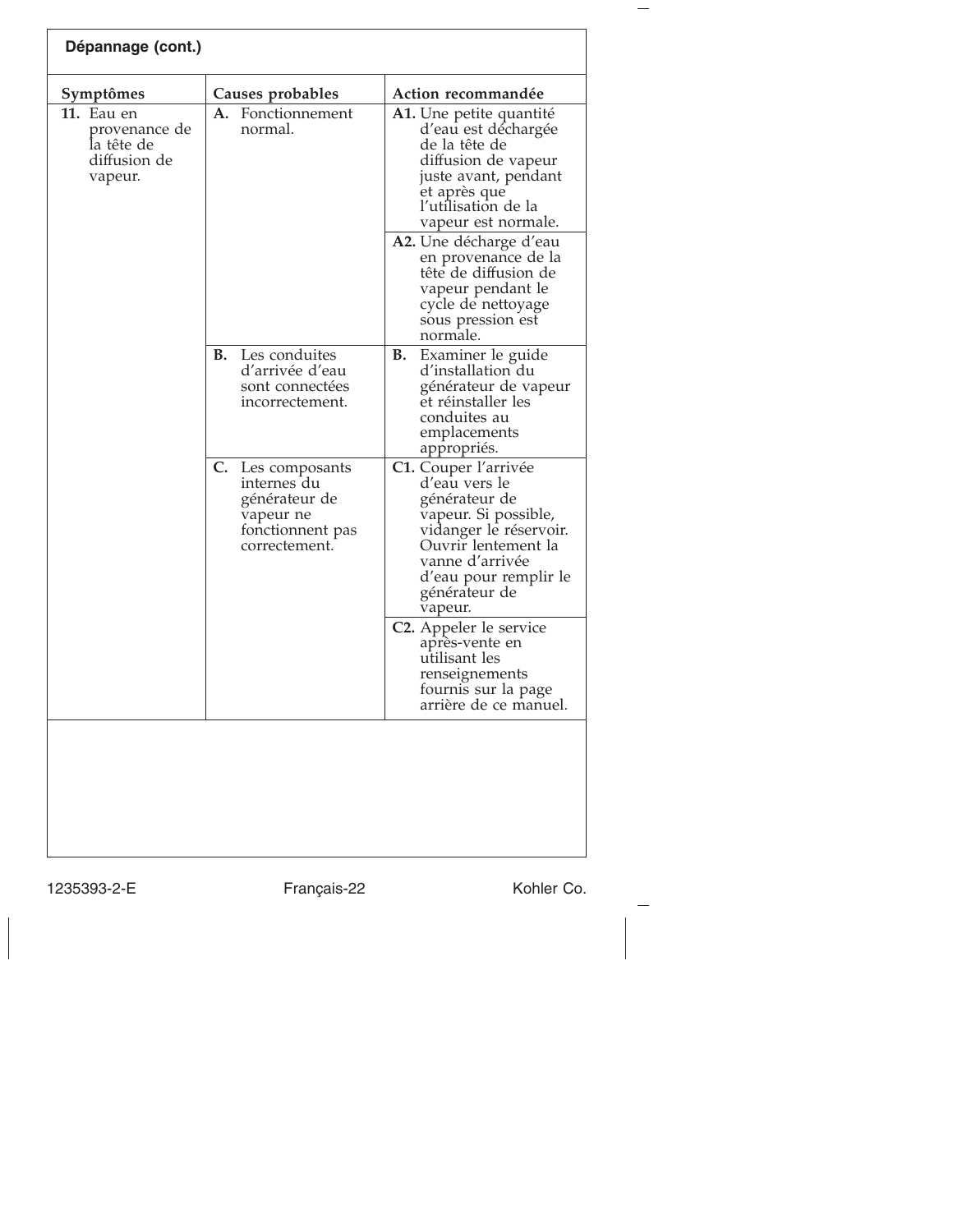## Dépannage (cont.)

| Symptômes | Causes probables | Action recommandée |
|---|---|---|
| **11.** Eau en provenance de la tête de diffusion de vapeur. | **A.** Fonctionnement normal. | **A1.** Une petite quantité d'eau est déchargée de la tête de diffusion de vapeur juste avant, pendant et après que l'utilisation de la vapeur est normale. |
| | | **A2.** Une décharge d'eau en provenance de la tête de diffusion de vapeur pendant le cycle de nettoyage sous pression est normale. |
| | **B.** Les conduites d'arrivée d'eau sont connectées incorrectement. | **B.** Examiner le guide d'installation du générateur de vapeur et réinstaller les conduites au emplacements appropriés. |
| | **C.** Les composants internes du générateur de vapeur ne fonctionnent pas correctement. | **C1.** Couper l'arrivée d'eau vers le générateur de vapeur. Si possible, vidanger le réservoir. Ouvrir lentement la vanne d'arrivée d'eau pour remplir le générateur de vapeur. |
| | | **C2.** Appeler le service après-vente en utilisant les renseignements fournis sur la page arrière de ce manuel. |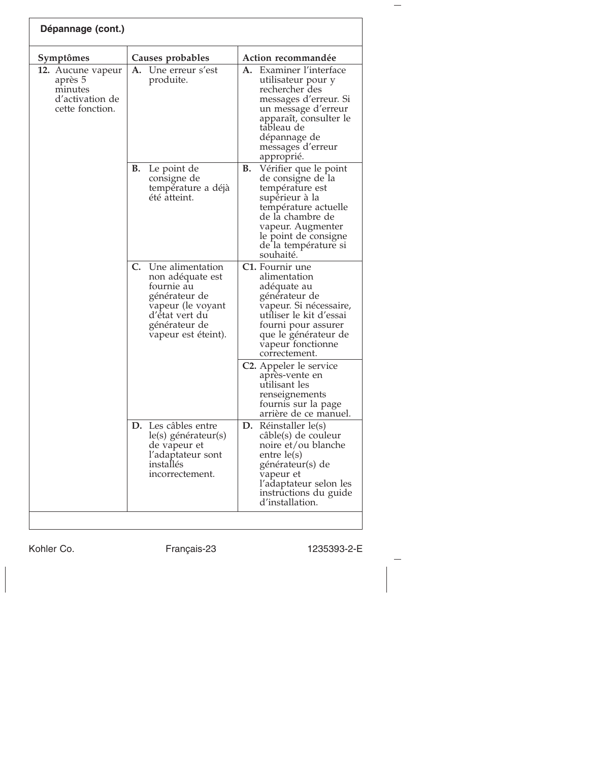## Dépannage (cont.)

| Symptômes | Causes probables | Action recommandée |
|---|---|---|
| **12.** Aucune vapeur après 5 minutes d'activation de cette fonction. | **A.** Une erreur s'est produite. | **A.** Examiner l'interface utilisateur pour y rechercher des messages d'erreur. Si un message d'erreur apparaît, consulter le tableau de dépannage de messages d'erreur approprié. |
| | **B.** Le point de consigne de température a déjà été atteint. | **B.** Vérifier que le point de consigne de la température est supérieur à la température actuelle de la chambre de vapeur. Augmenter le point de consigne de la température si souhaité. |
| | **C.** Une alimentation non adéquate est fournie au générateur de vapeur (le voyant d'état vert du générateur de vapeur est éteint). | **C1.** Fournir une alimentation adéquate au générateur de vapeur. Si nécessaire, utiliser le kit d'essai fourni pour assurer que le générateur de vapeur fonctionne correctement. |
| | | **C2.** Appeler le service après-vente en utilisant les renseignements fournis sur la page arrière de ce manuel. |
| | **D.** Les câbles entre le(s) générateur(s) de vapeur et l'adaptateur sont installés incorrectement. | **D.** Réinstaller le(s) câble(s) de couleur noire et/ou blanche entre le(s) générateur(s) de vapeur et l'adaptateur selon les instructions du guide d'installation. |

Kohler Co. Français-23 1235393-2-E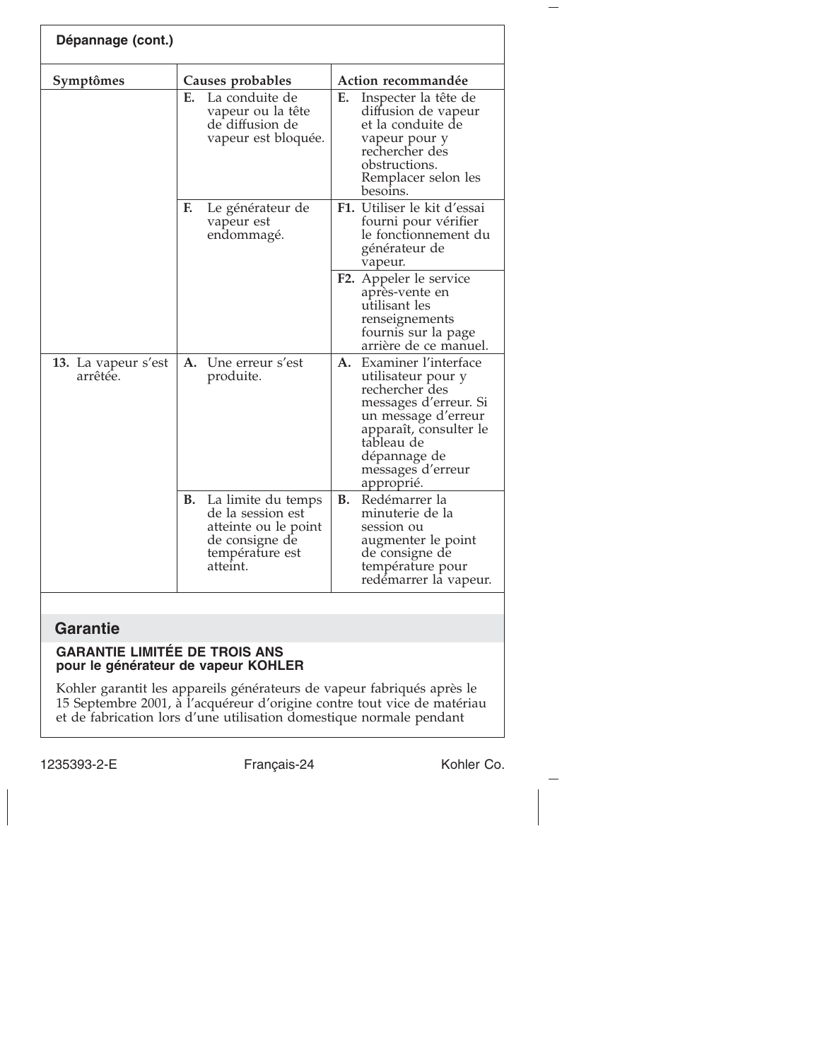**Dépannage (cont.)**

| Symptômes | Causes probables | Action recommandée |
|---|---|---|
| | **E.** La conduite de vapeur ou la tête de diffusion de vapeur est bloquée. | **E.** Inspecter la tête de diffusion de vapeur et la conduite de vapeur pour y rechercher des obstructions. Remplacer selon les besoins. |
| | **F.** Le générateur de vapeur est endommagé. | **F1.** Utiliser le kit d'essai fourni pour vérifier le fonctionnement du générateur de vapeur. |
| | | **F2.** Appeler le service après-vente en utilisant les renseignements fournis sur la page arrière de ce manuel. |
| **13.** La vapeur s'est arrêtée. | **A.** Une erreur s'est produite. | **A.** Examiner l'interface utilisateur pour y rechercher des messages d'erreur. Si un message d'erreur apparaît, consulter le tableau de dépannage de messages d'erreur approprié. |
| | **B.** La limite du temps de la session est atteinte ou le point de consigne de température est atteint. | **B.** Redémarrer la minuterie de la session ou augmenter le point de consigne de température pour redémarrer la vapeur. |

## Garantie

**GARANTIE LIMITÉE DE TROIS ANS**
**pour le générateur de vapeur KOHLER**

Kohler garantit les appareils générateurs de vapeur fabriqués après le 15 Septembre 2001, à l'acquéreur d'origine contre tout vice de matériau et de fabrication lors d'une utilisation domestique normale pendant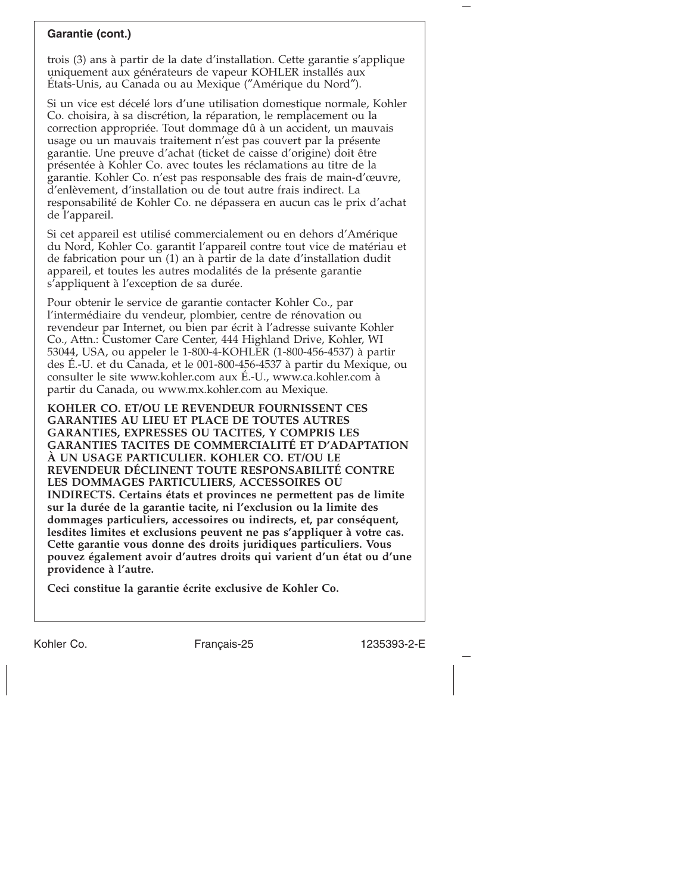**Garantie (cont.)**

trois (3) ans à partir de la date d'installation. Cette garantie s'applique uniquement aux générateurs de vapeur KOHLER installés aux États-Unis, au Canada ou au Mexique ("Amérique du Nord").

Si un vice est décelé lors d'une utilisation domestique normale, Kohler Co. choisira, à sa discrétion, la réparation, le remplacement ou la correction appropriée. Tout dommage dû à un accident, un mauvais usage ou un mauvais traitement n'est pas couvert par la présente garantie. Une preuve d'achat (ticket de caisse d'origine) doit être présentée à Kohler Co. avec toutes les réclamations au titre de la garantie. Kohler Co. n'est pas responsable des frais de main-d'œuvre, d'enlèvement, d'installation ou de tout autre frais indirect. La responsabilité de Kohler Co. ne dépassera en aucun cas le prix d'achat de l'appareil.

Si cet appareil est utilisé commercialement ou en dehors d'Amérique du Nord, Kohler Co. garantit l'appareil contre tout vice de matériau et de fabrication pour un (1) an à partir de la date d'installation dudit appareil, et toutes les autres modalités de la présente garantie s'appliquent à l'exception de sa durée.

Pour obtenir le service de garantie contacter Kohler Co., par l'intermédiaire du vendeur, plombier, centre de rénovation ou revendeur par Internet, ou bien par écrit à l'adresse suivante Kohler Co., Attn.: Customer Care Center, 444 Highland Drive, Kohler, WI 53044, USA, ou appeler le 1-800-4-KOHLER (1-800-456-4537) à partir des É.-U. et du Canada, et le 001-800-456-4537 à partir du Mexique, ou consulter le site www.kohler.com aux É.-U., www.ca.kohler.com à partir du Canada, ou www.mx.kohler.com au Mexique.

**KOHLER CO. ET/OU LE REVENDEUR FOURNISSENT CES GARANTIES AU LIEU ET PLACE DE TOUTES AUTRES GARANTIES, EXPRESSES OU TACITES, Y COMPRIS LES GARANTIES TACITES DE COMMERCIALITÉ ET D'ADAPTATION À UN USAGE PARTICULIER. KOHLER CO. ET/OU LE REVENDEUR DÉCLINENT TOUTE RESPONSABILITÉ CONTRE LES DOMMAGES PARTICULIERS, ACCESSOIRES OU INDIRECTS. Certains états et provinces ne permettent pas de limite sur la durée de la garantie tacite, ni l'exclusion ou la limite des dommages particuliers, accessoires ou indirects, et, par conséquent, lesdites limites et exclusions peuvent ne pas s'appliquer à votre cas. Cette garantie vous donne des droits juridiques particuliers. Vous pouvez également avoir d'autres droits qui varient d'un état ou d'une providence à l'autre.**

**Ceci constitue la garantie écrite exclusive de Kohler Co.**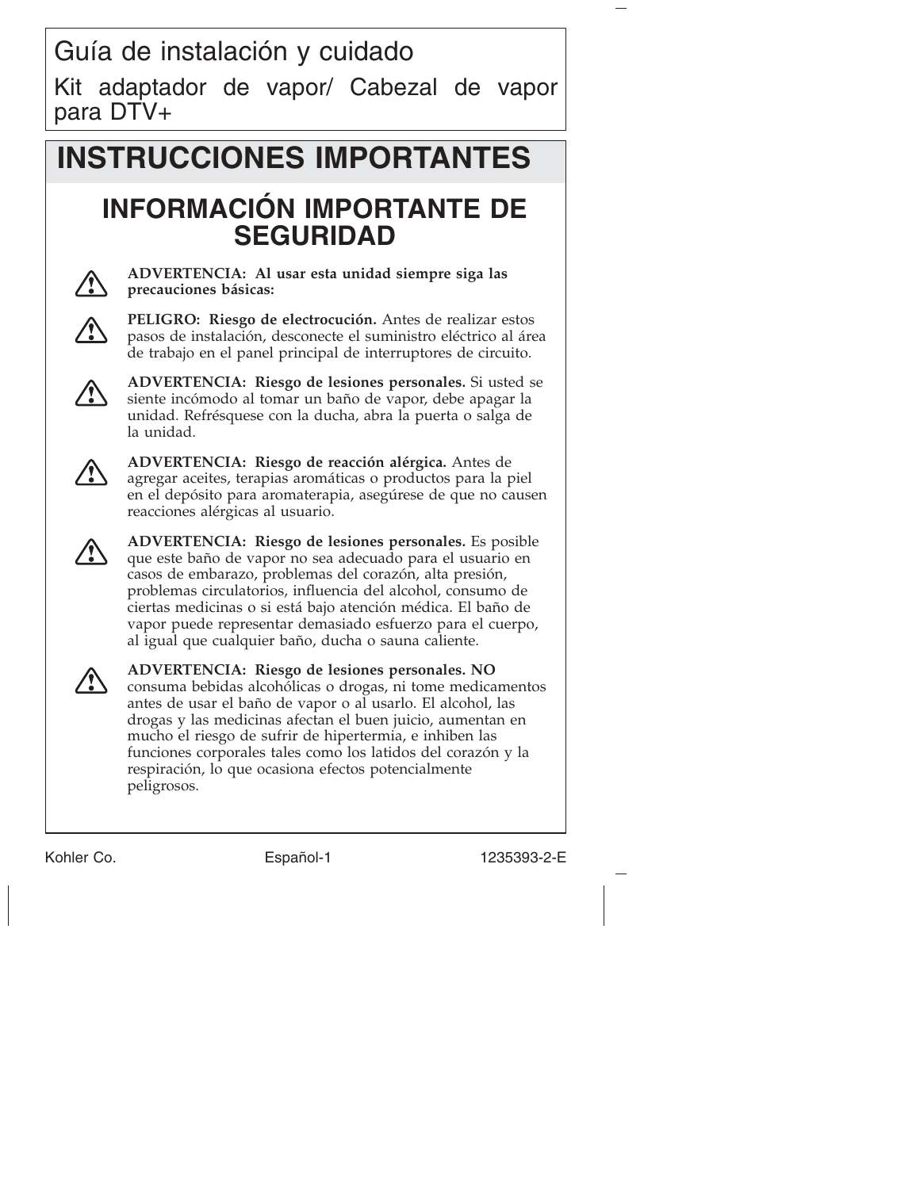# Guía de instalación y cuidado

Kit adaptador de vapor/ Cabezal de vapor para DTV+

## INSTRUCCIONES IMPORTANTES

### INFORMACIÓN IMPORTANTE DE SEGURIDAD

⚠ **ADVERTENCIA: Al usar esta unidad siempre siga las precauciones básicas:**

⚠ **PELIGRO: Riesgo de electrocución.** Antes de realizar estos pasos de instalación, desconecte el suministro eléctrico al área de trabajo en el panel principal de interruptores de circuito.

⚠ **ADVERTENCIA: Riesgo de lesiones personales.** Si usted se siente incómodo al tomar un baño de vapor, debe apagar la unidad. Refrésquese con la ducha, abra la puerta o salga de la unidad.

⚠ **ADVERTENCIA: Riesgo de reacción alérgica.** Antes de agregar aceites, terapias aromáticas o productos para la piel en el depósito para aromaterapia, asegúrese de que no causen reacciones alérgicas al usuario.

⚠ **ADVERTENCIA: Riesgo de lesiones personales.** Es posible que este baño de vapor no sea adecuado para el usuario en casos de embarazo, problemas del corazón, alta presión, problemas circulatorios, influencia del alcohol, consumo de ciertas medicinas o si está bajo atención médica. El baño de vapor puede representar demasiado esfuerzo para el cuerpo, al igual que cualquier baño, ducha o sauna caliente.

⚠ **ADVERTENCIA: Riesgo de lesiones personales. NO** consuma bebidas alcohólicas o drogas, ni tome medicamentos antes de usar el baño de vapor o al usarlo. El alcohol, las drogas y las medicinas afectan el buen juicio, aumentan en mucho el riesgo de sufrir de hipertermia, e inhiben las funciones corporales tales como los latidos del corazón y la respiración, lo que ocasiona efectos potencialmente peligrosos.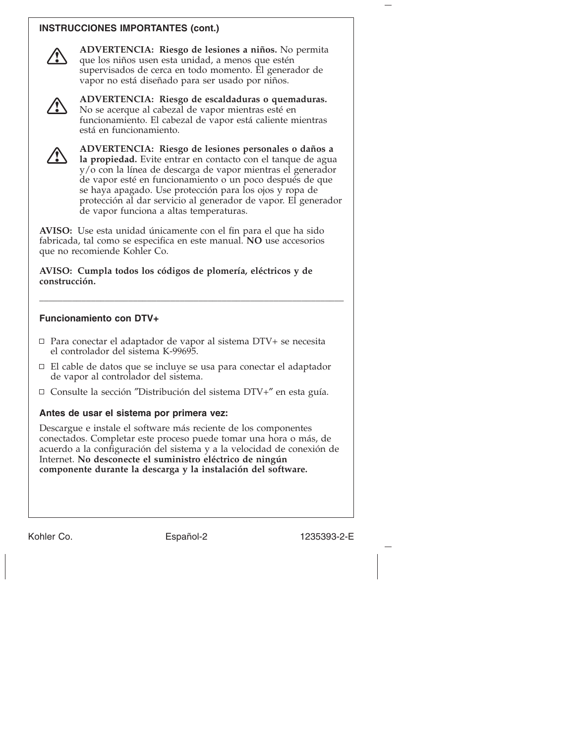**INSTRUCCIONES IMPORTANTES (cont.)**

⚠ **ADVERTENCIA: Riesgo de lesiones a niños.** No permita que los niños usen esta unidad, a menos que estén supervisados de cerca en todo momento. El generador de vapor no está diseñado para ser usado por niños.

⚠ **ADVERTENCIA: Riesgo de escaldaduras o quemaduras.** No se acerque al cabezal de vapor mientras esté en funcionamiento. El cabezal de vapor está caliente mientras está en funcionamiento.

⚠ **ADVERTENCIA: Riesgo de lesiones personales o daños a la propiedad.** Evite entrar en contacto con el tanque de agua y/o con la línea de descarga de vapor mientras el generador de vapor esté en funcionamiento o un poco después de que se haya apagado. Use protección para los ojos y ropa de protección al dar servicio al generador de vapor. El generador de vapor funciona a altas temperaturas.

**AVISO:** Use esta unidad únicamente con el fin para el que ha sido fabricada, tal como se especifica en este manual. **NO** use accesorios que no recomiende Kohler Co.

**AVISO: Cumpla todos los códigos de plomería, eléctricos y de construcción.**

---

### Funcionamiento con DTV+

- Para conectar el adaptador de vapor al sistema DTV+ se necesita el controlador del sistema K-99695.
- El cable de datos que se incluye se usa para conectar el adaptador de vapor al controlador del sistema.
- Consulte la sección "Distribución del sistema DTV+" en esta guía.

### Antes de usar el sistema por primera vez:

Descargue e instale el software más reciente de los componentes conectados. Completar este proceso puede tomar una hora o más, de acuerdo a la configuración del sistema y a la velocidad de conexión de Internet. **No desconecte el suministro eléctrico de ningún componente durante la descarga y la instalación del software.**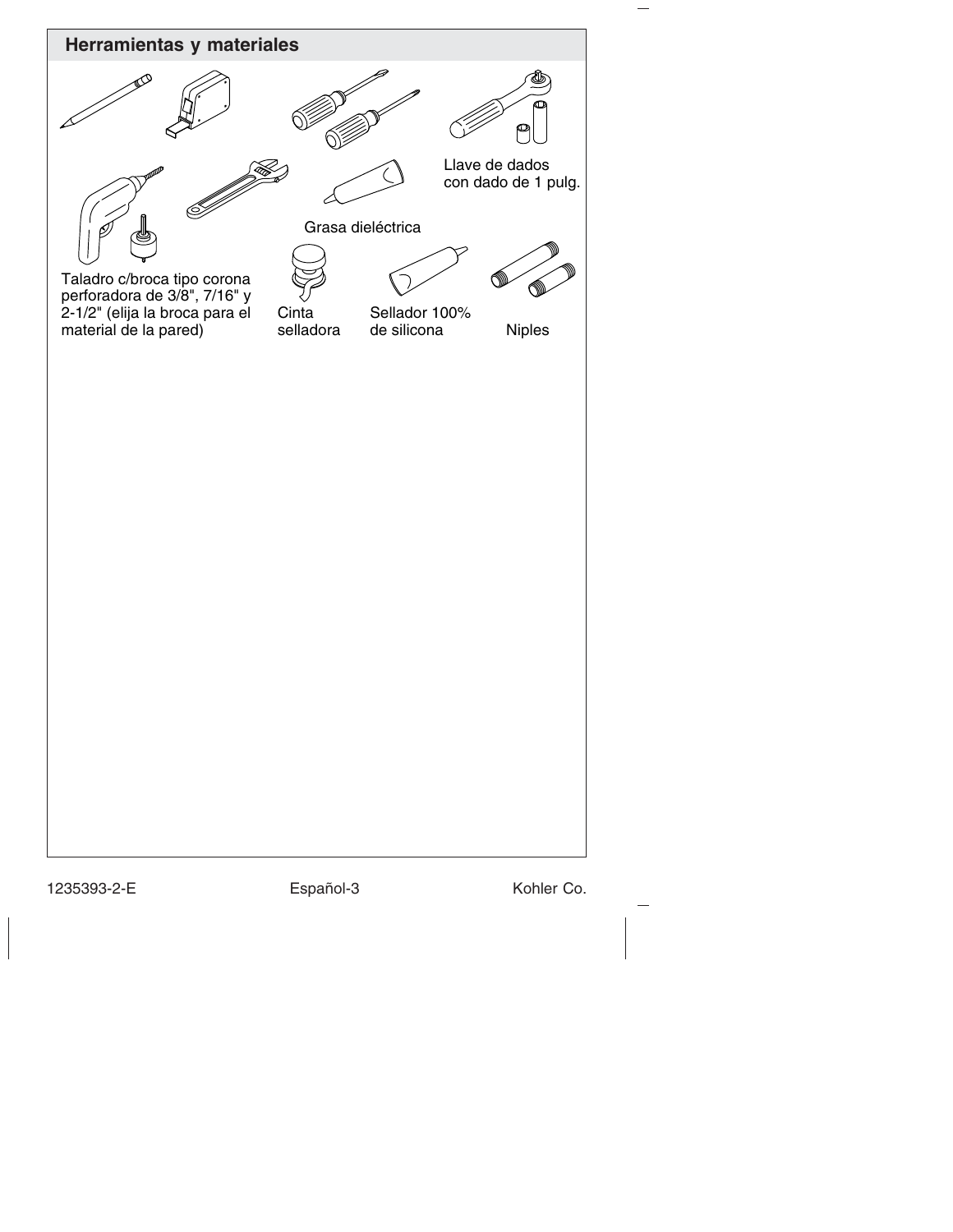## Herramientas y materiales

Llave de dados con dado de 1 pulg.

Grasa dieléctrica

Taladro c/broca tipo corona perforadora de 3/8", 7/16" y 2-1/2" (elija la broca para el material de la pared)

Cinta selladora

Sellador 100% de silicona

Niples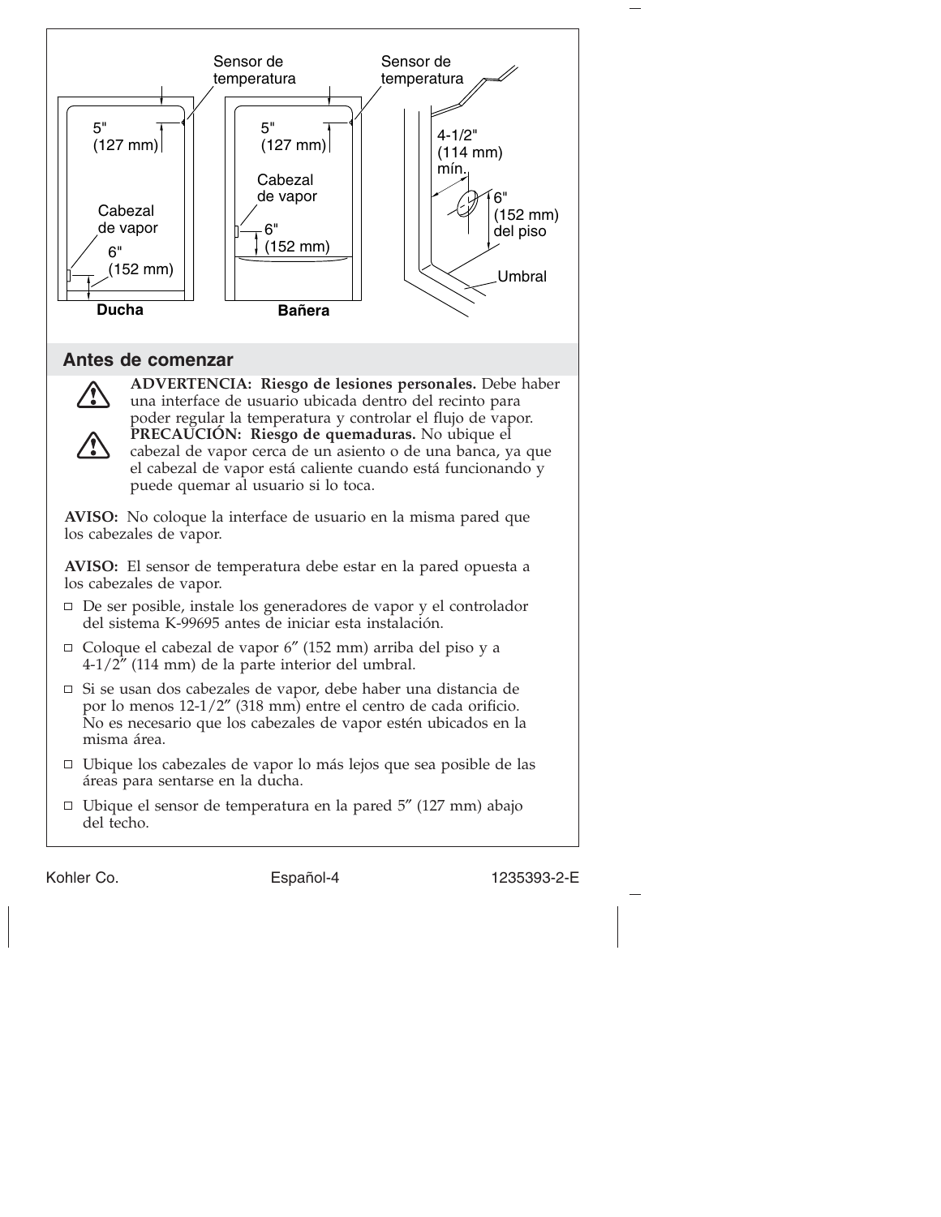Sensor de temperatura

Sensor de temperatura

5" (127 mm)

5" (127 mm)

4-1/2" (114 mm) mín.

Cabezal de vapor

Cabezal de vapor

6" (152 mm)

6" (152 mm)

6" (152 mm) del piso

Umbral

**Ducha**

**Bañera**

## Antes de comenzar

⚠ **ADVERTENCIA: Riesgo de lesiones personales.** Debe haber una interface de usuario ubicada dentro del recinto para poder regular la temperatura y controlar el flujo de vapor.

⚠ **PRECAUCIÓN: Riesgo de quemaduras.** No ubique el cabezal de vapor cerca de un asiento o de una banca, ya que el cabezal de vapor está caliente cuando está funcionando y puede quemar al usuario si lo toca.

**AVISO:** No coloque la interface de usuario en la misma pared que los cabezales de vapor.

**AVISO:** El sensor de temperatura debe estar en la pared opuesta a los cabezales de vapor.

- De ser posible, instale los generadores de vapor y el controlador del sistema K-99695 antes de iniciar esta instalación.
- Coloque el cabezal de vapor 6″ (152 mm) arriba del piso y a 4-1/2″ (114 mm) de la parte interior del umbral.
- Si se usan dos cabezales de vapor, debe haber una distancia de por lo menos 12-1/2″ (318 mm) entre el centro de cada orificio. No es necesario que los cabezales de vapor estén ubicados en la misma área.
- Ubique los cabezales de vapor lo más lejos que sea posible de las áreas para sentarse en la ducha.
- Ubique el sensor de temperatura en la pared 5″ (127 mm) abajo del techo.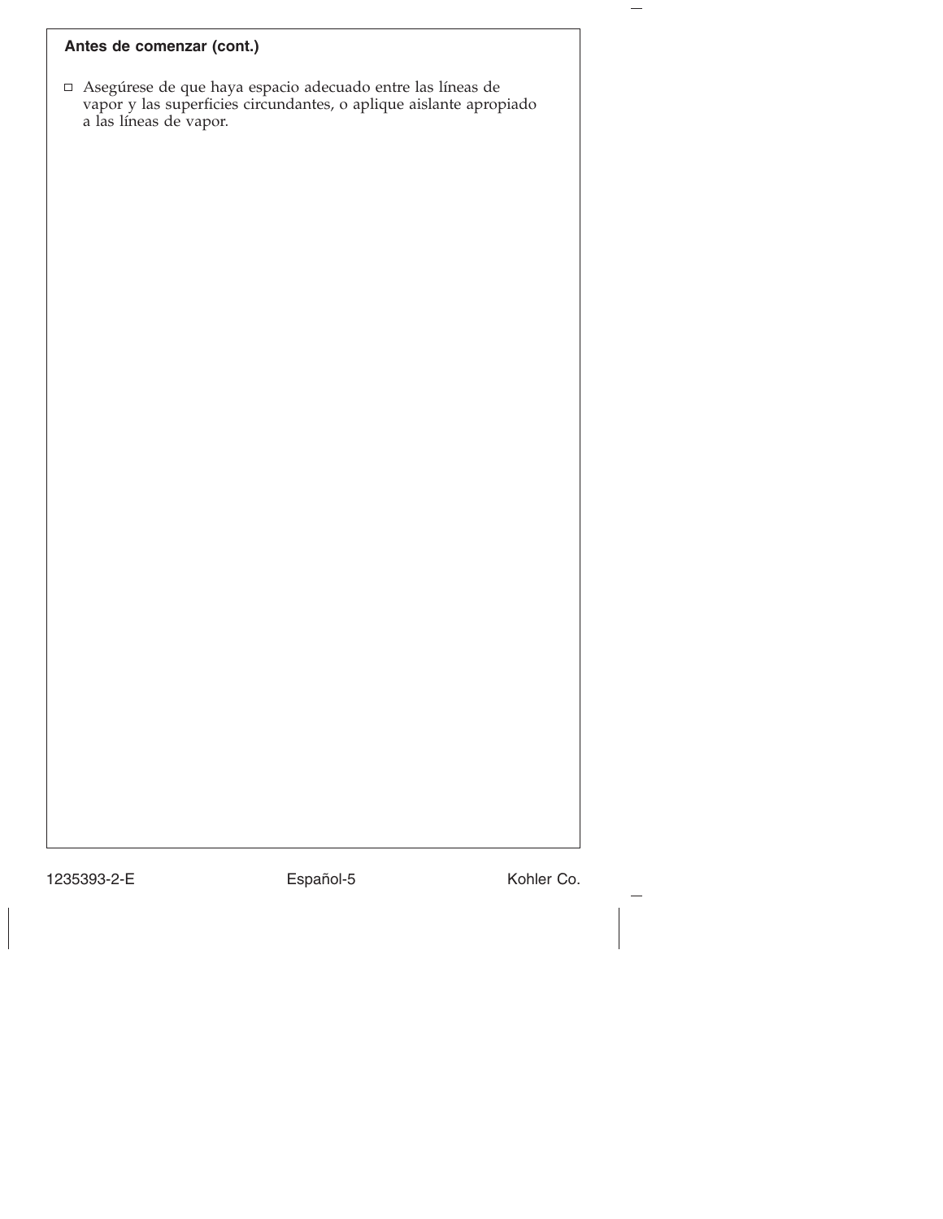**Antes de comenzar (cont.)**

- ☐ Asegúrese de que haya espacio adecuado entre las líneas de vapor y las superficies circundantes, o aplique aislante apropiado a las líneas de vapor.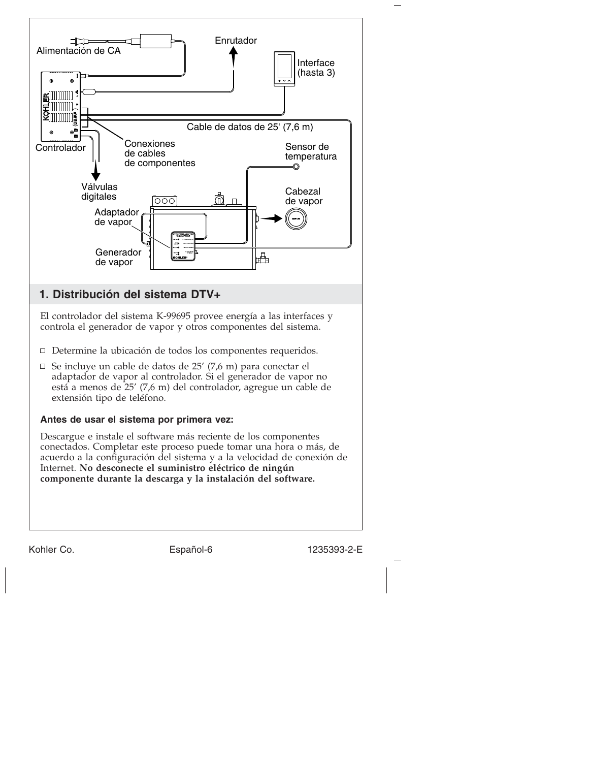Alimentación de CA

Enrutador

Interface (hasta 3)

Cable de datos de 25' (7,6 m)

Controlador

Conexiones de cables de componentes

Sensor de temperatura

Válvulas digitales

Cabezal de vapor

Adaptador de vapor

Generador de vapor

## 1. Distribución del sistema DTV+

El controlador del sistema K-99695 provee energía a las interfaces y controla el generador de vapor y otros componentes del sistema.

- Determine la ubicación de todos los componentes requeridos.
- Se incluye un cable de datos de 25′ (7,6 m) para conectar el adaptador de vapor al controlador. Si el generador de vapor no está a menos de 25′ (7,6 m) del controlador, agregue un cable de extensión tipo de teléfono.

**Antes de usar el sistema por primera vez:**

Descargue e instale el software más reciente de los componentes conectados. Completar este proceso puede tomar una hora o más, de acuerdo a la configuración del sistema y a la velocidad de conexión de Internet. **No desconecte el suministro eléctrico de ningún componente durante la descarga y la instalación del software.**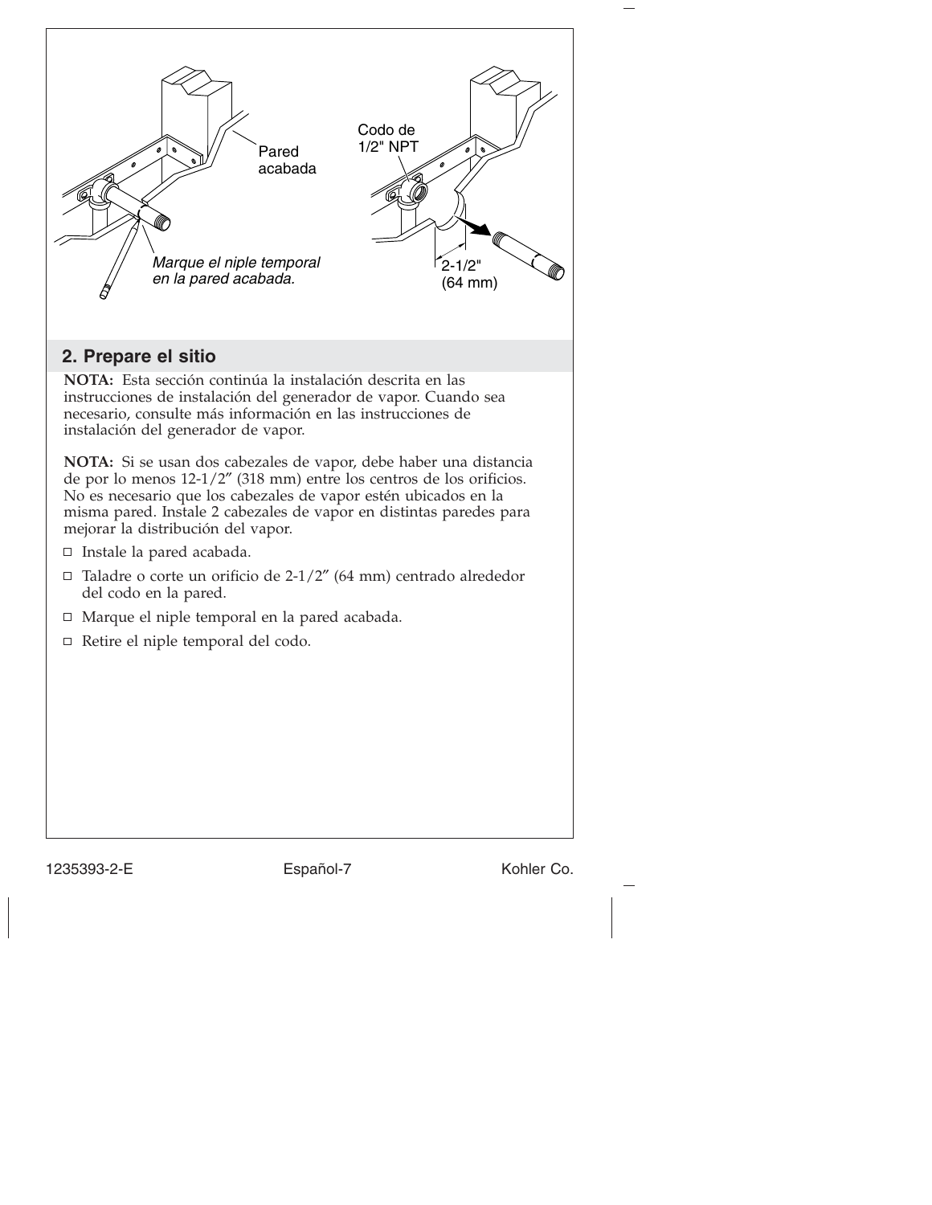## 2. Prepare el sitio

**NOTA:** Esta sección continúa la instalación descrita en las instrucciones de instalación del generador de vapor. Cuando sea necesario, consulte más información en las instrucciones de instalación del generador de vapor.

**NOTA:** Si se usan dos cabezales de vapor, debe haber una distancia de por lo menos 12-1/2″ (318 mm) entre los centros de los orificios. No es necesario que los cabezales de vapor estén ubicados en la misma pared. Instale 2 cabezales de vapor en distintas paredes para mejorar la distribución del vapor.

- ☐ Instale la pared acabada.
- ☐ Taladre o corte un orificio de 2-1/2″ (64 mm) centrado alrededor del codo en la pared.
- ☐ Marque el niple temporal en la pared acabada.
- ☐ Retire el niple temporal del codo.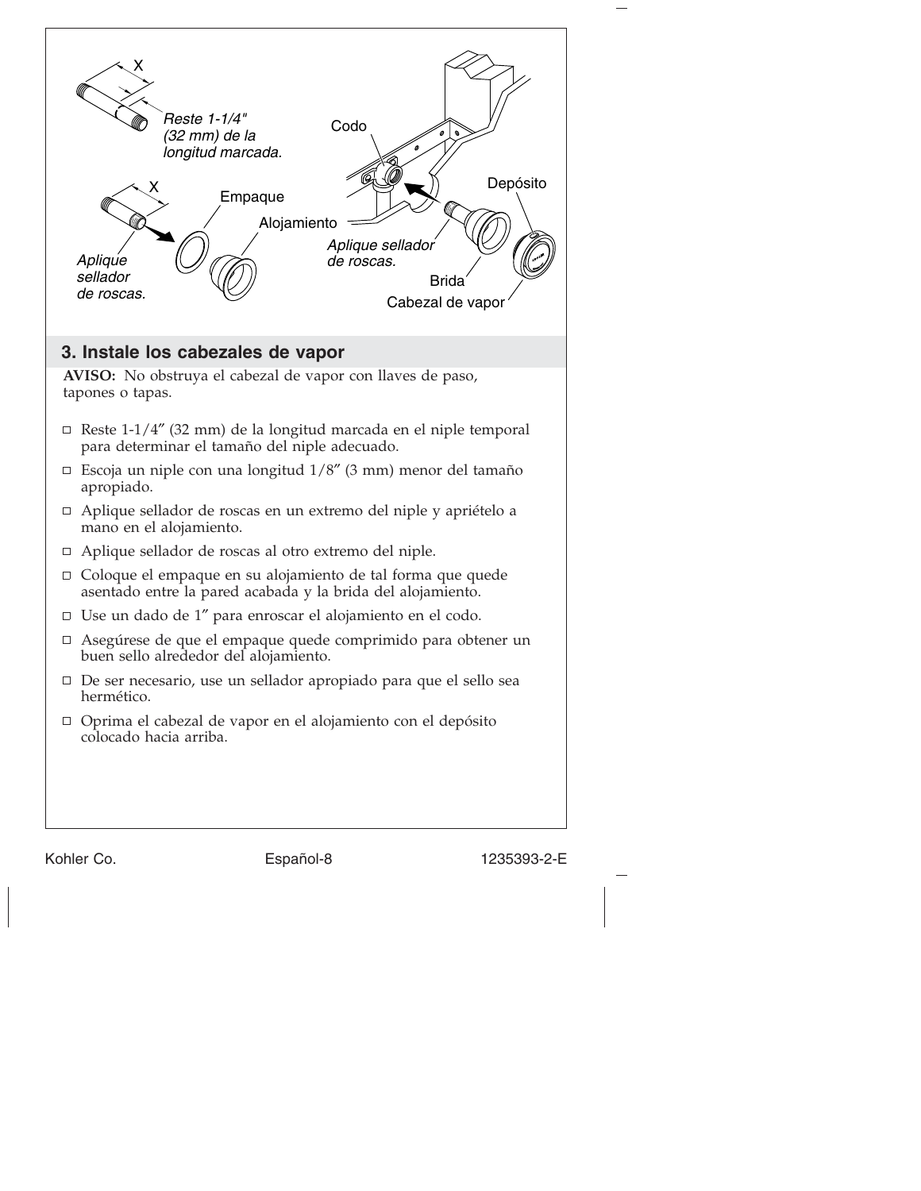X

*Reste 1-1/4" (32 mm) de la longitud marcada.*

X

*Aplique sellador de roscas.*

Empaque

Alojamiento

Codo

*Aplique sellador de roscas.*

Brida

Depósito

Cabezal de vapor

## 3. Instale los cabezales de vapor

**AVISO:** No obstruya el cabezal de vapor con llaves de paso, tapones o tapas.

- ☐ Reste 1-1/4″ (32 mm) de la longitud marcada en el niple temporal para determinar el tamaño del niple adecuado.
- ☐ Escoja un niple con una longitud 1/8″ (3 mm) menor del tamaño apropiado.
- ☐ Aplique sellador de roscas en un extremo del niple y apriételo a mano en el alojamiento.
- ☐ Aplique sellador de roscas al otro extremo del niple.
- ☐ Coloque el empaque en su alojamiento de tal forma que quede asentado entre la pared acabada y la brida del alojamiento.
- ☐ Use un dado de 1″ para enroscar el alojamiento en el codo.
- ☐ Asegúrese de que el empaque quede comprimido para obtener un buen sello alrededor del alojamiento.
- ☐ De ser necesario, use un sellador apropiado para que el sello sea hermético.
- ☐ Oprima el cabezal de vapor en el alojamiento con el depósito colocado hacia arriba.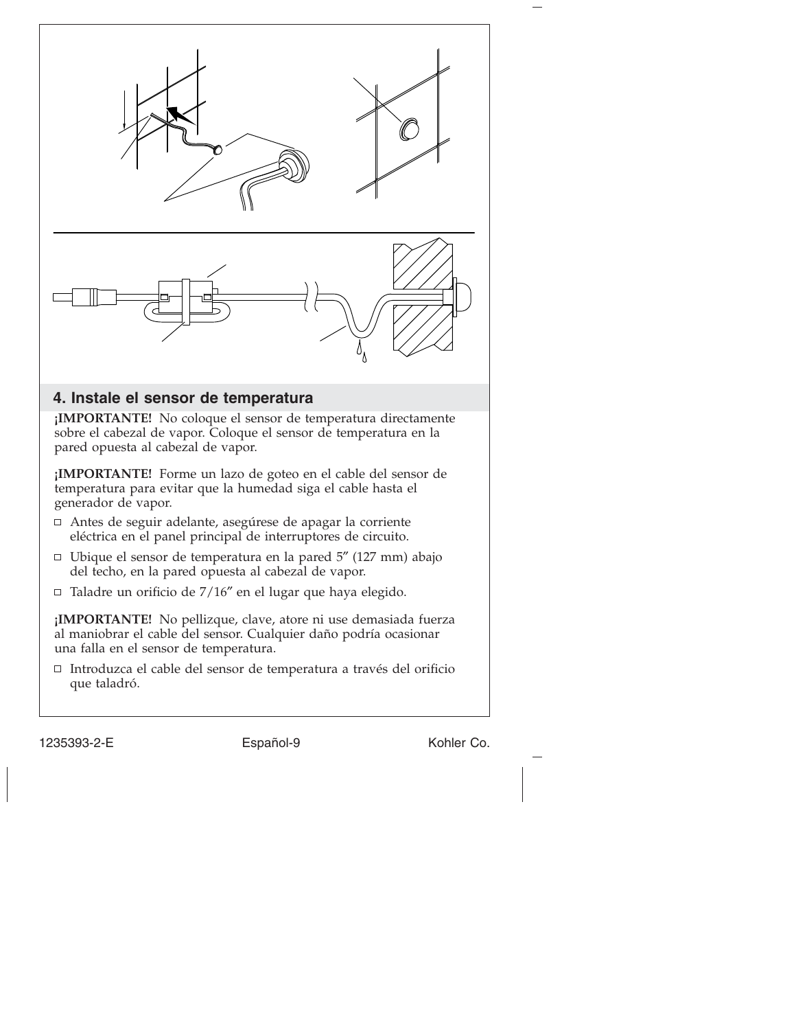## 4. Instale el sensor de temperatura

**¡IMPORTANTE!** No coloque el sensor de temperatura directamente sobre el cabezal de vapor. Coloque el sensor de temperatura en la pared opuesta al cabezal de vapor.

**¡IMPORTANTE!** Forme un lazo de goteo en el cable del sensor de temperatura para evitar que la humedad siga el cable hasta el generador de vapor.

- Antes de seguir adelante, asegúrese de apagar la corriente eléctrica en el panel principal de interruptores de circuito.
- Ubique el sensor de temperatura en la pared 5″ (127 mm) abajo del techo, en la pared opuesta al cabezal de vapor.
- Taladre un orificio de 7/16″ en el lugar que haya elegido.

**¡IMPORTANTE!** No pellizque, clave, atore ni use demasiada fuerza al maniobrar el cable del sensor. Cualquier daño podría ocasionar una falla en el sensor de temperatura.

- Introduzca el cable del sensor de temperatura a través del orificio que taladró.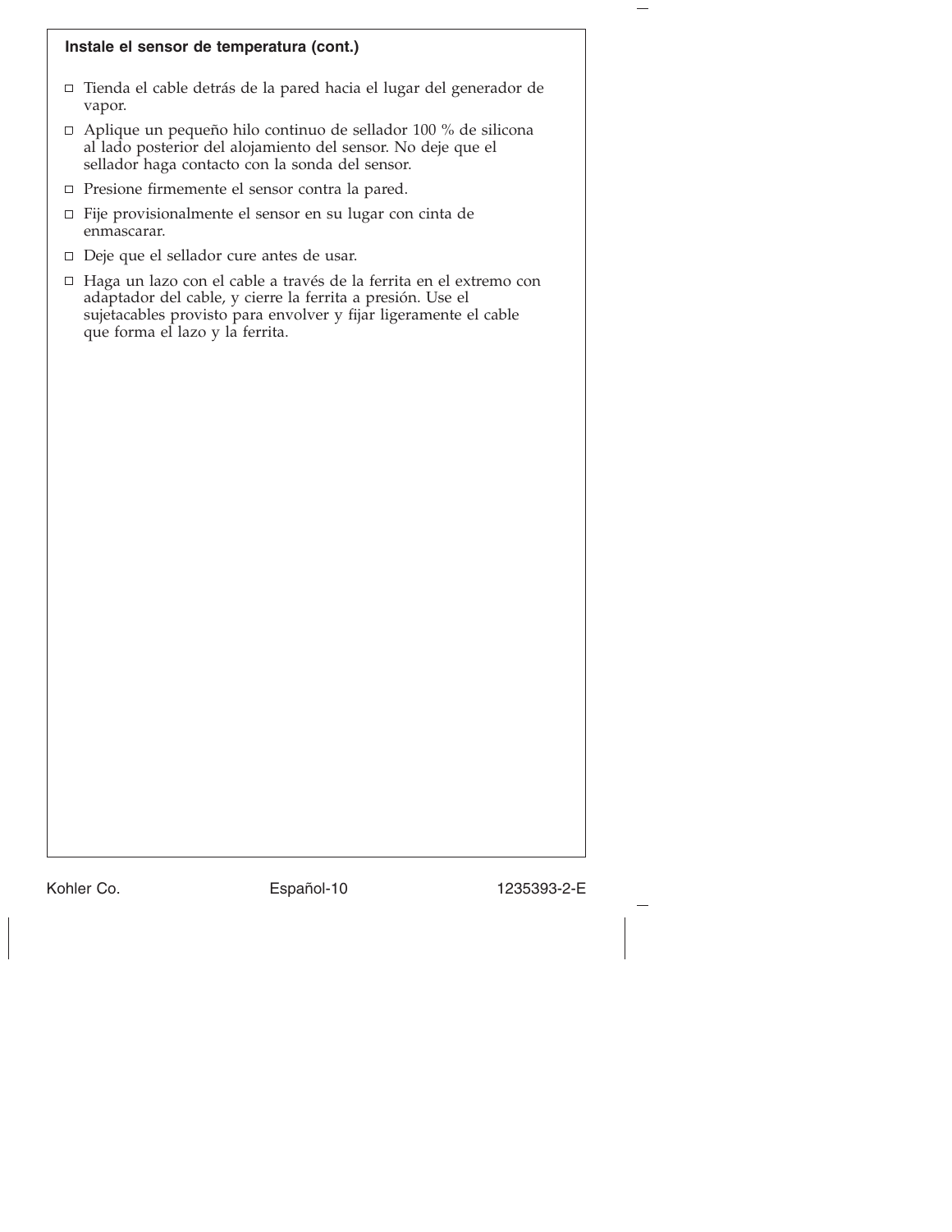**Instale el sensor de temperatura (cont.)**

- ☐ Tienda el cable detrás de la pared hacia el lugar del generador de vapor.
- ☐ Aplique un pequeño hilo continuo de sellador 100 % de silicona al lado posterior del alojamiento del sensor. No deje que el sellador haga contacto con la sonda del sensor.
- ☐ Presione firmemente el sensor contra la pared.
- ☐ Fije provisionalmente el sensor en su lugar con cinta de enmascarar.
- ☐ Deje que el sellador cure antes de usar.
- ☐ Haga un lazo con el cable a través de la ferrita en el extremo con adaptador del cable, y cierre la ferrita a presión. Use el sujetacables provisto para envolver y fijar ligeramente el cable que forma el lazo y la ferrita.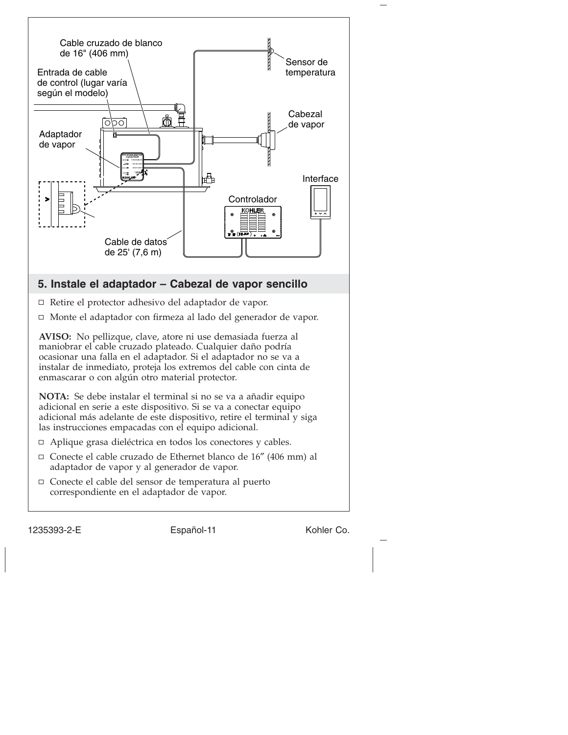Cable cruzado de blanco de 16" (406 mm)

Entrada de cable de control (lugar varía según el modelo)

Adaptador de vapor

Sensor de temperatura

Cabezal de vapor

Interface

Controlador

Cable de datos de 25' (7,6 m)

## 5. Instale el adaptador – Cabezal de vapor sencillo

- ☐ Retire el protector adhesivo del adaptador de vapor.
- ☐ Monte el adaptador con firmeza al lado del generador de vapor.

**AVISO:** No pellizque, clave, atore ni use demasiada fuerza al maniobrar el cable cruzado plateado. Cualquier daño podría ocasionar una falla en el adaptador. Si el adaptador no se va a instalar de inmediato, proteja los extremos del cable con cinta de enmascarar o con algún otro material protector.

**NOTA:** Se debe instalar el terminal si no se va a añadir equipo adicional en serie a este dispositivo. Si se va a conectar equipo adicional más adelante de este dispositivo, retire el terminal y siga las instrucciones empacadas con el equipo adicional.

- ☐ Aplique grasa dieléctrica en todos los conectores y cables.
- ☐ Conecte el cable cruzado de Ethernet blanco de 16″ (406 mm) al adaptador de vapor y al generador de vapor.
- ☐ Conecte el cable del sensor de temperatura al puerto correspondiente en el adaptador de vapor.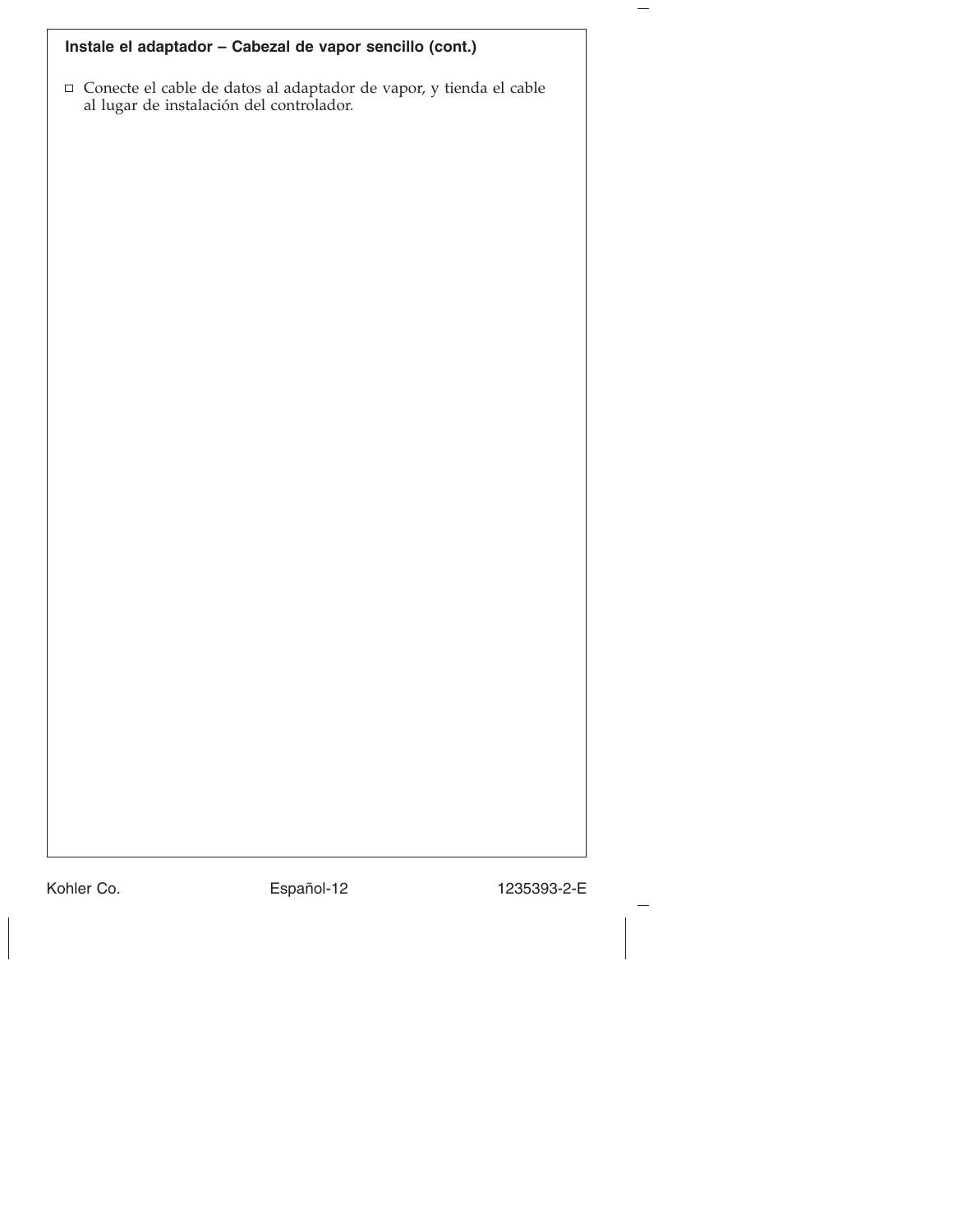**Instale el adaptador – Cabezal de vapor sencillo (cont.)**

- ☐ Conecte el cable de datos al adaptador de vapor, y tienda el cable al lugar de instalación del controlador.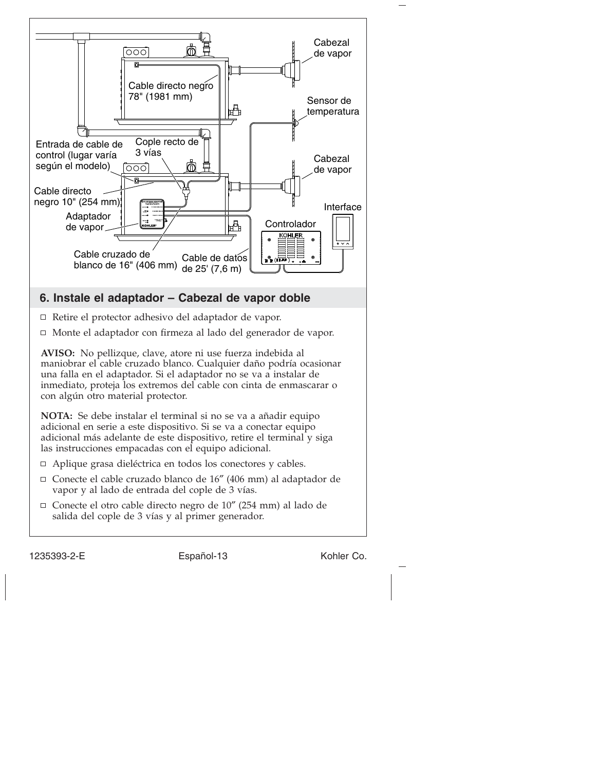Cabezal de vapor

Cable directo negro 78" (1981 mm)

Sensor de temperatura

Entrada de cable de control (lugar varía según el modelo)

Cople recto de 3 vías

Cabezal de vapor

Cable directo negro 10" (254 mm)

Interface

Adaptador de vapor

Controlador

Cable cruzado de blanco de 16" (406 mm)

Cable de datos de 25' (7,6 m)

## 6. Instale el adaptador – Cabezal de vapor doble

- ☐ Retire el protector adhesivo del adaptador de vapor.
- ☐ Monte el adaptador con firmeza al lado del generador de vapor.

**AVISO:** No pellizque, clave, atore ni use fuerza indebida al maniobrar el cable cruzado blanco. Cualquier daño podría ocasionar una falla en el adaptador. Si el adaptador no se va a instalar de inmediato, proteja los extremos del cable con cinta de enmascarar o con algún otro material protector.

**NOTA:** Se debe instalar el terminal si no se va a añadir equipo adicional en serie a este dispositivo. Si se va a conectar equipo adicional más adelante de este dispositivo, retire el terminal y siga las instrucciones empacadas con el equipo adicional.

- ☐ Aplique grasa dieléctrica en todos los conectores y cables.
- ☐ Conecte el cable cruzado blanco de 16″ (406 mm) al adaptador de vapor y al lado de entrada del cople de 3 vías.
- ☐ Conecte el otro cable directo negro de 10″ (254 mm) al lado de salida del cople de 3 vías y al primer generador.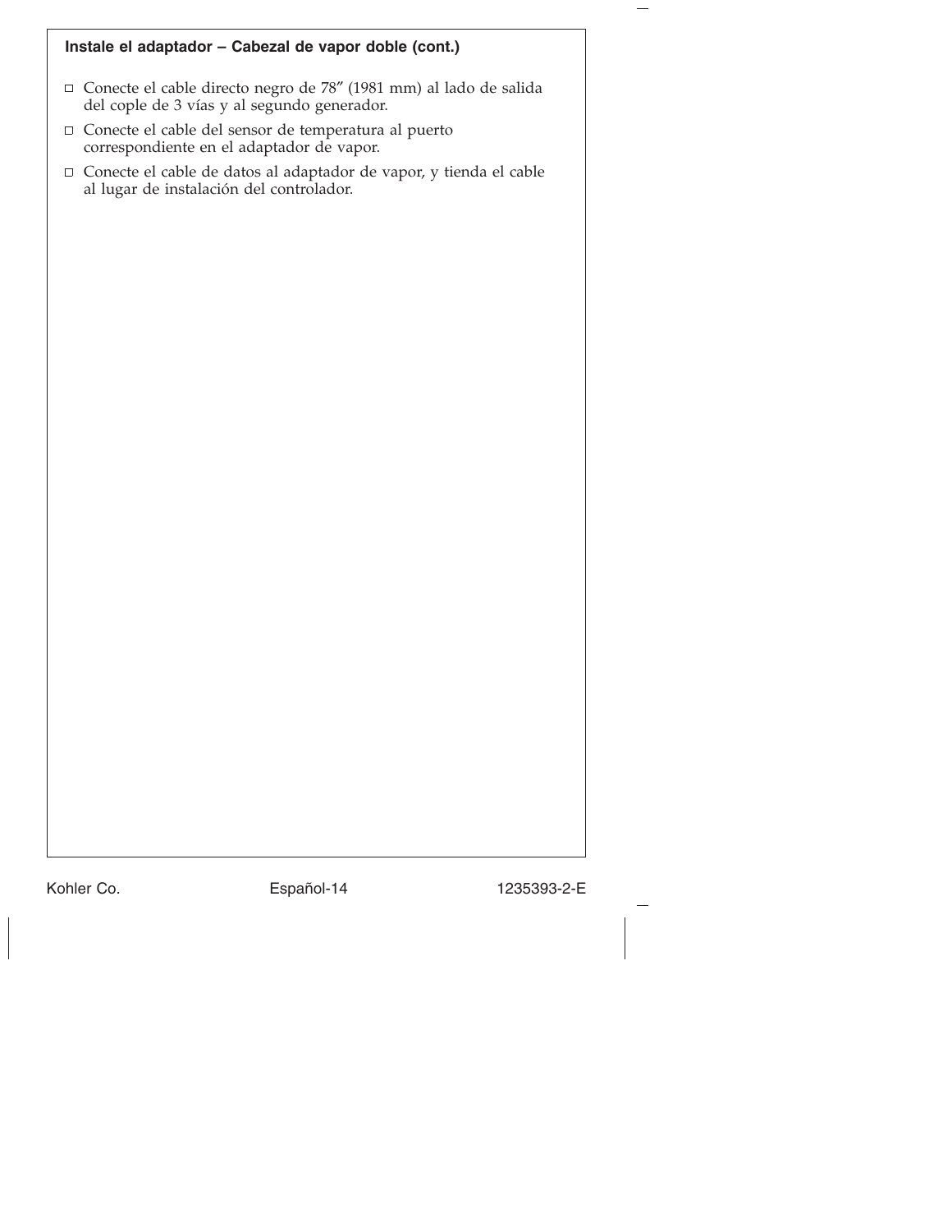**Instale el adaptador – Cabezal de vapor doble (cont.)**

- ☐ Conecte el cable directo negro de 78″ (1981 mm) al lado de salida del cople de 3 vías y al segundo generador.
- ☐ Conecte el cable del sensor de temperatura al puerto correspondiente en el adaptador de vapor.
- ☐ Conecte el cable de datos al adaptador de vapor, y tienda el cable al lugar de instalación del controlador.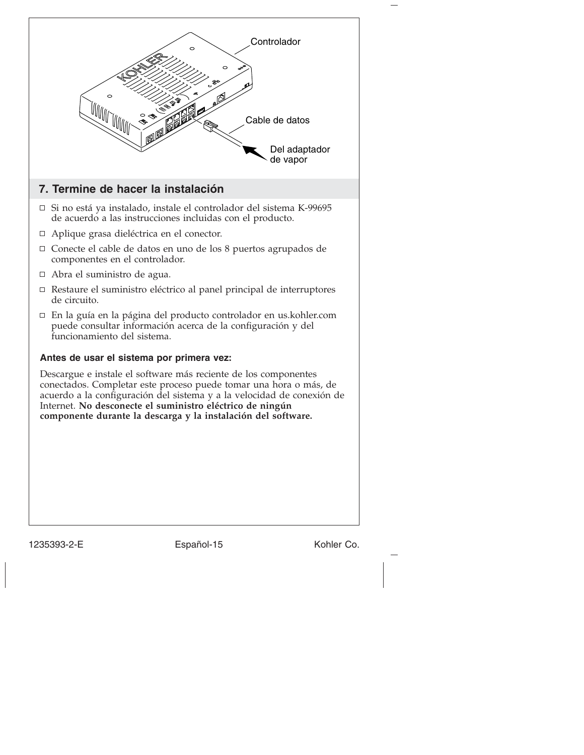Controlador

Cable de datos

Del adaptador de vapor

## 7. Termine de hacer la instalación

- ☐ Si no está ya instalado, instale el controlador del sistema K-99695 de acuerdo a las instrucciones incluidas con el producto.
- ☐ Aplique grasa dieléctrica en el conector.
- ☐ Conecte el cable de datos en uno de los 8 puertos agrupados de componentes en el controlador.
- ☐ Abra el suministro de agua.
- ☐ Restaure el suministro eléctrico al panel principal de interruptores de circuito.
- ☐ En la guía en la página del producto controlador en us.kohler.com puede consultar información acerca de la configuración y del funcionamiento del sistema.

**Antes de usar el sistema por primera vez:**

Descargue e instale el software más reciente de los componentes conectados. Completar este proceso puede tomar una hora o más, de acuerdo a la configuración del sistema y a la velocidad de conexión de Internet. **No desconecte el suministro eléctrico de ningún componente durante la descarga y la instalación del software.**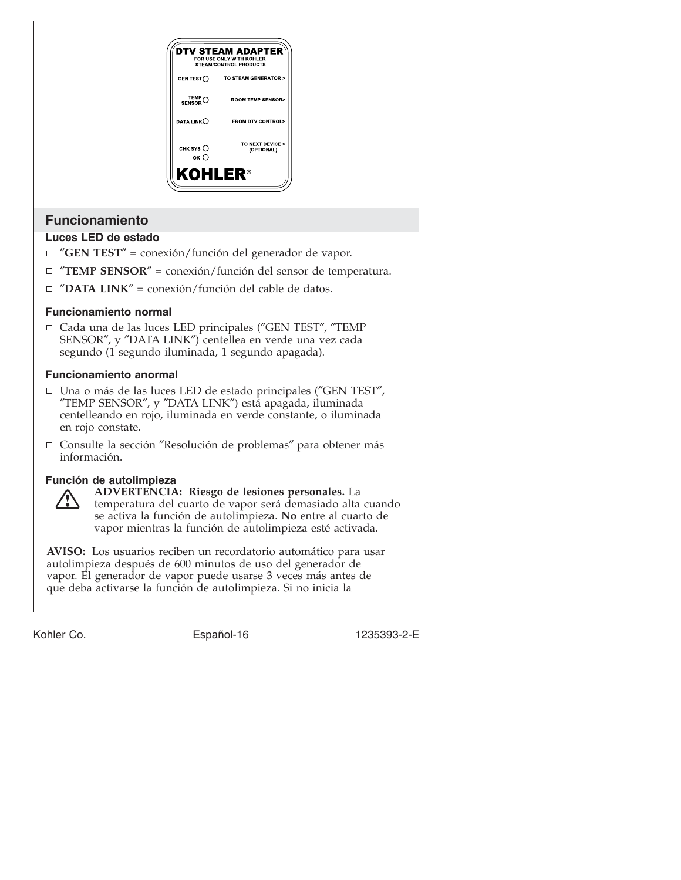DTV STEAM ADAPTER
FOR USE ONLY WITH KOHLER STEAM/CONTROL PRODUCTS

GEN TEST ○ TO STEAM GENERATOR >

TEMP SENSOR ○ ROOM TEMP SENSOR>

DATA LINK ○ FROM DTV CONTROL>

CHK SYS ○ TO NEXT DEVICE > (OPTIONAL)

OK ○

KOHLER®

## Funcionamiento

### Luces LED de estado

- ″**GEN TEST**″ = conexión/función del generador de vapor.
- ″**TEMP SENSOR**″ = conexión/función del sensor de temperatura.
- ″**DATA LINK**″ = conexión/función del cable de datos.

### Funcionamiento normal

- Cada una de las luces LED principales (″GEN TEST″, ″TEMP SENSOR″, y ″DATA LINK″) centellea en verde una vez cada segundo (1 segundo iluminada, 1 segundo apagada).

### Funcionamiento anormal

- Una o más de las luces LED de estado principales (″GEN TEST″, ″TEMP SENSOR″, y ″DATA LINK″) está apagada, iluminada centelleando en rojo, iluminada en verde constante, o iluminada en rojo constate.
- Consulte la sección ″Resolución de problemas″ para obtener más información.

### Función de autolimpieza

⚠ **ADVERTENCIA: Riesgo de lesiones personales.** La temperatura del cuarto de vapor será demasiado alta cuando se activa la función de autolimpieza. **No** entre al cuarto de vapor mientras la función de autolimpieza esté activada.

**AVISO:** Los usuarios reciben un recordatorio automático para usar autolimpieza después de 600 minutos de uso del generador de vapor. El generador de vapor puede usarse 3 veces más antes de que deba activarse la función de autolimpieza. Si no inicia la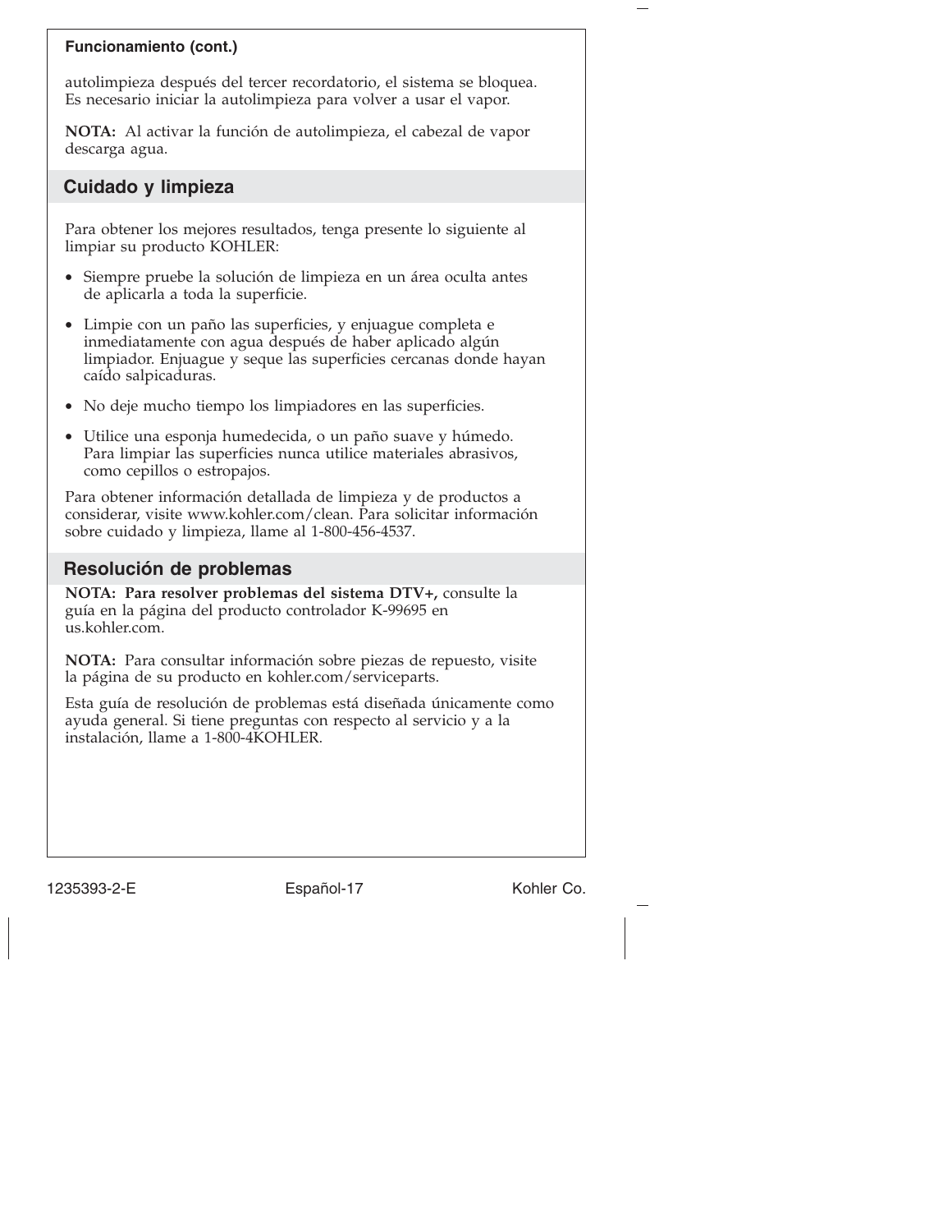**Funcionamiento (cont.)**

autolimpieza después del tercer recordatorio, el sistema se bloquea. Es necesario iniciar la autolimpieza para volver a usar el vapor.

**NOTA:** Al activar la función de autolimpieza, el cabezal de vapor descarga agua.

## Cuidado y limpieza

Para obtener los mejores resultados, tenga presente lo siguiente al limpiar su producto KOHLER:

- Siempre pruebe la solución de limpieza en un área oculta antes de aplicarla a toda la superficie.
- Limpie con un paño las superficies, y enjuague completa e inmediatamente con agua después de haber aplicado algún limpiador. Enjuague y seque las superficies cercanas donde hayan caído salpicaduras.
- No deje mucho tiempo los limpiadores en las superficies.
- Utilice una esponja humedecida, o un paño suave y húmedo. Para limpiar las superficies nunca utilice materiales abrasivos, como cepillos o estropajos.

Para obtener información detallada de limpieza y de productos a considerar, visite www.kohler.com/clean. Para solicitar información sobre cuidado y limpieza, llame al 1-800-456-4537.

## Resolución de problemas

**NOTA: Para resolver problemas del sistema DTV+,** consulte la guía en la página del producto controlador K-99695 en us.kohler.com.

**NOTA:** Para consultar información sobre piezas de repuesto, visite la página de su producto en kohler.com/serviceparts.

Esta guía de resolución de problemas está diseñada únicamente como ayuda general. Si tiene preguntas con respecto al servicio y a la instalación, llame a 1-800-4KOHLER.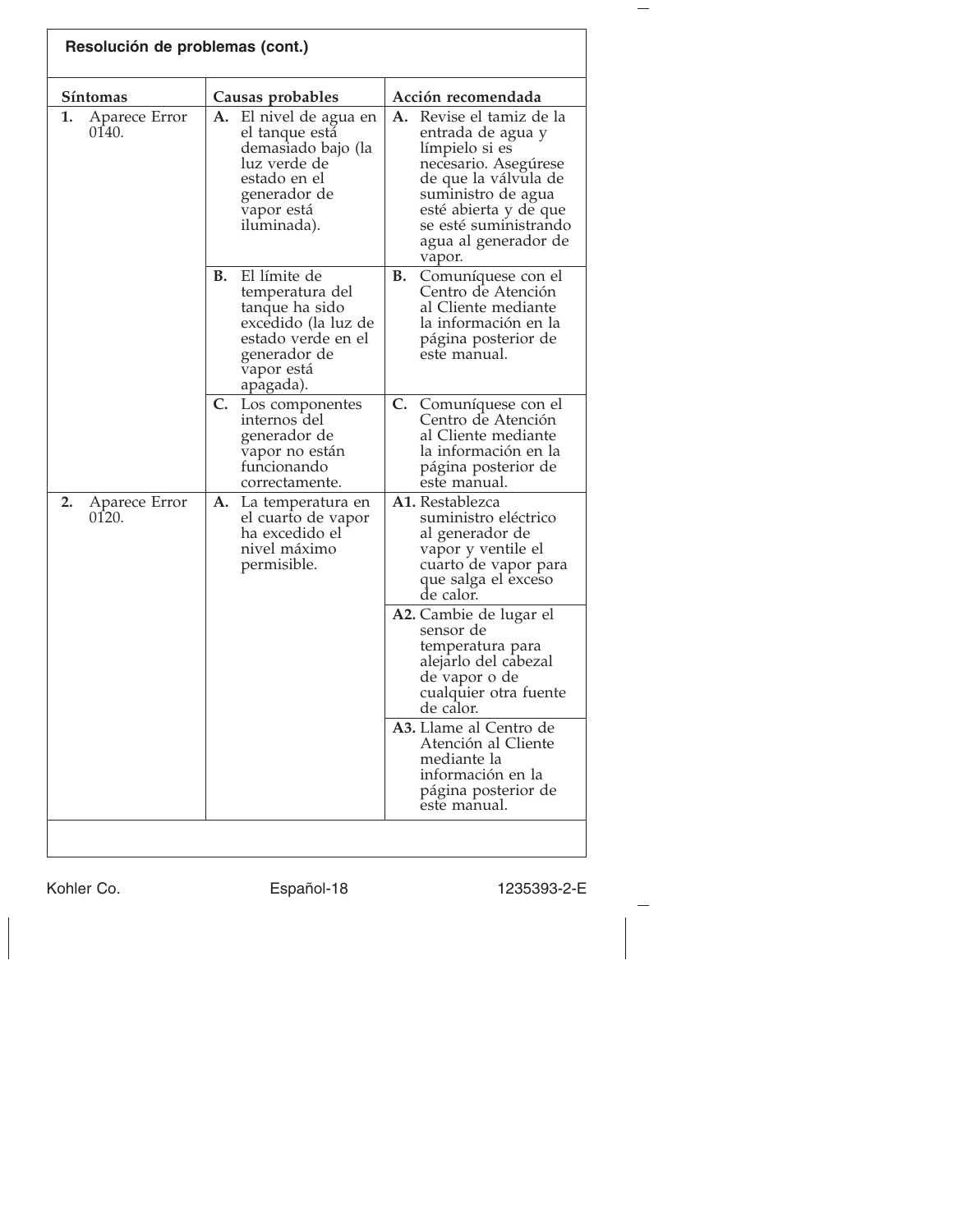## Resolución de problemas (cont.)

| Síntomas | Causas probables | Acción recomendada |
|---|---|---|
| **1.** Aparece Error 0140. | **A.** El nivel de agua en el tanque está demasiado bajo (la luz verde de estado en el generador de vapor está iluminada). | **A.** Revise el tamiz de la entrada de agua y límpielo si es necesario. Asegúrese de que la válvula de suministro de agua esté abierta y de que se esté suministrando agua al generador de vapor. |
| | **B.** El límite de temperatura del tanque ha sido excedido (la luz de estado verde en el generador de vapor está apagada). | **B.** Comuníquese con el Centro de Atención al Cliente mediante la información en la página posterior de este manual. |
| | **C.** Los componentes internos del generador de vapor no están funcionando correctamente. | **C.** Comuníquese con el Centro de Atención al Cliente mediante la información en la página posterior de este manual. |
| **2.** Aparece Error 0120. | **A.** La temperatura en el cuarto de vapor ha excedido el nivel máximo permisible. | **A1.** Restablezca suministro eléctrico al generador de vapor y ventile el cuarto de vapor para que salga el exceso de calor. |
| | | **A2.** Cambie de lugar el sensor de temperatura para alejarlo del cabezal de vapor o de cualquier otra fuente de calor. |
| | | **A3.** Llame al Centro de Atención al Cliente mediante la información en la página posterior de este manual. |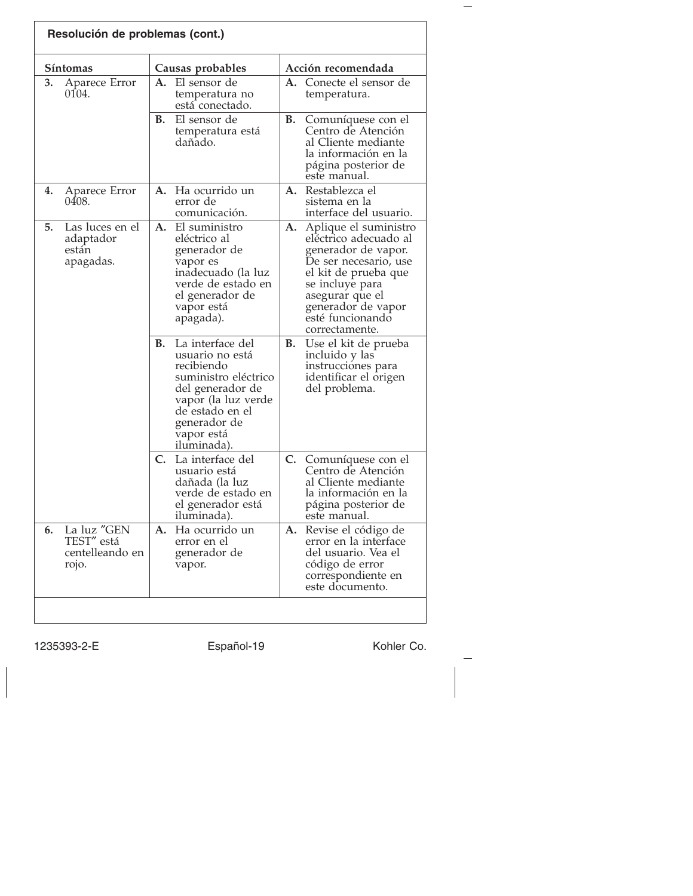## Resolución de problemas (cont.)

| Síntomas | Causas probables | Acción recomendada |
|---|---|---|
| **3.** Aparece Error 0104. | **A.** El sensor de temperatura no está conectado. | **A.** Conecte el sensor de temperatura. |
| | **B.** El sensor de temperatura está dañado. | **B.** Comuníquese con el Centro de Atención al Cliente mediante la información en la página posterior de este manual. |
| **4.** Aparece Error 0408. | **A.** Ha ocurrido un error de comunicación. | **A.** Restablezca el sistema en la interface del usuario. |
| **5.** Las luces en el adaptador están apagadas. | **A.** El suministro eléctrico al generador de vapor es inadecuado (la luz verde de estado en el generador de vapor está apagada). | **A.** Aplique el suministro eléctrico adecuado al generador de vapor. De ser necesario, use el kit de prueba que se incluye para asegurar que el generador de vapor esté funcionando correctamente. |
| | **B.** La interface del usuario no está recibiendo suministro eléctrico del generador de vapor (la luz verde de estado en el generador de vapor está iluminada). | **B.** Use el kit de prueba incluido y las instrucciones para identificar el origen del problema. |
| | **C.** La interface del usuario está dañada (la luz verde de estado en el generador está iluminada). | **C.** Comuníquese con el Centro de Atención al Cliente mediante la información en la página posterior de este manual. |
| **6.** La luz ″GEN TEST″ está centelleando en rojo. | **A.** Ha ocurrido un error en el generador de vapor. | **A.** Revise el código de error en la interface del usuario. Vea el código de error correspondiente en este documento. |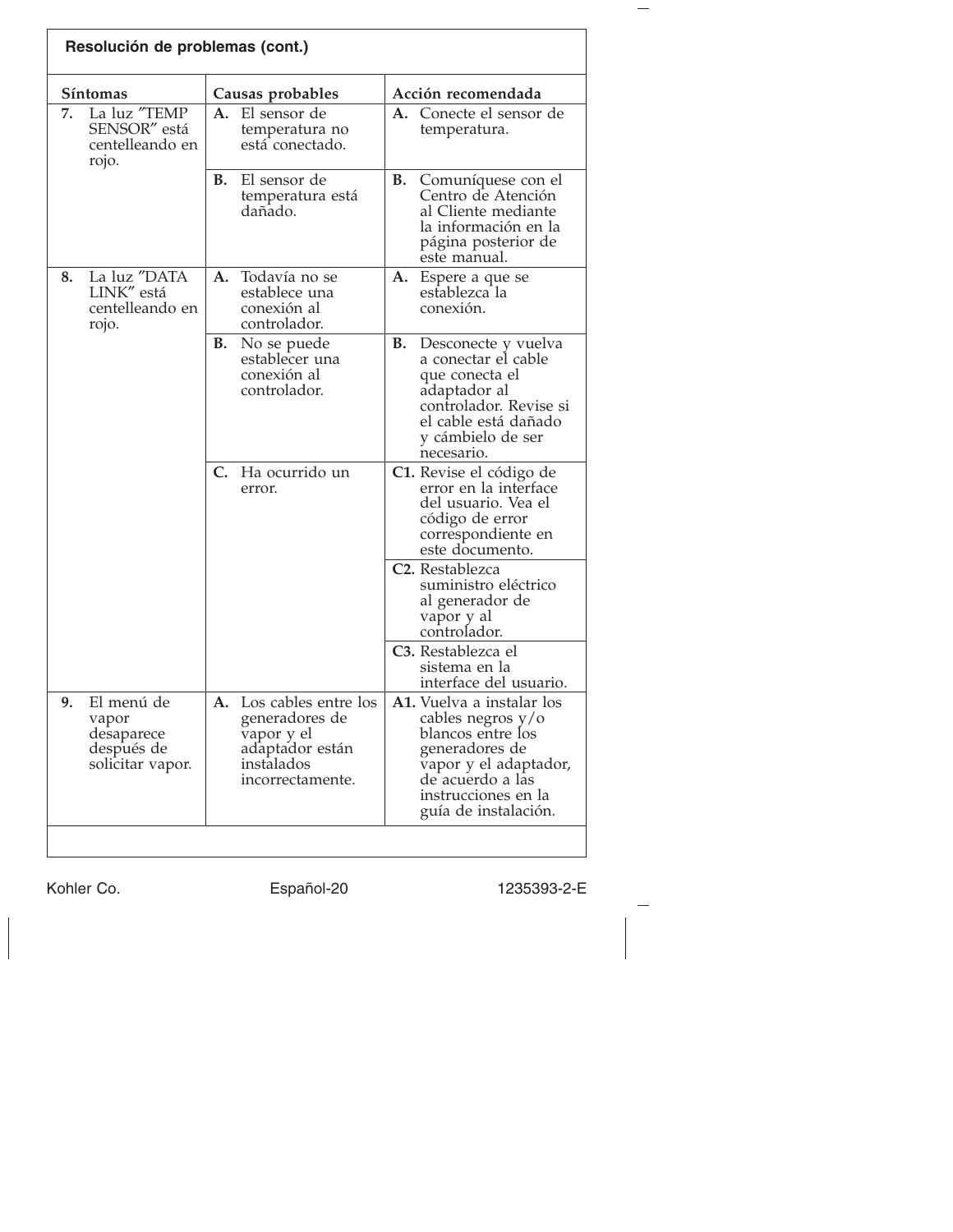## Resolución de problemas (cont.)

| Síntomas | Causas probables | Acción recomendada |
|---|---|---|
| **7.** La luz ″TEMP SENSOR″ está centelleando en rojo. | **A.** El sensor de temperatura no está conectado. | **A.** Conecte el sensor de temperatura. |
| | **B.** El sensor de temperatura está dañado. | **B.** Comuníquese con el Centro de Atención al Cliente mediante la información en la página posterior de este manual. |
| **8.** La luz ″DATA LINK″ está centelleando en rojo. | **A.** Todavía no se establece una conexión al controlador. | **A.** Espere a que se establezca la conexión. |
| | **B.** No se puede establecer una conexión al controlador. | **B.** Desconecte y vuelva a conectar el cable que conecta el adaptador al controlador. Revise si el cable está dañado y cámbielo de ser necesario. |
| | **C.** Ha ocurrido un error. | **C1.** Revise el código de error en la interface del usuario. Vea el código de error correspondiente en este documento. |
| | | **C2.** Restablezca suministro eléctrico al generador de vapor y al controlador. |
| | | **C3.** Restablezca el sistema en la interface del usuario. |
| **9.** El menú de vapor desaparece después de solicitar vapor. | **A.** Los cables entre los generadores de vapor y el adaptador están instalados incorrectamente. | **A1.** Vuelva a instalar los cables negros y/o blancos entre los generadores de vapor y el adaptador, de acuerdo a las instrucciones en la guía de instalación. |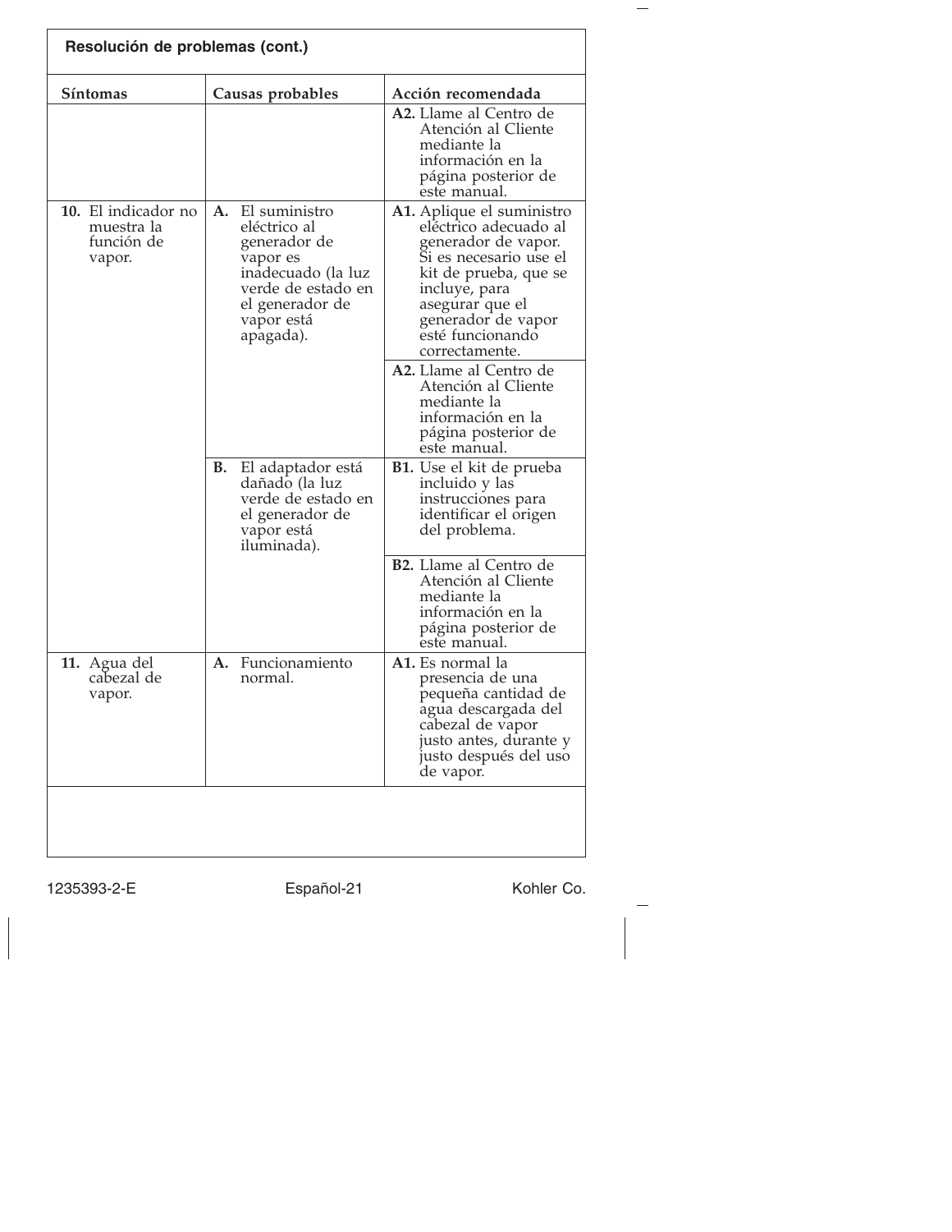## Resolución de problemas (cont.)

| Síntomas | Causas probables | Acción recomendada |
|---|---|---|
| | | **A2.** Llame al Centro de Atención al Cliente mediante la información en la página posterior de este manual. |
| **10.** El indicador no muestra la función de vapor. | **A.** El suministro eléctrico al generador de vapor es inadecuado (la luz verde de estado en el generador de vapor está apagada). | **A1.** Aplique el suministro eléctrico adecuado al generador de vapor. Si es necesario use el kit de prueba, que se incluye, para asegurar que el generador de vapor esté funcionando correctamente. |
| | | **A2.** Llame al Centro de Atención al Cliente mediante la información en la página posterior de este manual. |
| | **B.** El adaptador está dañado (la luz verde de estado en el generador de vapor está iluminada). | **B1.** Use el kit de prueba incluido y las instrucciones para identificar el origen del problema. |
| | | **B2.** Llame al Centro de Atención al Cliente mediante la información en la página posterior de este manual. |
| **11.** Agua del cabezal de vapor. | **A.** Funcionamiento normal. | **A1.** Es normal la presencia de una pequeña cantidad de agua descargada del cabezal de vapor justo antes, durante y justo después del uso de vapor. |

1235393-2-E Español-21 Kohler Co.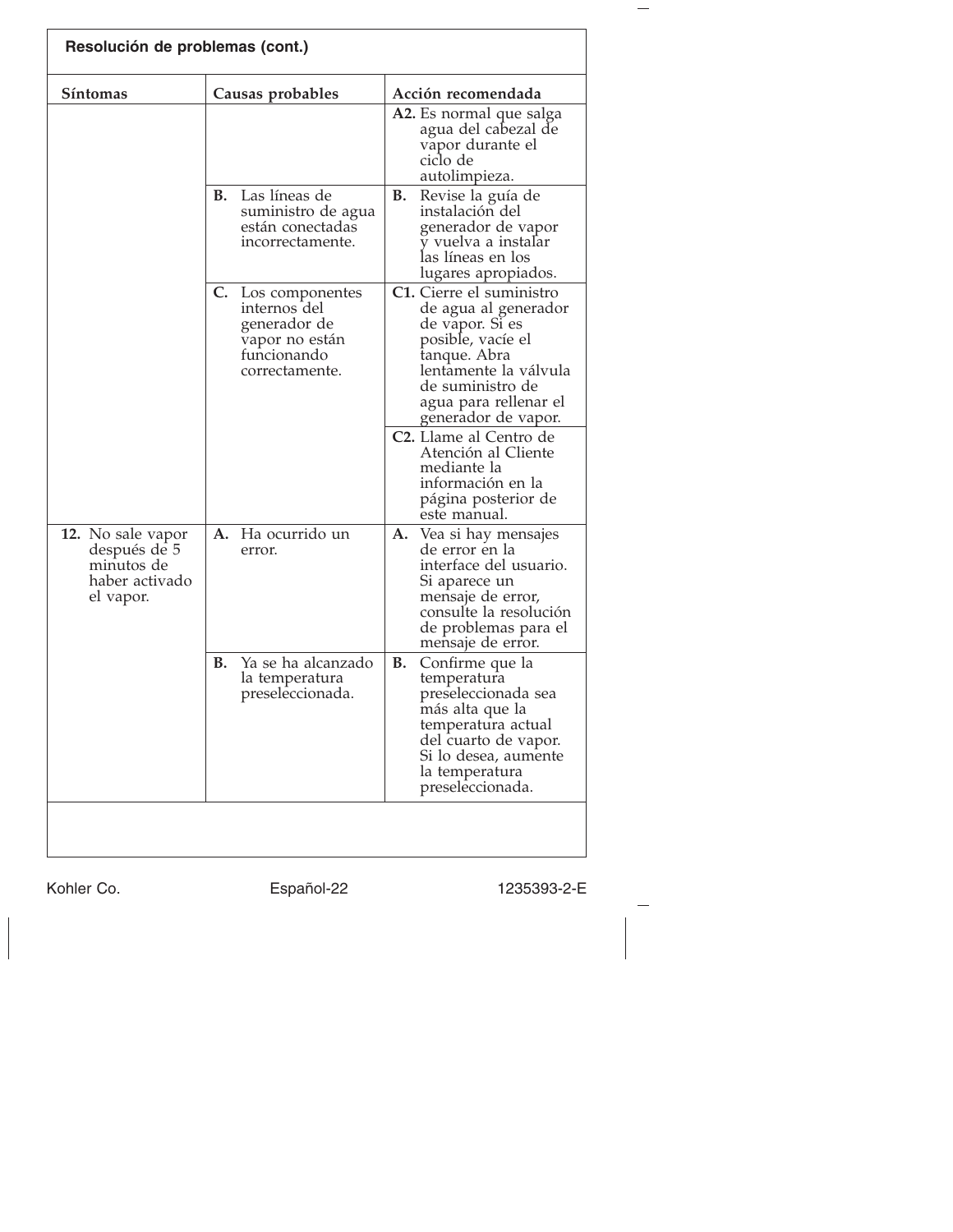## Resolución de problemas (cont.)

| Síntomas | Causas probables | Acción recomendada |
| --- | --- | --- |
| | | **A2.** Es normal que salga agua del cabezal de vapor durante el ciclo de autolimpieza. |
| | **B.** Las líneas de suministro de agua están conectadas incorrectamente. | **B.** Revise la guía de instalación del generador de vapor y vuelva a instalar las líneas en los lugares apropiados. |
| | **C.** Los componentes internos del generador de vapor no están funcionando correctamente. | **C1.** Cierre el suministro de agua al generador de vapor. Si es posible, vacíe el tanque. Abra lentamente la válvula de suministro de agua para rellenar el generador de vapor. |
| | | **C2.** Llame al Centro de Atención al Cliente mediante la información en la página posterior de este manual. |
| **12.** No sale vapor después de 5 minutos de haber activado el vapor. | **A.** Ha ocurrido un error. | **A.** Vea si hay mensajes de error en la interface del usuario. Si aparece un mensaje de error, consulte la resolución de problemas para el mensaje de error. |
| | **B.** Ya se ha alcanzado la temperatura preseleccionada. | **B.** Confirme que la temperatura preseleccionada sea más alta que la temperatura actual del cuarto de vapor. Si lo desea, aumente la temperatura preseleccionada. |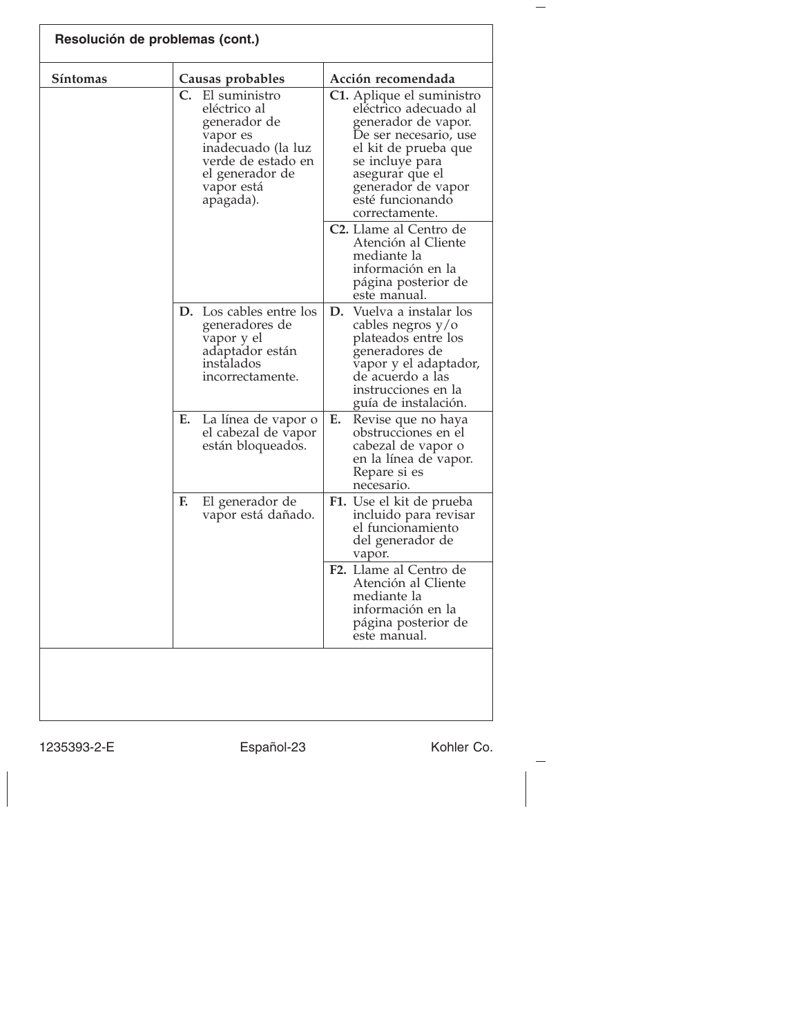## Resolución de problemas (cont.)

| Síntomas | Causas probables | Acción recomendada |
| --- | --- | --- |
| | **C.** El suministro eléctrico al generador de vapor es inadecuado (la luz verde de estado en el generador de vapor está apagada). | **C1.** Aplique el suministro eléctrico adecuado al generador de vapor. De ser necesario, use el kit de prueba que se incluye para asegurar que el generador de vapor esté funcionando correctamente. |
| | | **C2.** Llame al Centro de Atención al Cliente mediante la información en la página posterior de este manual. |
| | **D.** Los cables entre los generadores de vapor y el adaptador están instalados incorrectamente. | **D.** Vuelva a instalar los cables negros y/o plateados entre los generadores de vapor y el adaptador, de acuerdo a las instrucciones en la guía de instalación. |
| | **E.** La línea de vapor o el cabezal de vapor están bloqueados. | **E.** Revise que no haya obstrucciones en el cabezal de vapor o en la línea de vapor. Repare si es necesario. |
| | **F.** El generador de vapor está dañado. | **F1.** Use el kit de prueba incluido para revisar el funcionamiento del generador de vapor. |
| | | **F2.** Llame al Centro de Atención al Cliente mediante la información en la página posterior de este manual. |

1235393-2-E Kohler Co.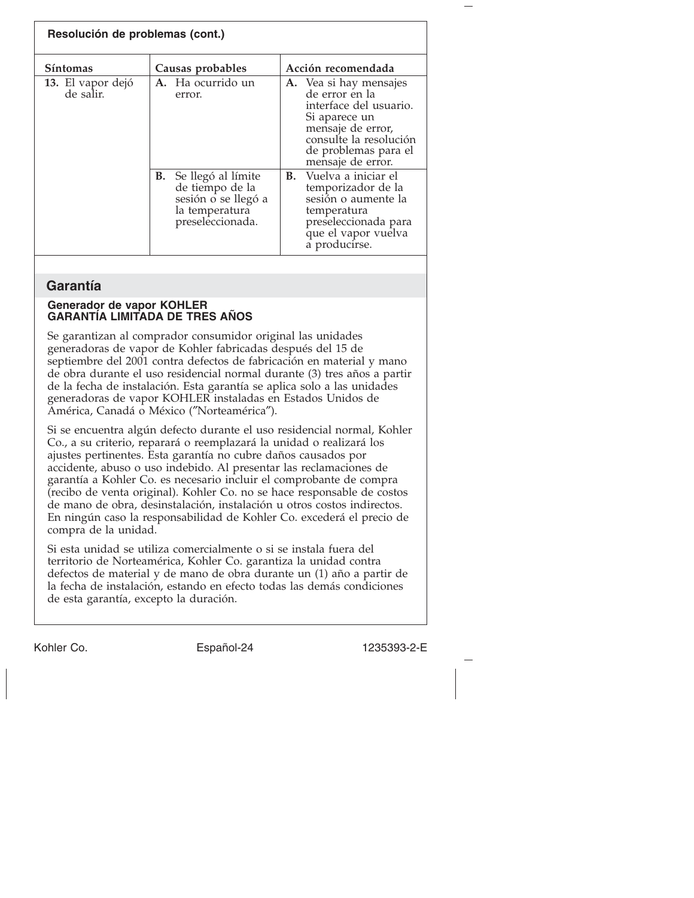**Resolución de problemas (cont.)**

| Síntomas | Causas probables | Acción recomendada |
|---|---|---|
| **13.** El vapor dejó de salir. | **A.** Ha ocurrido un error. | **A.** Vea si hay mensajes de error en la interface del usuario. Si aparece un mensaje de error, consulte la resolución de problemas para el mensaje de error. |
| | **B.** Se llegó al límite de tiempo de la sesión o se llegó a la temperatura preseleccionada. | **B.** Vuelva a iniciar el temporizador de la sesión o aumente la temperatura preseleccionada para que el vapor vuelva a producirse. |

## Garantía

### Generador de vapor KOHLER GARANTÍA LIMITADA DE TRES AÑOS

Se garantizan al comprador consumidor original las unidades generadoras de vapor de Kohler fabricadas después del 15 de septiembre del 2001 contra defectos de fabricación en material y mano de obra durante el uso residencial normal durante (3) tres años a partir de la fecha de instalación. Esta garantía se aplica solo a las unidades generadoras de vapor KOHLER instaladas en Estados Unidos de América, Canadá o México (”Norteamérica”).

Si se encuentra algún defecto durante el uso residencial normal, Kohler Co., a su criterio, reparará o reemplazará la unidad o realizará los ajustes pertinentes. Esta garantía no cubre daños causados por accidente, abuso o uso indebido. Al presentar las reclamaciones de garantía a Kohler Co. es necesario incluir el comprobante de compra (recibo de venta original). Kohler Co. no se hace responsable de costos de mano de obra, desinstalación, instalación u otros costos indirectos. En ningún caso la responsabilidad de Kohler Co. excederá el precio de compra de la unidad.

Si esta unidad se utiliza comercialmente o si se instala fuera del territorio de Norteamérica, Kohler Co. garantiza la unidad contra defectos de material y de mano de obra durante un (1) año a partir de la fecha de instalación, estando en efecto todas las demás condiciones de esta garantía, excepto la duración.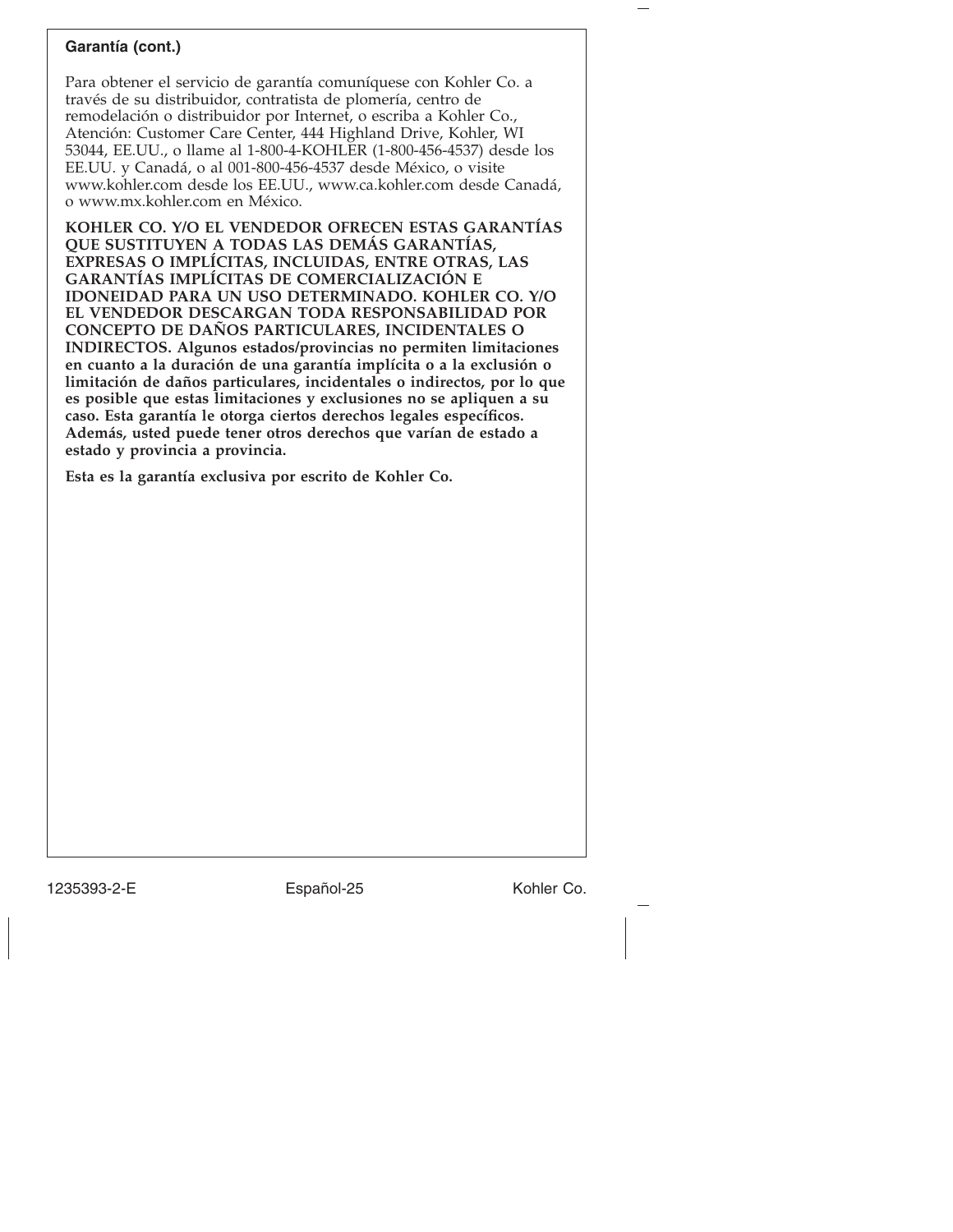**Garantía (cont.)**

Para obtener el servicio de garantía comuníquese con Kohler Co. a través de su distribuidor, contratista de plomería, centro de remodelación o distribuidor por Internet, o escriba a Kohler Co., Atención: Customer Care Center, 444 Highland Drive, Kohler, WI 53044, EE.UU., o llame al 1-800-4-KOHLER (1-800-456-4537) desde los EE.UU. y Canadá, o al 001-800-456-4537 desde México, o visite www.kohler.com desde los EE.UU., www.ca.kohler.com desde Canadá, o www.mx.kohler.com en México.

**KOHLER CO. Y/O EL VENDEDOR OFRECEN ESTAS GARANTÍAS QUE SUSTITUYEN A TODAS LAS DEMÁS GARANTÍAS, EXPRESAS O IMPLÍCITAS, INCLUIDAS, ENTRE OTRAS, LAS GARANTÍAS IMPLÍCITAS DE COMERCIALIZACIÓN E IDONEIDAD PARA UN USO DETERMINADO. KOHLER CO. Y/O EL VENDEDOR DESCARGAN TODA RESPONSABILIDAD POR CONCEPTO DE DAÑOS PARTICULARES, INCIDENTALES O INDIRECTOS. Algunos estados/provincias no permiten limitaciones en cuanto a la duración de una garantía implícita o a la exclusión o limitación de daños particulares, incidentales o indirectos, por lo que es posible que estas limitaciones y exclusiones no se apliquen a su caso. Esta garantía le otorga ciertos derechos legales específicos. Además, usted puede tener otros derechos que varían de estado a estado y provincia a provincia.**

**Esta es la garantía exclusiva por escrito de Kohler Co.**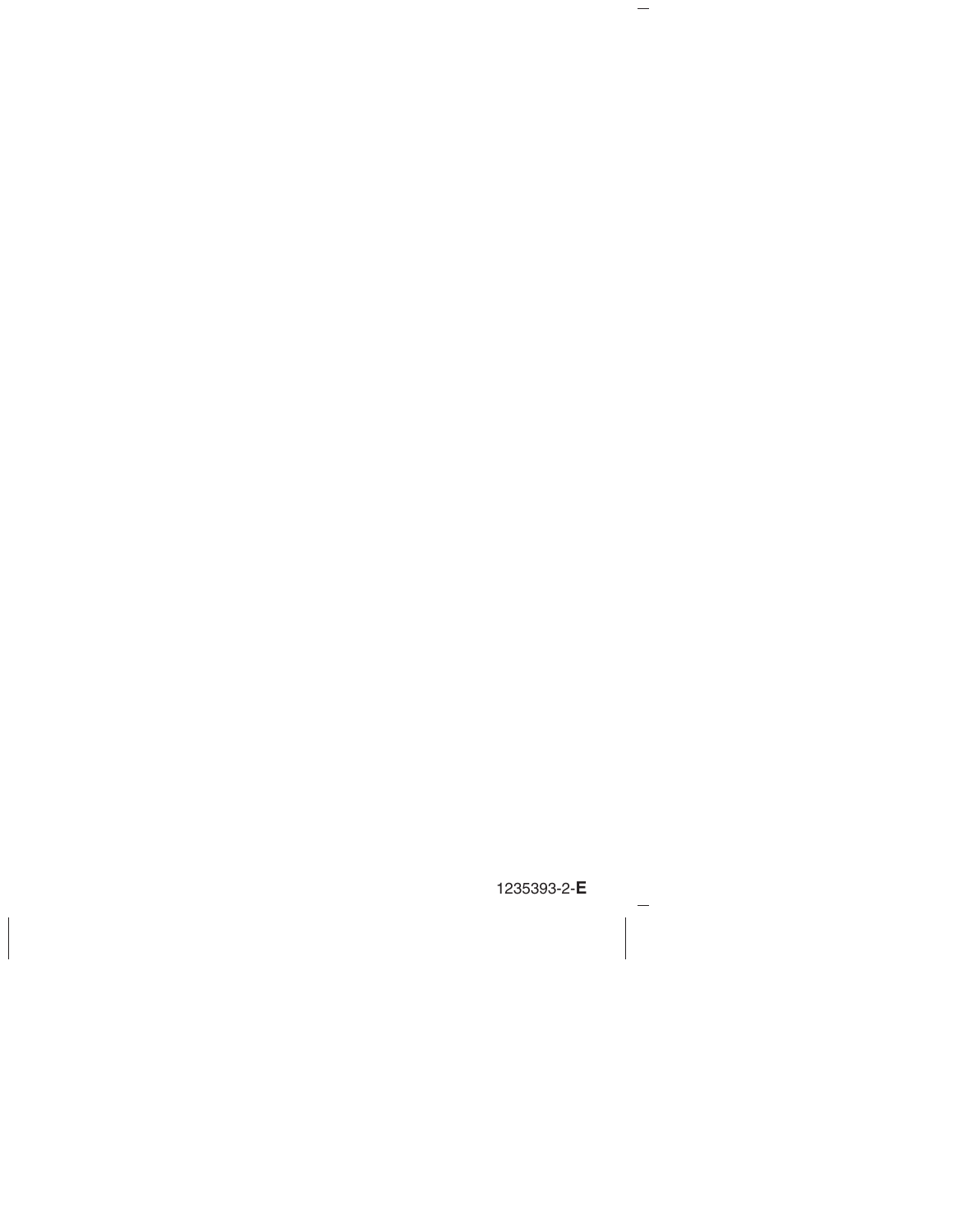1235393-2-**E**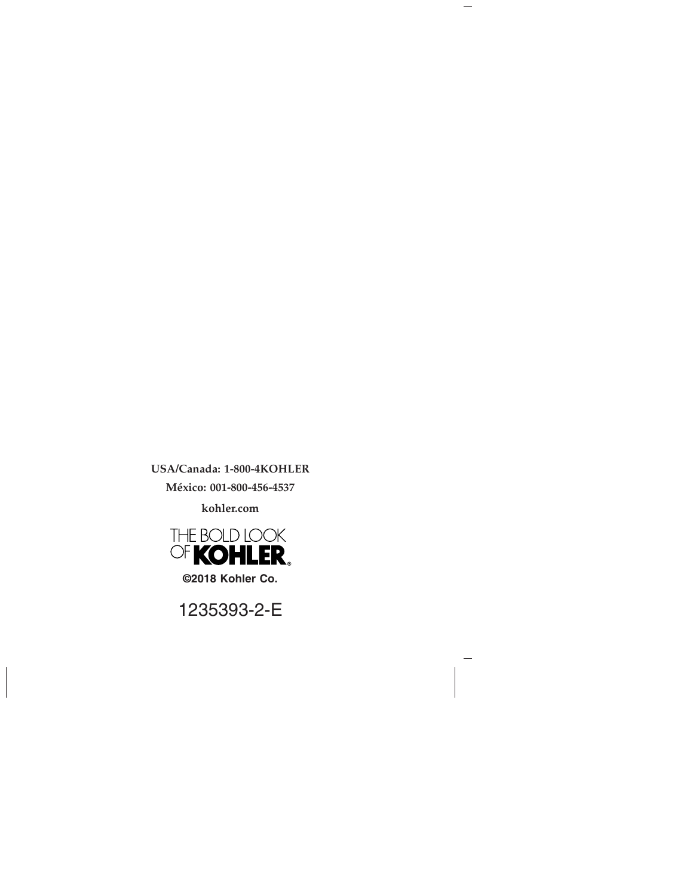**USA/Canada: 1-800-4KOHLER**

**México: 001-800-456-4537**

**kohler.com**

THE BOLD LOOK OF **KOHLER**®

**©2018 Kohler Co.**

1235393-2-E